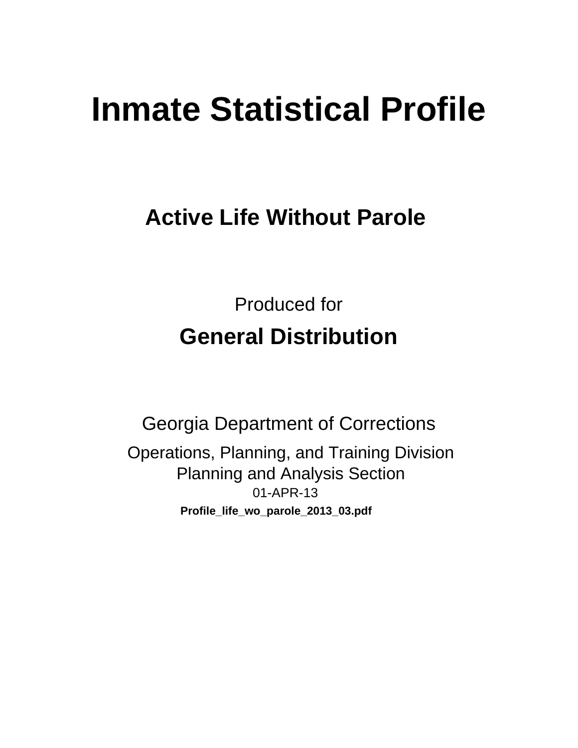# Inmate Statistical Profile

## Active Life Without Parole

Produced for

**General Distribution**

Georgia Department of Corrections

Operations, Planning, and Training Division
Planning and Analysis Section
01-APR-13

**Profile_life_wo_parole_2013_03.pdf**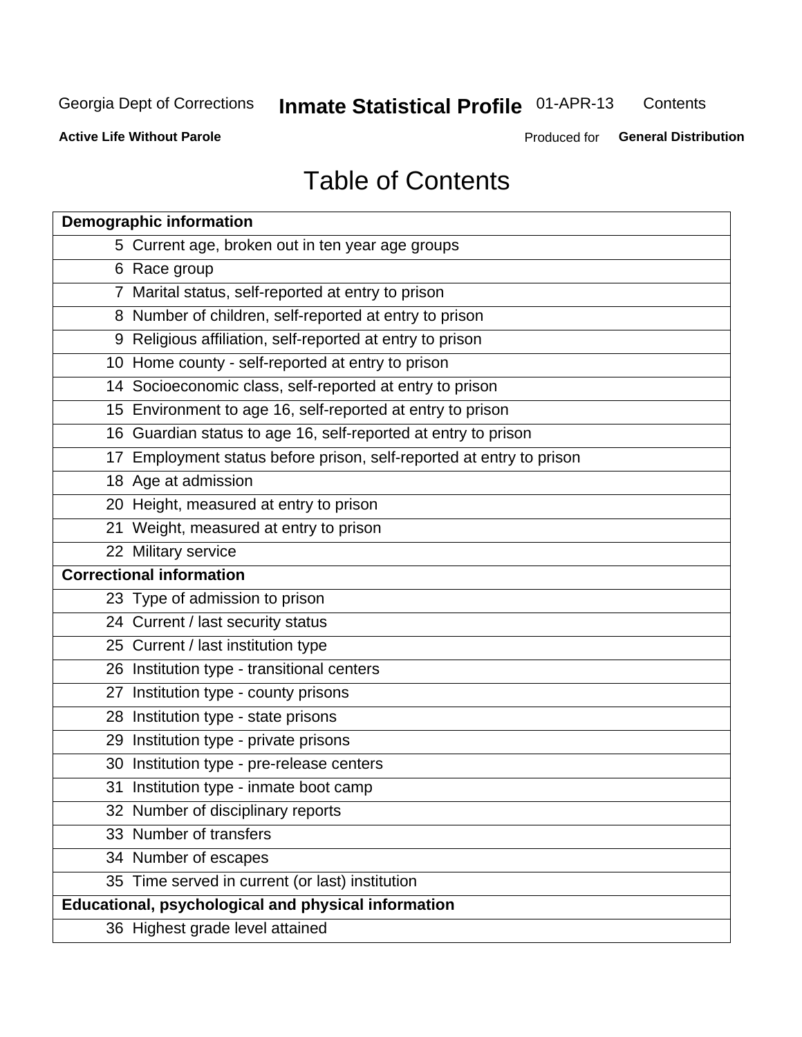# Table of Contents

| Demographic information | |
|---|---|
| 5 | Current age, broken out in ten year age groups |
| 6 | Race group |
| 7 | Marital status, self-reported at entry to prison |
| 8 | Number of children, self-reported at entry to prison |
| 9 | Religious affiliation, self-reported at entry to prison |
| 10 | Home county - self-reported at entry to prison |
| 14 | Socioeconomic class, self-reported at entry to prison |
| 15 | Environment to age 16, self-reported at entry to prison |
| 16 | Guardian status to age 16, self-reported at entry to prison |
| 17 | Employment status before prison, self-reported at entry to prison |
| 18 | Age at admission |
| 20 | Height, measured at entry to prison |
| 21 | Weight, measured at entry to prison |
| 22 | Military service |
| **Correctional information** | |
| 23 | Type of admission to prison |
| 24 | Current / last security status |
| 25 | Current / last institution type |
| 26 | Institution type - transitional centers |
| 27 | Institution type - county prisons |
| 28 | Institution type - state prisons |
| 29 | Institution type - private prisons |
| 30 | Institution type - pre-release centers |
| 31 | Institution type - inmate boot camp |
| 32 | Number of disciplinary reports |
| 33 | Number of transfers |
| 34 | Number of escapes |
| 35 | Time served in current (or last) institution |
| **Educational, psychological and physical information** | |
| 36 | Highest grade level attained |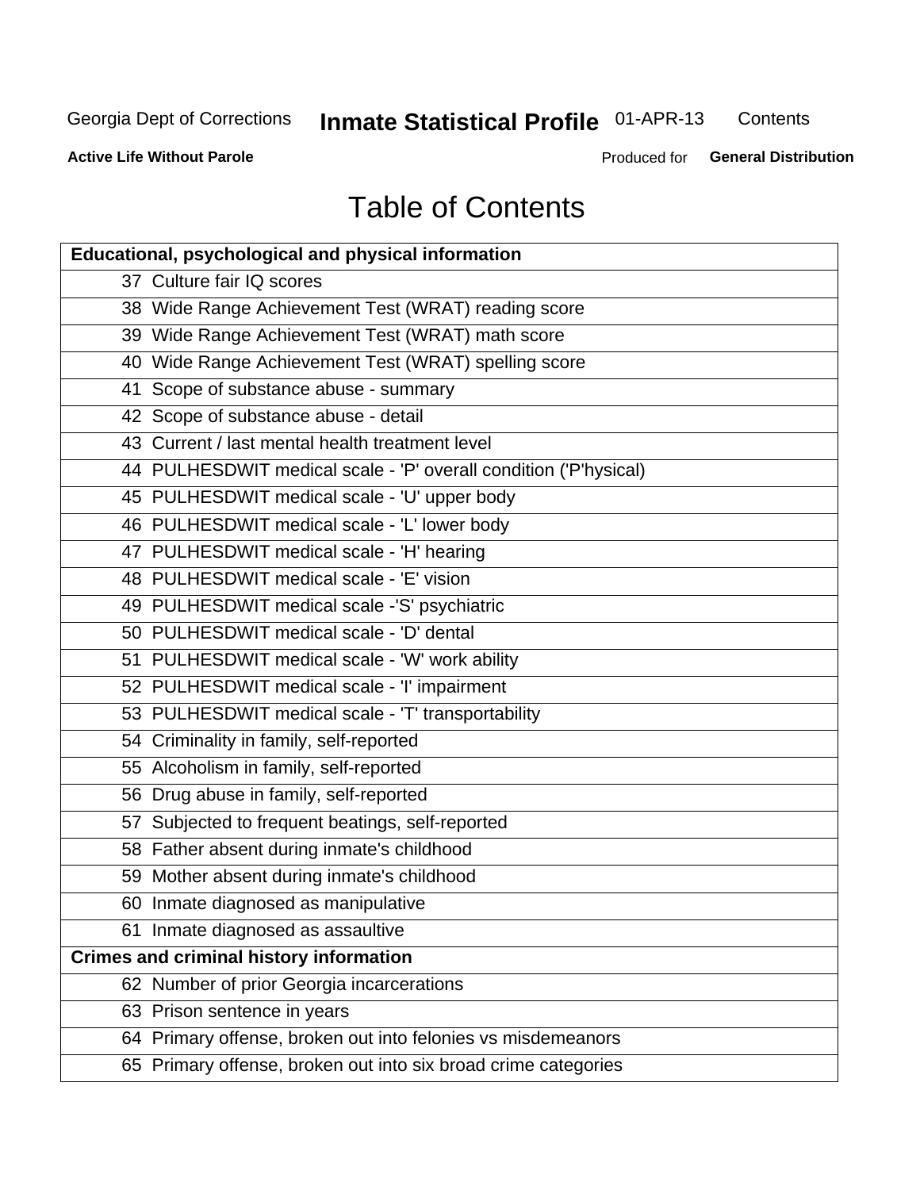# Table of Contents

| Educational, psychological and physical information | |
|---|---|
| 37 | Culture fair IQ scores |
| 38 | Wide Range Achievement Test (WRAT) reading score |
| 39 | Wide Range Achievement Test (WRAT) math score |
| 40 | Wide Range Achievement Test (WRAT) spelling score |
| 41 | Scope of substance abuse - summary |
| 42 | Scope of substance abuse - detail |
| 43 | Current / last mental health treatment level |
| 44 | PULHESDWIT medical scale - 'P' overall condition ('P'hysical) |
| 45 | PULHESDWIT medical scale - 'U' upper body |
| 46 | PULHESDWIT medical scale - 'L' lower body |
| 47 | PULHESDWIT medical scale - 'H' hearing |
| 48 | PULHESDWIT medical scale - 'E' vision |
| 49 | PULHESDWIT medical scale -'S' psychiatric |
| 50 | PULHESDWIT medical scale - 'D' dental |
| 51 | PULHESDWIT medical scale - 'W' work ability |
| 52 | PULHESDWIT medical scale - 'I' impairment |
| 53 | PULHESDWIT medical scale - 'T' transportability |
| 54 | Criminality in family, self-reported |
| 55 | Alcoholism in family, self-reported |
| 56 | Drug abuse in family, self-reported |
| 57 | Subjected to frequent beatings, self-reported |
| 58 | Father absent during inmate's childhood |
| 59 | Mother absent during inmate's childhood |
| 60 | Inmate diagnosed as manipulative |
| 61 | Inmate diagnosed as assaultive |
| **Crimes and criminal history information** | |
| 62 | Number of prior Georgia incarcerations |
| 63 | Prison sentence in years |
| 64 | Primary offense, broken out into felonies vs misdemeanors |
| 65 | Primary offense, broken out into six broad crime categories |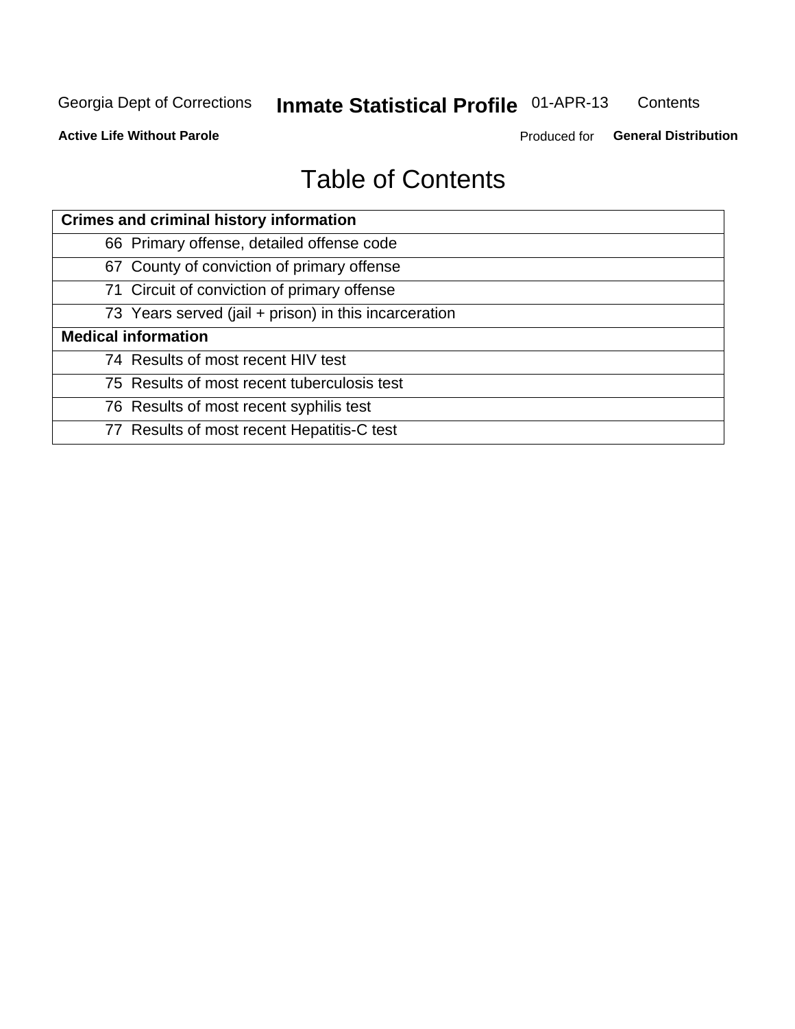# Table of Contents

| Crimes and criminal history information |
|---|
| 66 Primary offense, detailed offense code |
| 67 County of conviction of primary offense |
| 71 Circuit of conviction of primary offense |
| 73 Years served (jail + prison) in this incarceration |
| **Medical information** |
| 74 Results of most recent HIV test |
| 75 Results of most recent tuberculosis test |
| 76 Results of most recent syphilis test |
| 77 Results of most recent Hepatitis-C test |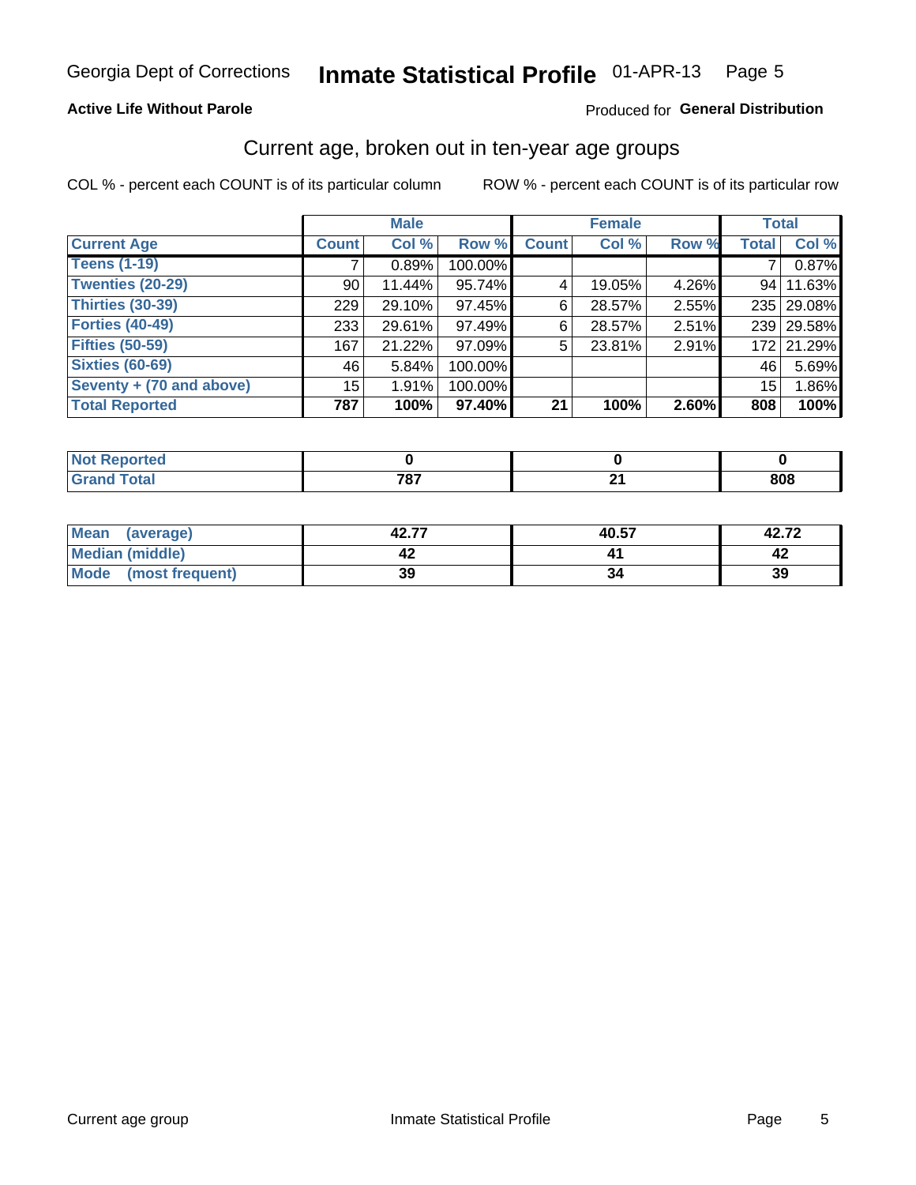Georgia Dept of Corrections **Inmate Statistical Profile** 01-APR-13 Page 5

**Active Life Without Parole**

Produced for **General Distribution**

## Current age, broken out in ten-year age groups

COL % - percent each COUNT is of its particular column

ROW % - percent each COUNT is of its particular row

| | Male | | | Female | | | Total | |
|---|---|---|---|---|---|---|---|---|
| **Current Age** | **Count** | **Col %** | **Row %** | **Count** | **Col %** | **Row %** | **Total** | **Col %** |
| **Teens (1-19)** | 7 | 0.89% | 100.00% | | | | 7 | 0.87% |
| **Twenties (20-29)** | 90 | 11.44% | 95.74% | 4 | 19.05% | 4.26% | 94 | 11.63% |
| **Thirties (30-39)** | 229 | 29.10% | 97.45% | 6 | 28.57% | 2.55% | 235 | 29.08% |
| **Forties (40-49)** | 233 | 29.61% | 97.49% | 6 | 28.57% | 2.51% | 239 | 29.58% |
| **Fifties (50-59)** | 167 | 21.22% | 97.09% | 5 | 23.81% | 2.91% | 172 | 21.29% |
| **Sixties (60-69)** | 46 | 5.84% | 100.00% | | | | 46 | 5.69% |
| **Seventy + (70 and above)** | 15 | 1.91% | 100.00% | | | | 15 | 1.86% |
| **Total Reported** | **787** | **100%** | **97.40%** | **21** | **100%** | **2.60%** | **808** | **100%** |

| | Male | Female | Total |
|---|---|---|---|
| **Not Reported** | **0** | **0** | **0** |
| **Grand Total** | **787** | **21** | **808** |

| | Male | Female | Total |
|---|---|---|---|
| **Mean (average)** | **42.77** | **40.57** | **42.72** |
| **Median (middle)** | **42** | **41** | **42** |
| **Mode (most frequent)** | **39** | **34** | **39** |

Current age group Inmate Statistical Profile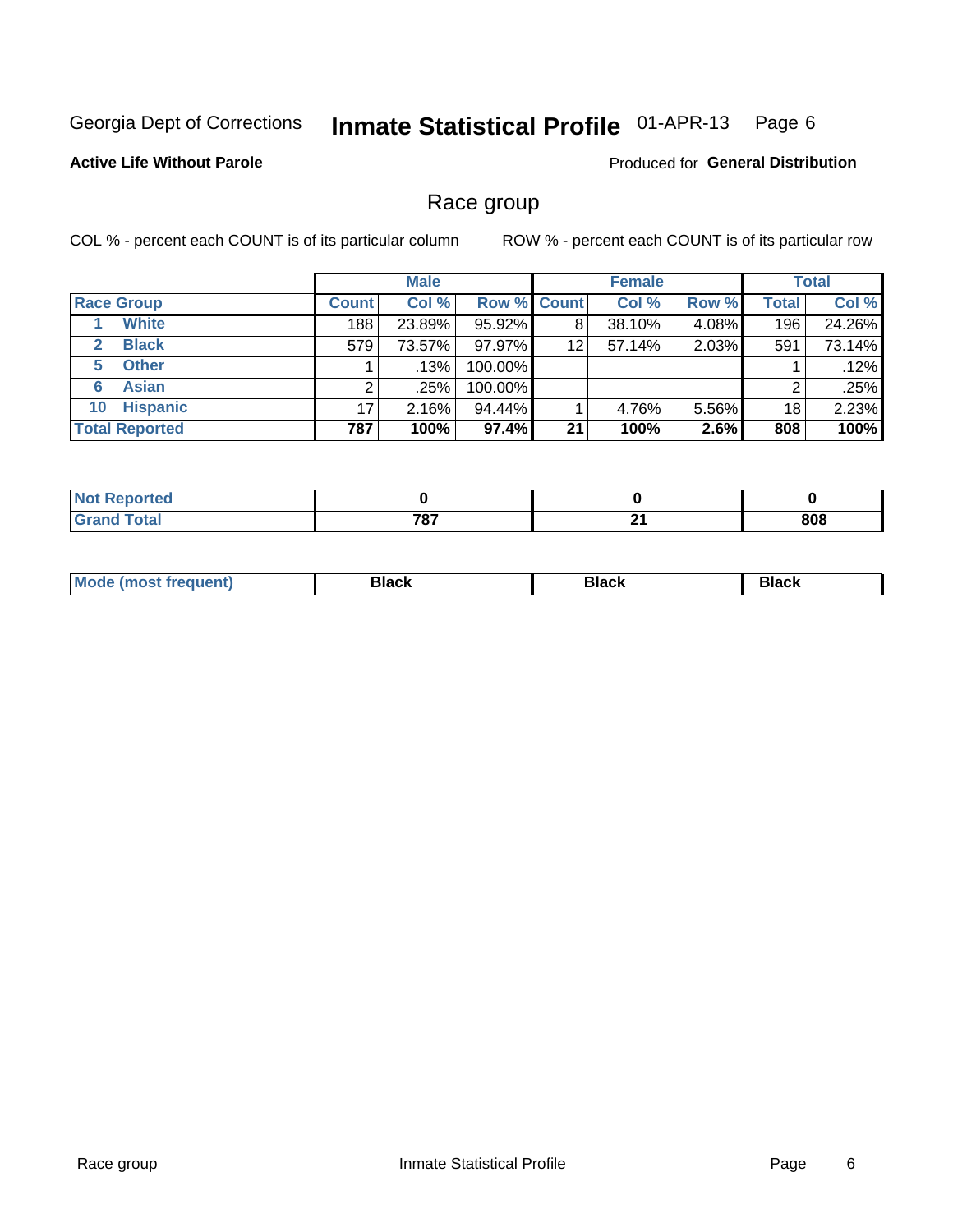Georgia Dept of Corrections **Inmate Statistical Profile** 01-APR-13 Page 6

**Active Life Without Parole**

Produced for **General Distribution**

## Race group

COL % - percent each COUNT is of its particular column

ROW % - percent each COUNT is of its particular row

| | Male | | | Female | | | Total | |
|---|---|---|---|---|---|---|---|---|
| **Race Group** | **Count** | **Col %** | **Row %** | **Count** | **Col %** | **Row %** | **Total** | **Col %** |
| 1 **White** | 188 | 23.89% | 95.92% | 8 | 38.10% | 4.08% | 196 | 24.26% |
| 2 **Black** | 579 | 73.57% | 97.97% | 12 | 57.14% | 2.03% | 591 | 73.14% |
| 5 **Other** | 1 | .13% | 100.00% | | | | 1 | .12% |
| 6 **Asian** | 2 | .25% | 100.00% | | | | 2 | .25% |
| 10 **Hispanic** | 17 | 2.16% | 94.44% | 1 | 4.76% | 5.56% | 18 | 2.23% |
| **Total Reported** | **787** | **100%** | **97.4%** | **21** | **100%** | **2.6%** | **808** | **100%** |

| | Male | Female | Total |
|---|---|---|---|
| **Not Reported** | **0** | **0** | **0** |
| **Grand Total** | **787** | **21** | **808** |

| | Male | Female | Total |
|---|---|---|---|
| **Mode (most frequent)** | **Black** | **Black** | **Black** |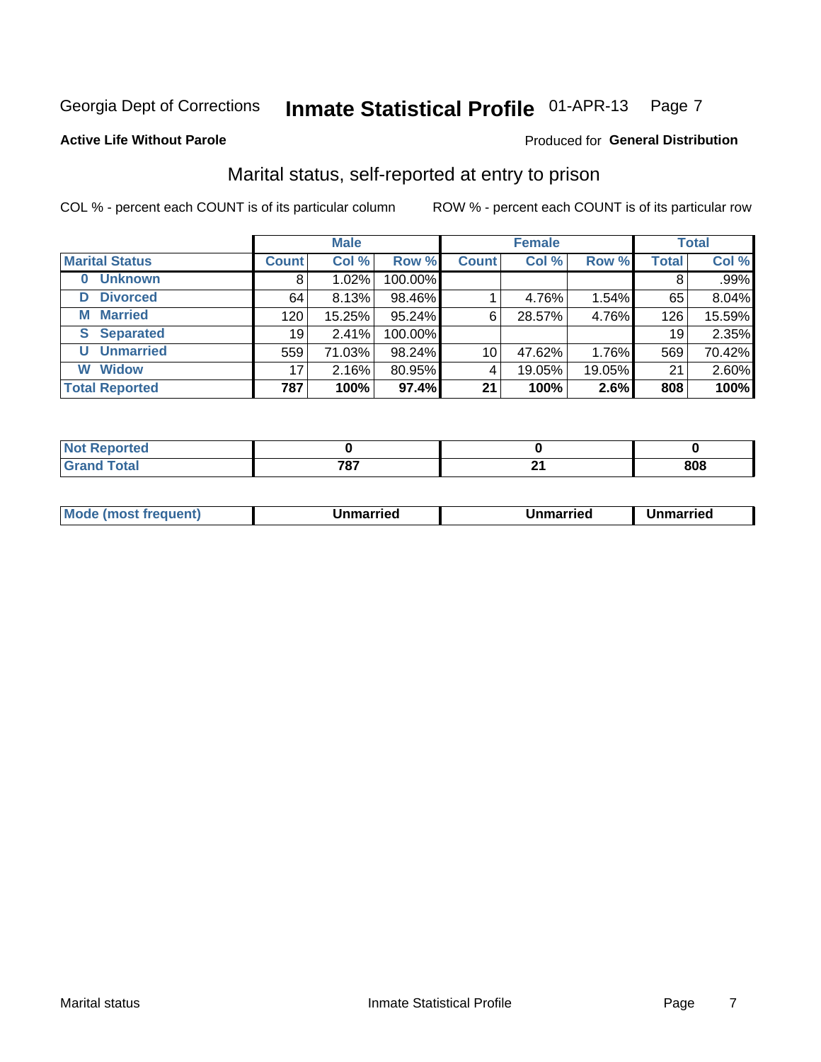Georgia Dept of Corrections **Inmate Statistical Profile** 01-APR-13

**Active Life Without Parole**

Produced for **General Distribution**

## Marital status, self-reported at entry to prison

COL % - percent each COUNT is of its particular column

ROW % - percent each COUNT is of its particular row

| | Male | | | Female | | | Total | |
|---|---|---|---|---|---|---|---|---|
| **Marital Status** | **Count** | **Col %** | **Row %** | **Count** | **Col %** | **Row %** | **Total** | **Col %** |
| **0 Unknown** | 8 | 1.02% | 100.00% | | | | 8 | .99% |
| **D Divorced** | 64 | 8.13% | 98.46% | 1 | 4.76% | 1.54% | 65 | 8.04% |
| **M Married** | 120 | 15.25% | 95.24% | 6 | 28.57% | 4.76% | 126 | 15.59% |
| **S Separated** | 19 | 2.41% | 100.00% | | | | 19 | 2.35% |
| **U Unmarried** | 559 | 71.03% | 98.24% | 10 | 47.62% | 1.76% | 569 | 70.42% |
| **W Widow** | 17 | 2.16% | 80.95% | 4 | 19.05% | 19.05% | 21 | 2.60% |
| **Total Reported** | **787** | **100%** | **97.4%** | **21** | **100%** | **2.6%** | **808** | **100%** |

| | Male | Female | Total |
|---|---|---|---|
| **Not Reported** | **0** | **0** | **0** |
| **Grand Total** | **787** | **21** | **808** |

| | Male | Female | Total |
|---|---|---|---|
| **Mode (most frequent)** | **Unmarried** | **Unmarried** | **Unmarried** |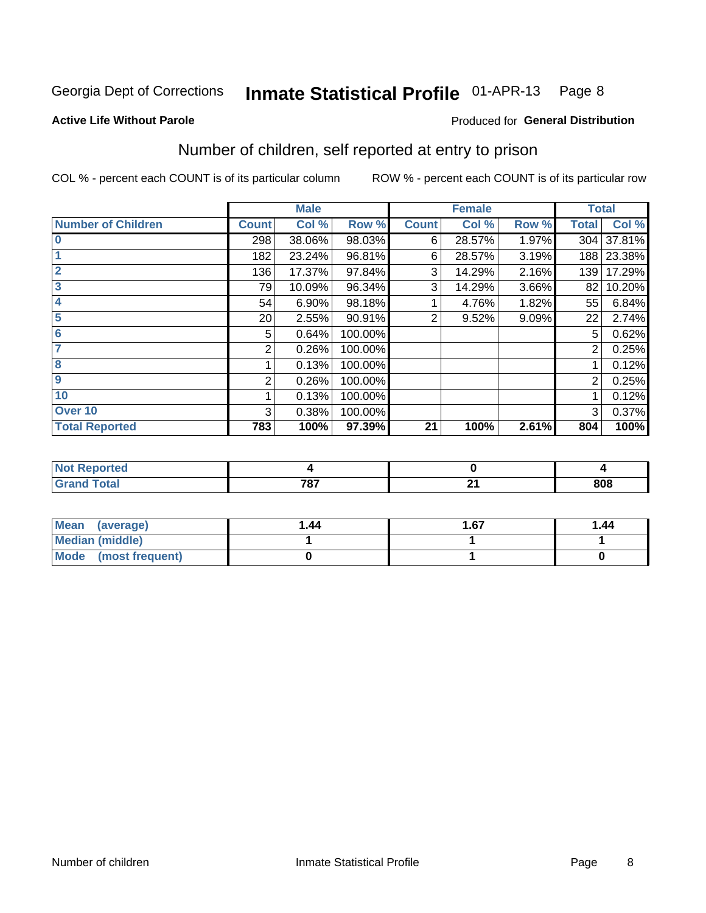Georgia Dept of Corrections **Inmate Statistical Profile** 01-APR-13

**Active Life Without Parole**

Produced for **General Distribution**

## Number of children, self reported at entry to prison

COL % - percent each COUNT is of its particular column ROW % - percent each COUNT is of its particular row

| | Male | | | Female | | | Total | |
|---|---|---|---|---|---|---|---|---|
| **Number of Children** | **Count** | **Col %** | **Row %** | **Count** | **Col %** | **Row %** | **Total** | **Col %** |
| 0 | 298 | 38.06% | 98.03% | 6 | 28.57% | 1.97% | 304 | 37.81% |
| 1 | 182 | 23.24% | 96.81% | 6 | 28.57% | 3.19% | 188 | 23.38% |
| 2 | 136 | 17.37% | 97.84% | 3 | 14.29% | 2.16% | 139 | 17.29% |
| 3 | 79 | 10.09% | 96.34% | 3 | 14.29% | 3.66% | 82 | 10.20% |
| 4 | 54 | 6.90% | 98.18% | 1 | 4.76% | 1.82% | 55 | 6.84% |
| 5 | 20 | 2.55% | 90.91% | 2 | 9.52% | 9.09% | 22 | 2.74% |
| 6 | 5 | 0.64% | 100.00% | | | | 5 | 0.62% |
| 7 | 2 | 0.26% | 100.00% | | | | 2 | 0.25% |
| 8 | 1 | 0.13% | 100.00% | | | | 1 | 0.12% |
| 9 | 2 | 0.26% | 100.00% | | | | 2 | 0.25% |
| 10 | 1 | 0.13% | 100.00% | | | | 1 | 0.12% |
| Over 10 | 3 | 0.38% | 100.00% | | | | 3 | 0.37% |
| **Total Reported** | **783** | **100%** | **97.39%** | **21** | **100%** | **2.61%** | **804** | **100%** |

| | Male | Female | Total |
|---|---|---|---|
| Not Reported | 4 | 0 | 4 |
| Grand Total | 787 | 21 | 808 |

| | Male | Female | Total |
|---|---|---|---|
| Mean (average) | 1.44 | 1.67 | 1.44 |
| Median (middle) | 1 | 1 | 1 |
| Mode (most frequent) | 0 | 1 | 0 |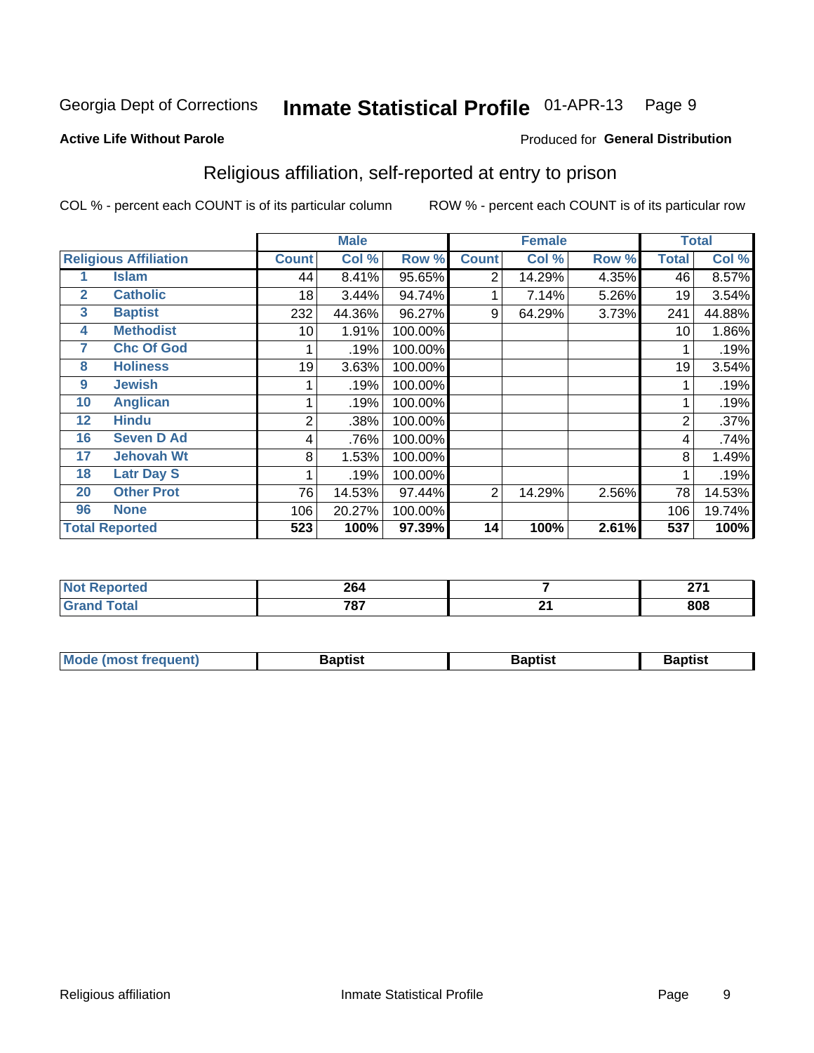Georgia Dept of Corrections **Inmate Statistical Profile** 01-APR-13

**Active Life Without Parole**

Produced for **General Distribution**

## Religious affiliation, self-reported at entry to prison

COL % - percent each COUNT is of its particular column ROW % - percent each COUNT is of its particular row

| Religious Affiliation | | Male | | | Female | | | Total | |
|---|---|---|---|---|---|---|---|---|---|
| | | Count | Col % | Row % | Count | Col % | Row % | Total | Col % |
| 1 | Islam | 44 | 8.41% | 95.65% | 2 | 14.29% | 4.35% | 46 | 8.57% |
| 2 | Catholic | 18 | 3.44% | 94.74% | 1 | 7.14% | 5.26% | 19 | 3.54% |
| 3 | Baptist | 232 | 44.36% | 96.27% | 9 | 64.29% | 3.73% | 241 | 44.88% |
| 4 | Methodist | 10 | 1.91% | 100.00% | | | | 10 | 1.86% |
| 7 | Chc Of God | 1 | .19% | 100.00% | | | | 1 | .19% |
| 8 | Holiness | 19 | 3.63% | 100.00% | | | | 19 | 3.54% |
| 9 | Jewish | 1 | .19% | 100.00% | | | | 1 | .19% |
| 10 | Anglican | 1 | .19% | 100.00% | | | | 1 | .19% |
| 12 | Hindu | 2 | .38% | 100.00% | | | | 2 | .37% |
| 16 | Seven D Ad | 4 | .76% | 100.00% | | | | 4 | .74% |
| 17 | Jehovah Wt | 8 | 1.53% | 100.00% | | | | 8 | 1.49% |
| 18 | Latr Day S | 1 | .19% | 100.00% | | | | 1 | .19% |
| 20 | Other Prot | 76 | 14.53% | 97.44% | 2 | 14.29% | 2.56% | 78 | 14.53% |
| 96 | None | 106 | 20.27% | 100.00% | | | | 106 | 19.74% |
| **Total Reported** | | **523** | **100%** | **97.39%** | **14** | **100%** | **2.61%** | **537** | **100%** |

| | Male | Female | Total |
|---|---|---|---|
| Not Reported | 264 | 7 | 271 |
| Grand Total | 787 | 21 | 808 |

| | Male | Female | Total |
|---|---|---|---|
| Mode (most frequent) | Baptist | Baptist | Baptist |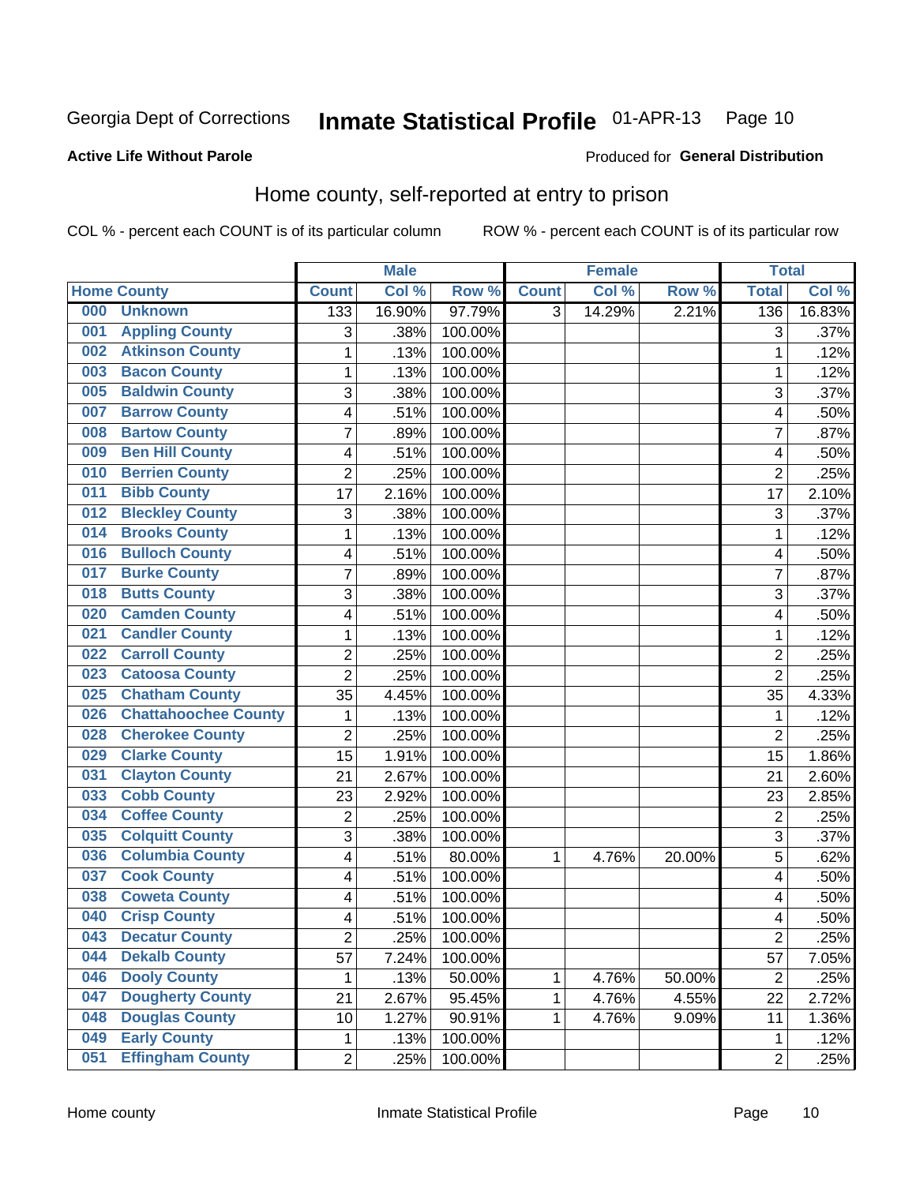Georgia Dept of Corrections **Inmate Statistical Profile** 01-APR-13 Page 10

**Active Life Without Parole**

Produced for **General Distribution**

## Home county, self-reported at entry to prison

COL % - percent each COUNT is of its particular column ROW % - percent each COUNT is of its particular row

| Home County | Male | | | Female | | | Total | |
|---|---|---|---|---|---|---|---|---|
| | Count | Col % | Row % | Count | Col % | Row % | Total | Col % |
| 000 Unknown | 133 | 16.90% | 97.79% | 3 | 14.29% | 2.21% | 136 | 16.83% |
| 001 Appling County | 3 | .38% | 100.00% | | | | 3 | .37% |
| 002 Atkinson County | 1 | .13% | 100.00% | | | | 1 | .12% |
| 003 Bacon County | 1 | .13% | 100.00% | | | | 1 | .12% |
| 005 Baldwin County | 3 | .38% | 100.00% | | | | 3 | .37% |
| 007 Barrow County | 4 | .51% | 100.00% | | | | 4 | .50% |
| 008 Bartow County | 7 | .89% | 100.00% | | | | 7 | .87% |
| 009 Ben Hill County | 4 | .51% | 100.00% | | | | 4 | .50% |
| 010 Berrien County | 2 | .25% | 100.00% | | | | 2 | .25% |
| 011 Bibb County | 17 | 2.16% | 100.00% | | | | 17 | 2.10% |
| 012 Bleckley County | 3 | .38% | 100.00% | | | | 3 | .37% |
| 014 Brooks County | 1 | .13% | 100.00% | | | | 1 | .12% |
| 016 Bulloch County | 4 | .51% | 100.00% | | | | 4 | .50% |
| 017 Burke County | 7 | .89% | 100.00% | | | | 7 | .87% |
| 018 Butts County | 3 | .38% | 100.00% | | | | 3 | .37% |
| 020 Camden County | 4 | .51% | 100.00% | | | | 4 | .50% |
| 021 Candler County | 1 | .13% | 100.00% | | | | 1 | .12% |
| 022 Carroll County | 2 | .25% | 100.00% | | | | 2 | .25% |
| 023 Catoosa County | 2 | .25% | 100.00% | | | | 2 | .25% |
| 025 Chatham County | 35 | 4.45% | 100.00% | | | | 35 | 4.33% |
| 026 Chattahoochee County | 1 | .13% | 100.00% | | | | 1 | .12% |
| 028 Cherokee County | 2 | .25% | 100.00% | | | | 2 | .25% |
| 029 Clarke County | 15 | 1.91% | 100.00% | | | | 15 | 1.86% |
| 031 Clayton County | 21 | 2.67% | 100.00% | | | | 21 | 2.60% |
| 033 Cobb County | 23 | 2.92% | 100.00% | | | | 23 | 2.85% |
| 034 Coffee County | 2 | .25% | 100.00% | | | | 2 | .25% |
| 035 Colquitt County | 3 | .38% | 100.00% | | | | 3 | .37% |
| 036 Columbia County | 4 | .51% | 80.00% | 1 | 4.76% | 20.00% | 5 | .62% |
| 037 Cook County | 4 | .51% | 100.00% | | | | 4 | .50% |
| 038 Coweta County | 4 | .51% | 100.00% | | | | 4 | .50% |
| 040 Crisp County | 4 | .51% | 100.00% | | | | 4 | .50% |
| 043 Decatur County | 2 | .25% | 100.00% | | | | 2 | .25% |
| 044 Dekalb County | 57 | 7.24% | 100.00% | | | | 57 | 7.05% |
| 046 Dooly County | 1 | .13% | 50.00% | 1 | 4.76% | 50.00% | 2 | .25% |
| 047 Dougherty County | 21 | 2.67% | 95.45% | 1 | 4.76% | 4.55% | 22 | 2.72% |
| 048 Douglas County | 10 | 1.27% | 90.91% | 1 | 4.76% | 9.09% | 11 | 1.36% |
| 049 Early County | 1 | .13% | 100.00% | | | | 1 | .12% |
| 051 Effingham County | 2 | .25% | 100.00% | | | | 2 | .25% |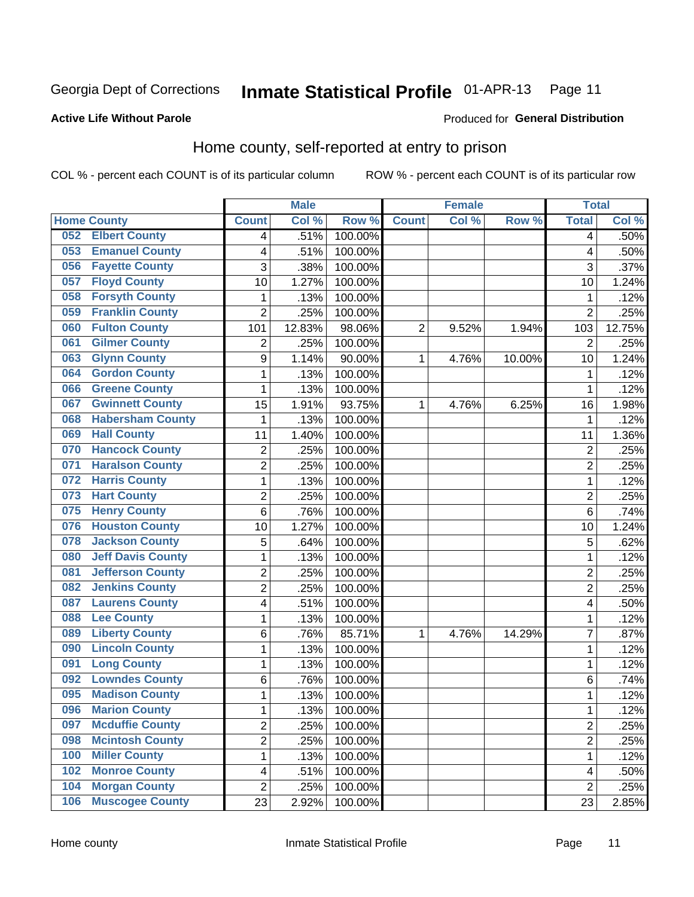Georgia Dept of Corrections **Inmate Statistical Profile** 01-APR-13

**Active Life Without Parole**

Produced for **General Distribution**

## Home county, self-reported at entry to prison

COL % - percent each COUNT is of its particular column ROW % - percent each COUNT is of its particular row

| Home County | | Male | | | Female | | | Total | |
|---|---|---|---|---|---|---|---|---|---|
| | | Count | Col % | Row % | Count | Col % | Row % | Total | Col % |
| 052 | Elbert County | 4 | .51% | 100.00% | | | | 4 | .50% |
| 053 | Emanuel County | 4 | .51% | 100.00% | | | | 4 | .50% |
| 056 | Fayette County | 3 | .38% | 100.00% | | | | 3 | .37% |
| 057 | Floyd County | 10 | 1.27% | 100.00% | | | | 10 | 1.24% |
| 058 | Forsyth County | 1 | .13% | 100.00% | | | | 1 | .12% |
| 059 | Franklin County | 2 | .25% | 100.00% | | | | 2 | .25% |
| 060 | Fulton County | 101 | 12.83% | 98.06% | 2 | 9.52% | 1.94% | 103 | 12.75% |
| 061 | Gilmer County | 2 | .25% | 100.00% | | | | 2 | .25% |
| 063 | Glynn County | 9 | 1.14% | 90.00% | 1 | 4.76% | 10.00% | 10 | 1.24% |
| 064 | Gordon County | 1 | .13% | 100.00% | | | | 1 | .12% |
| 066 | Greene County | 1 | .13% | 100.00% | | | | 1 | .12% |
| 067 | Gwinnett County | 15 | 1.91% | 93.75% | 1 | 4.76% | 6.25% | 16 | 1.98% |
| 068 | Habersham County | 1 | .13% | 100.00% | | | | 1 | .12% |
| 069 | Hall County | 11 | 1.40% | 100.00% | | | | 11 | 1.36% |
| 070 | Hancock County | 2 | .25% | 100.00% | | | | 2 | .25% |
| 071 | Haralson County | 2 | .25% | 100.00% | | | | 2 | .25% |
| 072 | Harris County | 1 | .13% | 100.00% | | | | 1 | .12% |
| 073 | Hart County | 2 | .25% | 100.00% | | | | 2 | .25% |
| 075 | Henry County | 6 | .76% | 100.00% | | | | 6 | .74% |
| 076 | Houston County | 10 | 1.27% | 100.00% | | | | 10 | 1.24% |
| 078 | Jackson County | 5 | .64% | 100.00% | | | | 5 | .62% |
| 080 | Jeff Davis County | 1 | .13% | 100.00% | | | | 1 | .12% |
| 081 | Jefferson County | 2 | .25% | 100.00% | | | | 2 | .25% |
| 082 | Jenkins County | 2 | .25% | 100.00% | | | | 2 | .25% |
| 087 | Laurens County | 4 | .51% | 100.00% | | | | 4 | .50% |
| 088 | Lee County | 1 | .13% | 100.00% | | | | 1 | .12% |
| 089 | Liberty County | 6 | .76% | 85.71% | 1 | 4.76% | 14.29% | 7 | .87% |
| 090 | Lincoln County | 1 | .13% | 100.00% | | | | 1 | .12% |
| 091 | Long County | 1 | .13% | 100.00% | | | | 1 | .12% |
| 092 | Lowndes County | 6 | .76% | 100.00% | | | | 6 | .74% |
| 095 | Madison County | 1 | .13% | 100.00% | | | | 1 | .12% |
| 096 | Marion County | 1 | .13% | 100.00% | | | | 1 | .12% |
| 097 | Mcduffie County | 2 | .25% | 100.00% | | | | 2 | .25% |
| 098 | Mcintosh County | 2 | .25% | 100.00% | | | | 2 | .25% |
| 100 | Miller County | 1 | .13% | 100.00% | | | | 1 | .12% |
| 102 | Monroe County | 4 | .51% | 100.00% | | | | 4 | .50% |
| 104 | Morgan County | 2 | .25% | 100.00% | | | | 2 | .25% |
| 106 | Muscogee County | 23 | 2.92% | 100.00% | | | | 23 | 2.85% |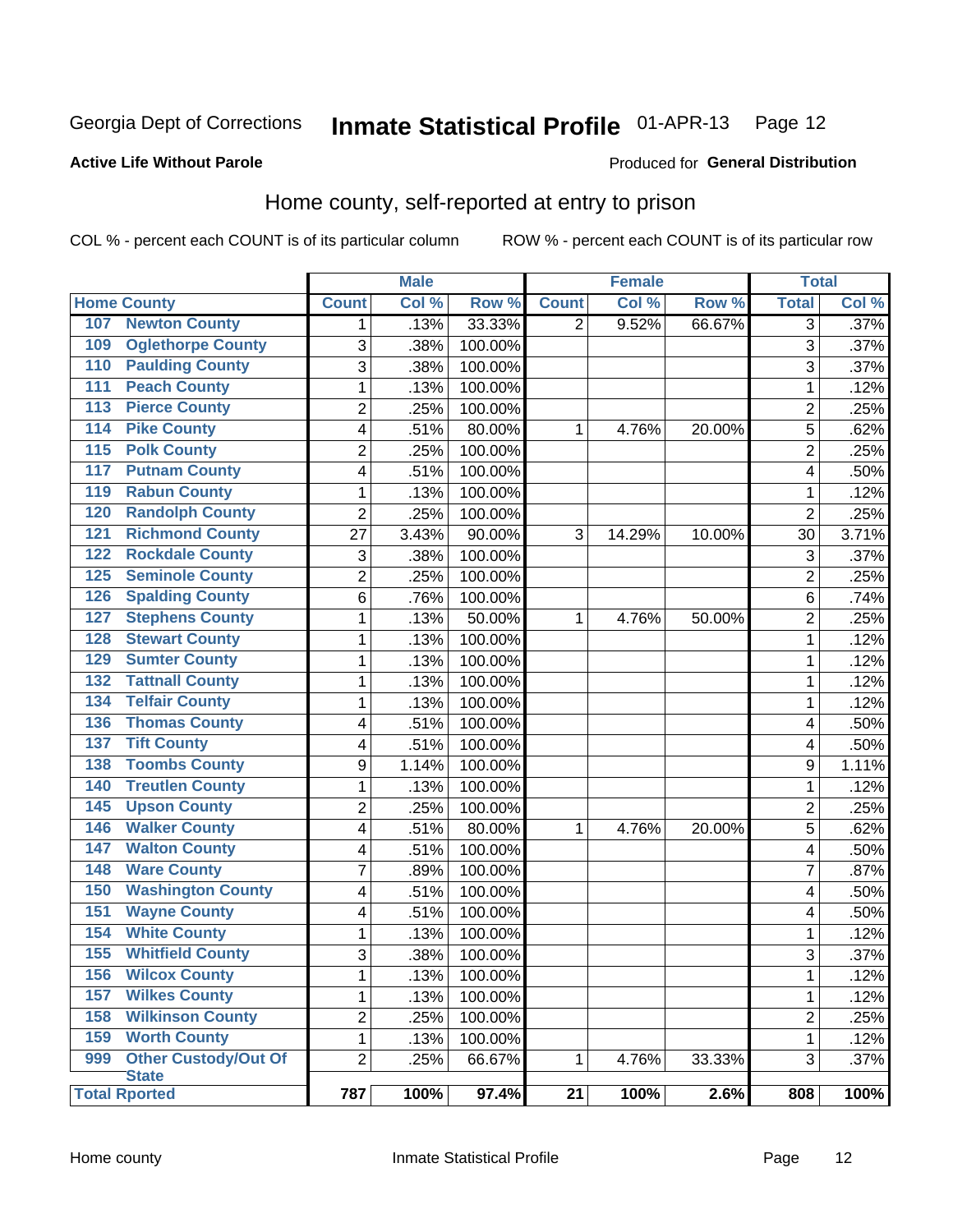Georgia Dept of Corrections **Inmate Statistical Profile** 01-APR-13

**Active Life Without Parole**

Produced for **General Distribution**

## Home county, self-reported at entry to prison

COL % - percent each COUNT is of its particular column ROW % - percent each COUNT is of its particular row

| Home County | Male | | | Female | | | Total | |
|---|---|---|---|---|---|---|---|---|
| | Count | Col % | Row % | Count | Col % | Row % | Total | Col % |
| 107 Newton County | 1 | .13% | 33.33% | 2 | 9.52% | 66.67% | 3 | .37% |
| 109 Oglethorpe County | 3 | .38% | 100.00% | | | | 3 | .37% |
| 110 Paulding County | 3 | .38% | 100.00% | | | | 3 | .37% |
| 111 Peach County | 1 | .13% | 100.00% | | | | 1 | .12% |
| 113 Pierce County | 2 | .25% | 100.00% | | | | 2 | .25% |
| 114 Pike County | 4 | .51% | 80.00% | 1 | 4.76% | 20.00% | 5 | .62% |
| 115 Polk County | 2 | .25% | 100.00% | | | | 2 | .25% |
| 117 Putnam County | 4 | .51% | 100.00% | | | | 4 | .50% |
| 119 Rabun County | 1 | .13% | 100.00% | | | | 1 | .12% |
| 120 Randolph County | 2 | .25% | 100.00% | | | | 2 | .25% |
| 121 Richmond County | 27 | 3.43% | 90.00% | 3 | 14.29% | 10.00% | 30 | 3.71% |
| 122 Rockdale County | 3 | .38% | 100.00% | | | | 3 | .37% |
| 125 Seminole County | 2 | .25% | 100.00% | | | | 2 | .25% |
| 126 Spalding County | 6 | .76% | 100.00% | | | | 6 | .74% |
| 127 Stephens County | 1 | .13% | 50.00% | 1 | 4.76% | 50.00% | 2 | .25% |
| 128 Stewart County | 1 | .13% | 100.00% | | | | 1 | .12% |
| 129 Sumter County | 1 | .13% | 100.00% | | | | 1 | .12% |
| 132 Tattnall County | 1 | .13% | 100.00% | | | | 1 | .12% |
| 134 Telfair County | 1 | .13% | 100.00% | | | | 1 | .12% |
| 136 Thomas County | 4 | .51% | 100.00% | | | | 4 | .50% |
| 137 Tift County | 4 | .51% | 100.00% | | | | 4 | .50% |
| 138 Toombs County | 9 | 1.14% | 100.00% | | | | 9 | 1.11% |
| 140 Treutlen County | 1 | .13% | 100.00% | | | | 1 | .12% |
| 145 Upson County | 2 | .25% | 100.00% | | | | 2 | .25% |
| 146 Walker County | 4 | .51% | 80.00% | 1 | 4.76% | 20.00% | 5 | .62% |
| 147 Walton County | 4 | .51% | 100.00% | | | | 4 | .50% |
| 148 Ware County | 7 | .89% | 100.00% | | | | 7 | .87% |
| 150 Washington County | 4 | .51% | 100.00% | | | | 4 | .50% |
| 151 Wayne County | 4 | .51% | 100.00% | | | | 4 | .50% |
| 154 White County | 1 | .13% | 100.00% | | | | 1 | .12% |
| 155 Whitfield County | 3 | .38% | 100.00% | | | | 3 | .37% |
| 156 Wilcox County | 1 | .13% | 100.00% | | | | 1 | .12% |
| 157 Wilkes County | 1 | .13% | 100.00% | | | | 1 | .12% |
| 158 Wilkinson County | 2 | .25% | 100.00% | | | | 2 | .25% |
| 159 Worth County | 1 | .13% | 100.00% | | | | 1 | .12% |
| 999 Other Custody/Out Of State | 2 | .25% | 66.67% | 1 | 4.76% | 33.33% | 3 | .37% |
| **Total Rported** | **787** | **100%** | **97.4%** | **21** | **100%** | **2.6%** | **808** | **100%** |

Home county Inmate Statistical Profile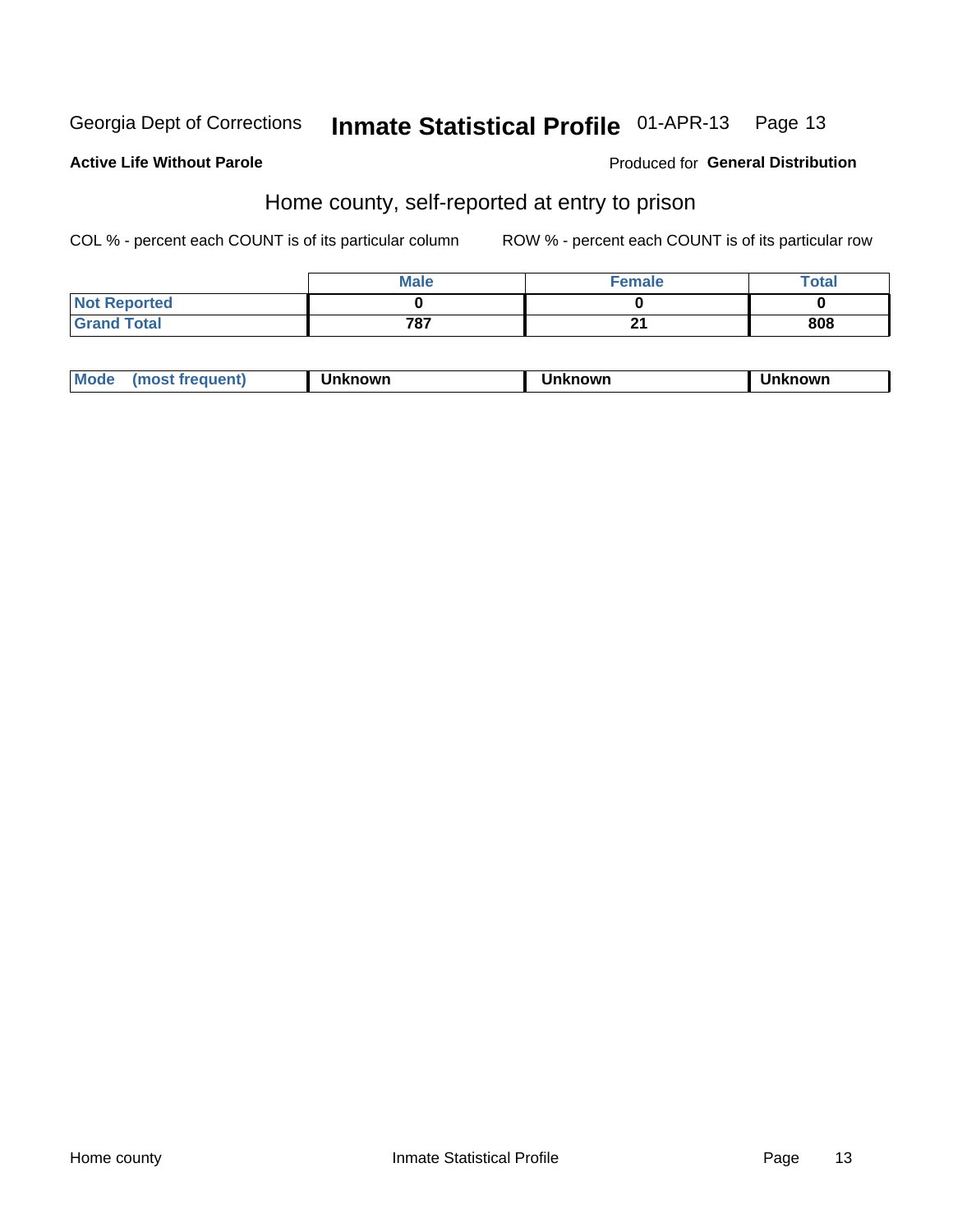Georgia Dept of Corrections **Inmate Statistical Profile** 01-APR-13 Page 13

**Active Life Without Parole**

Produced for **General Distribution**

## Home county, self-reported at entry to prison

COL % - percent each COUNT is of its particular column

ROW % - percent each COUNT is of its particular row

| | Male | Female | Total |
|---|---|---|---|
| Not Reported | 0 | 0 | 0 |
| Grand Total | 787 | 21 | 808 |

| Mode (most frequent) | Unknown | Unknown | Unknown |
|---|---|---|---|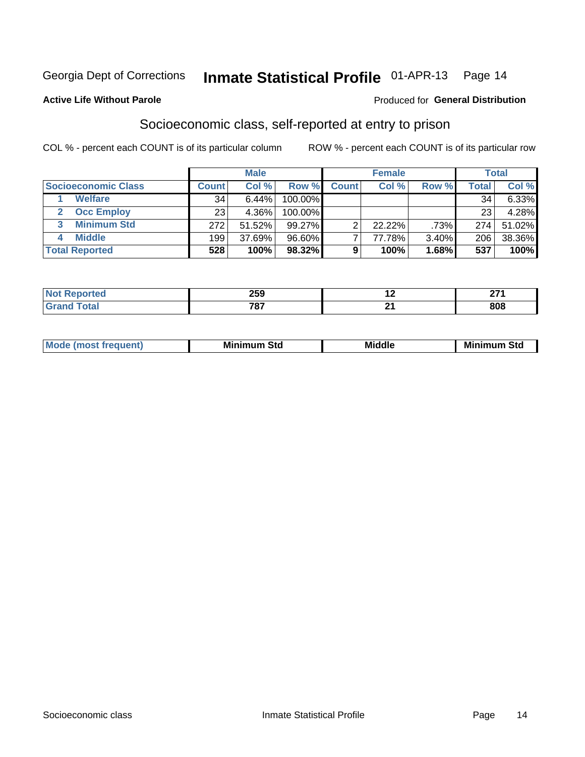Georgia Dept of Corrections **Inmate Statistical Profile** 01-APR-13 Page 14

**Active Life Without Parole**

Produced for **General Distribution**

## Socioeconomic class, self-reported at entry to prison

COL % - percent each COUNT is of its particular column    ROW % - percent each COUNT is of its particular row

| | Male | | | Female | | | Total | |
|---|---|---|---|---|---|---|---|---|
| **Socioeconomic Class** | **Count** | **Col %** | **Row %** | **Count** | **Col %** | **Row %** | **Total** | **Col %** |
| 1 **Welfare** | 34 | 6.44% | 100.00% | | | | 34 | 6.33% |
| 2 **Occ Employ** | 23 | 4.36% | 100.00% | | | | 23 | 4.28% |
| 3 **Minimum Std** | 272 | 51.52% | 99.27% | 2 | 22.22% | .73% | 274 | 51.02% |
| 4 **Middle** | 199 | 37.69% | 96.60% | 7 | 77.78% | 3.40% | 206 | 38.36% |
| **Total Reported** | **528** | **100%** | **98.32%** | **9** | **100%** | **1.68%** | **537** | **100%** |

| | Male | Female | Total |
|---|---|---|---|
| **Not Reported** | **259** | **12** | **271** |
| **Grand Total** | **787** | **21** | **808** |

| | Male | Female | Total |
|---|---|---|---|
| **Mode (most frequent)** | **Minimum Std** | **Middle** | **Minimum Std** |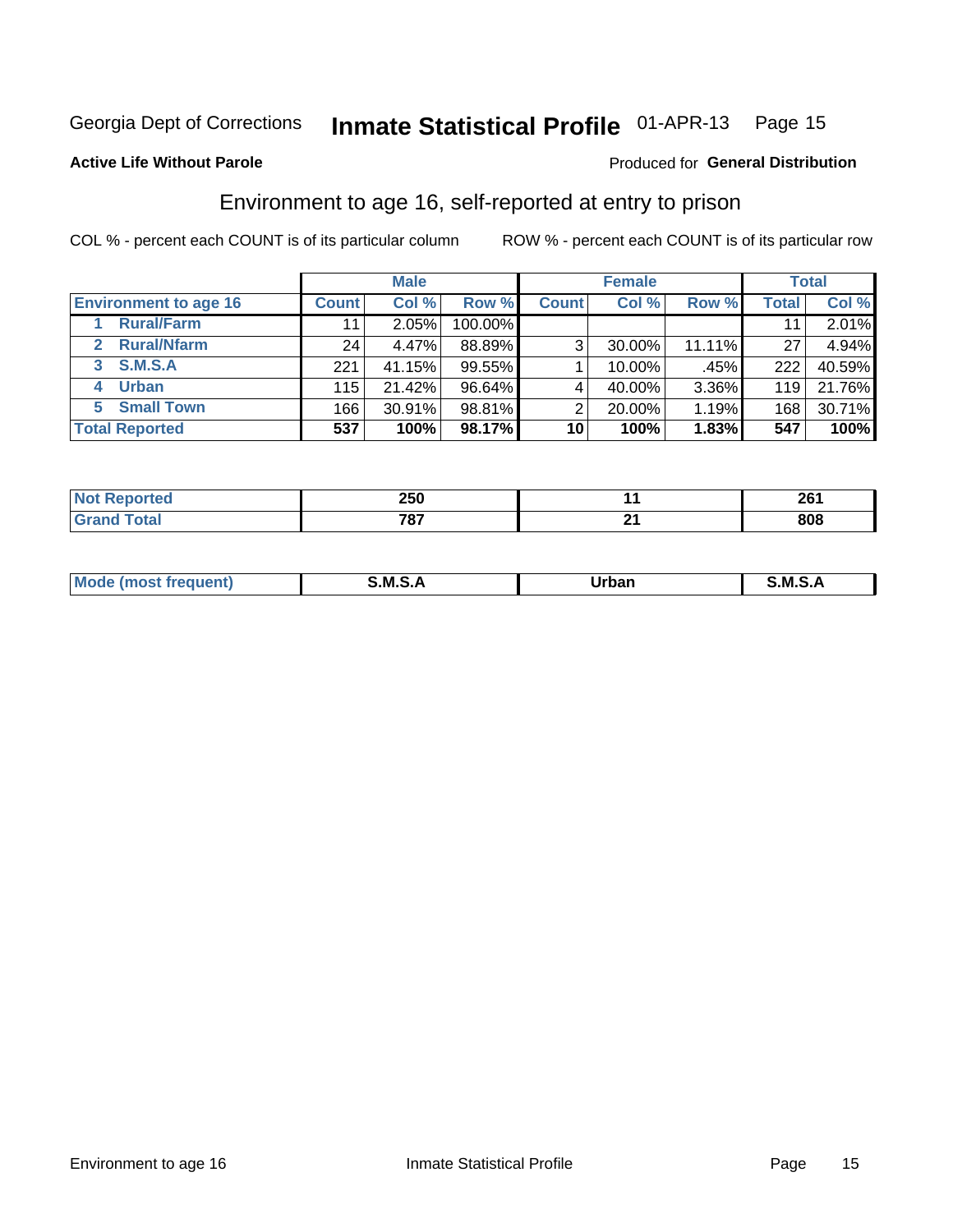Georgia Dept of Corrections **Inmate Statistical Profile** 01-APR-13 Page 15

**Active Life Without Parole**

Produced for **General Distribution**

## Environment to age 16, self-reported at entry to prison

COL % - percent each COUNT is of its particular column

ROW % - percent each COUNT is of its particular row

| | Male | | | Female | | | Total | |
|---|---|---|---|---|---|---|---|---|
| **Environment to age 16** | **Count** | **Col %** | **Row %** | **Count** | **Col %** | **Row %** | **Total** | **Col %** |
| 1 Rural/Farm | 11 | 2.05% | 100.00% | | | | 11 | 2.01% |
| 2 Rural/Nfarm | 24 | 4.47% | 88.89% | 3 | 30.00% | 11.11% | 27 | 4.94% |
| 3 S.M.S.A | 221 | 41.15% | 99.55% | 1 | 10.00% | .45% | 222 | 40.59% |
| 4 Urban | 115 | 21.42% | 96.64% | 4 | 40.00% | 3.36% | 119 | 21.76% |
| 5 Small Town | 166 | 30.91% | 98.81% | 2 | 20.00% | 1.19% | 168 | 30.71% |
| **Total Reported** | **537** | **100%** | **98.17%** | **10** | **100%** | **1.83%** | **547** | **100%** |

| | Male | Female | Total |
|---|---|---|---|
| **Not Reported** | **250** | **11** | **261** |
| **Grand Total** | **787** | **21** | **808** |

| | Male | Female | Total |
|---|---|---|---|
| **Mode (most frequent)** | **S.M.S.A** | **Urban** | **S.M.S.A** |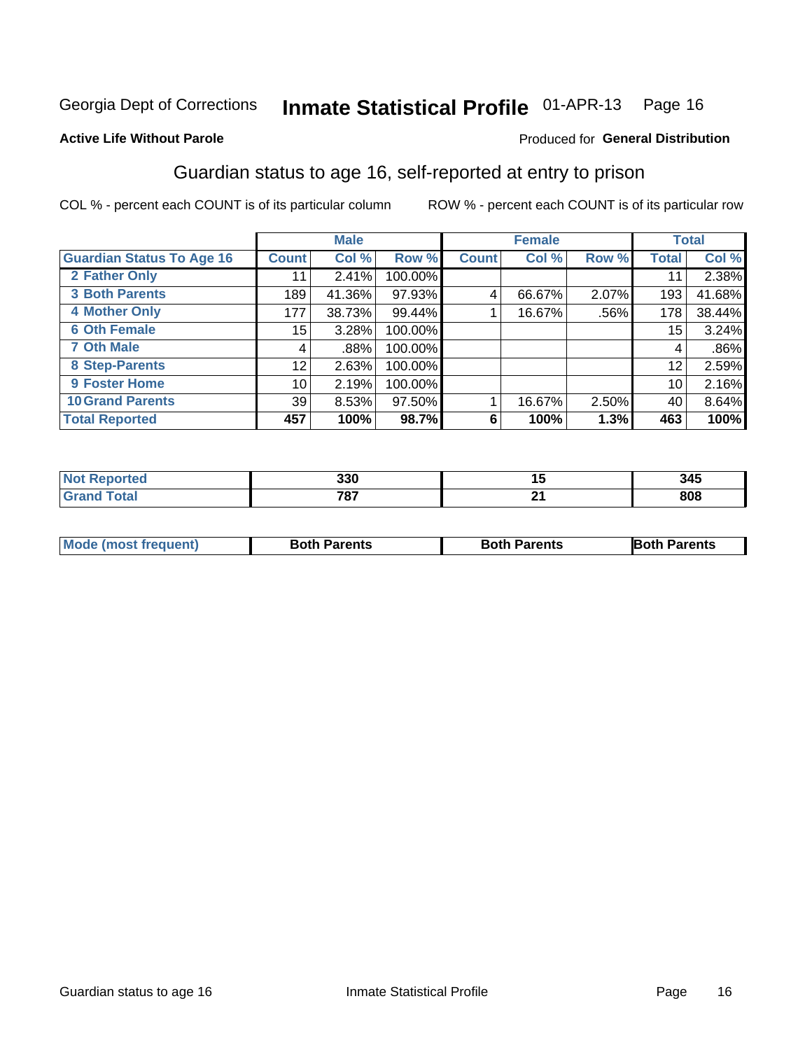Georgia Dept of Corrections **Inmate Statistical Profile** 01-APR-13 Page 16

**Active Life Without Parole**

Produced for **General Distribution**

## Guardian status to age 16, self-reported at entry to prison

COL % - percent each COUNT is of its particular column

ROW % - percent each COUNT is of its particular row

| | Male | | | Female | | | Total | |
|---|---|---|---|---|---|---|---|---|
| **Guardian Status To Age 16** | **Count** | **Col %** | **Row %** | **Count** | **Col %** | **Row %** | **Total** | **Col %** |
| 2 Father Only | 11 | 2.41% | 100.00% | | | | 11 | 2.38% |
| 3 Both Parents | 189 | 41.36% | 97.93% | 4 | 66.67% | 2.07% | 193 | 41.68% |
| 4 Mother Only | 177 | 38.73% | 99.44% | 1 | 16.67% | .56% | 178 | 38.44% |
| 6 Oth Female | 15 | 3.28% | 100.00% | | | | 15 | 3.24% |
| 7 Oth Male | 4 | .88% | 100.00% | | | | 4 | .86% |
| 8 Step-Parents | 12 | 2.63% | 100.00% | | | | 12 | 2.59% |
| 9 Foster Home | 10 | 2.19% | 100.00% | | | | 10 | 2.16% |
| 10 Grand Parents | 39 | 8.53% | 97.50% | 1 | 16.67% | 2.50% | 40 | 8.64% |
| **Total Reported** | **457** | **100%** | **98.7%** | **6** | **100%** | **1.3%** | **463** | **100%** |

| | Male | Female | Total |
|---|---|---|---|
| Not Reported | 330 | 15 | 345 |
| Grand Total | 787 | 21 | 808 |

| | Male | Female | Total |
|---|---|---|---|
| Mode (most frequent) | Both Parents | Both Parents | Both Parents |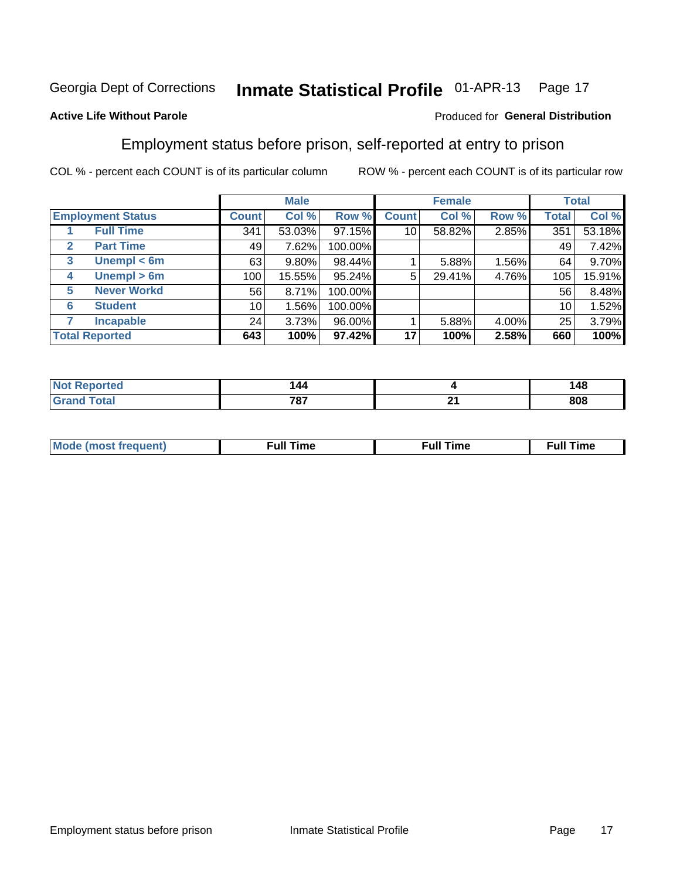Georgia Dept of Corrections **Inmate Statistical Profile** 01-APR-13

**Active Life Without Parole**

Produced for **General Distribution**

## Employment status before prison, self-reported at entry to prison

COL % - percent each COUNT is of its particular column ROW % - percent each COUNT is of its particular row

| | | Male | | | Female | | | Total | |
|---|---|---|---|---|---|---|---|---|---|
| **Employment Status** | | **Count** | **Col %** | **Row %** | **Count** | **Col %** | **Row %** | **Total** | **Col %** |
| 1 | **Full Time** | 341 | 53.03% | 97.15% | 10 | 58.82% | 2.85% | 351 | 53.18% |
| 2 | **Part Time** | 49 | 7.62% | 100.00% | | | | 49 | 7.42% |
| 3 | **Unempl < 6m** | 63 | 9.80% | 98.44% | 1 | 5.88% | 1.56% | 64 | 9.70% |
| 4 | **Unempl > 6m** | 100 | 15.55% | 95.24% | 5 | 29.41% | 4.76% | 105 | 15.91% |
| 5 | **Never Workd** | 56 | 8.71% | 100.00% | | | | 56 | 8.48% |
| 6 | **Student** | 10 | 1.56% | 100.00% | | | | 10 | 1.52% |
| 7 | **Incapable** | 24 | 3.73% | 96.00% | 1 | 5.88% | 4.00% | 25 | 3.79% |
| **Total Reported** | | **643** | **100%** | **97.42%** | **17** | **100%** | **2.58%** | **660** | **100%** |

| | Male | Female | Total |
|---|---|---|---|
| **Not Reported** | **144** | **4** | **148** |
| **Grand Total** | **787** | **21** | **808** |

| | Male | Female | Total |
|---|---|---|---|
| **Mode (most frequent)** | **Full Time** | **Full Time** | **Full Time** |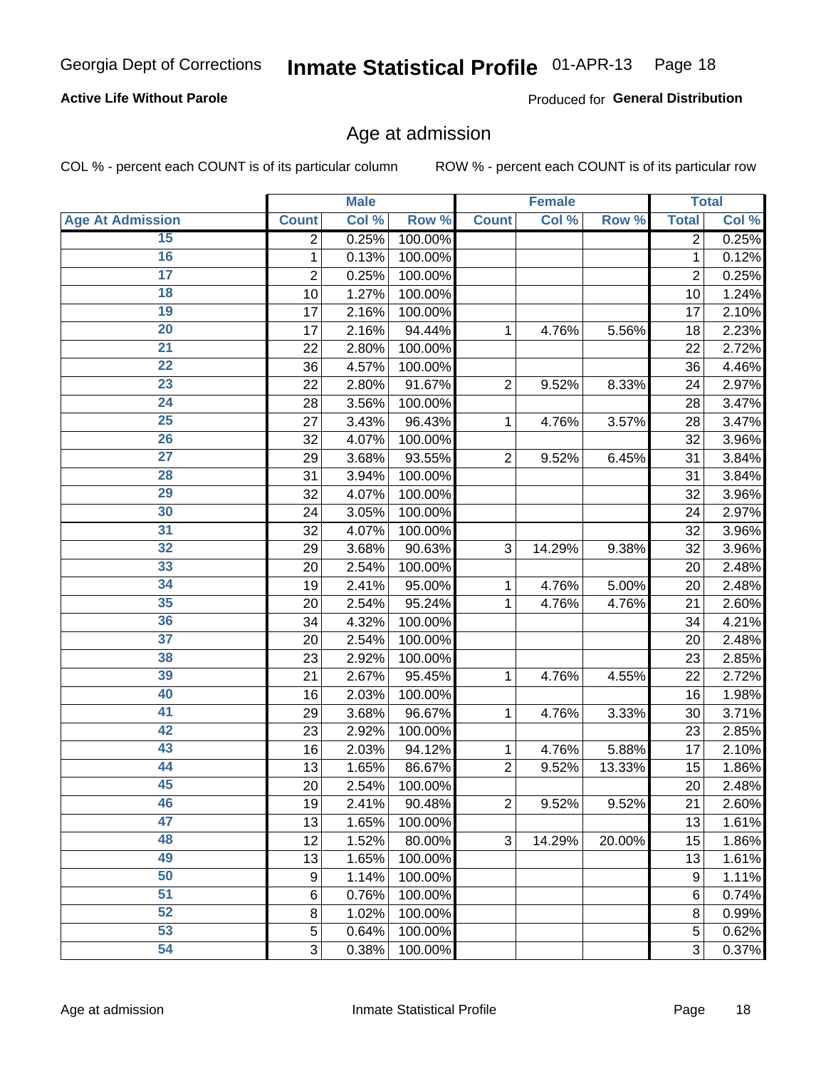Georgia Dept of Corrections **Inmate Statistical Profile** 01-APR-13

**Active Life Without Parole**

Produced for **General Distribution**

## Age at admission

COL % - percent each COUNT is of its particular column    ROW % - percent each COUNT is of its particular row

| | Male | | | Female | | | Total | |
|---|---|---|---|---|---|---|---|---|
| Age At Admission | Count | Col % | Row % | Count | Col % | Row % | Total | Col % |
| 15 | 2 | 0.25% | 100.00% | | | | 2 | 0.25% |
| 16 | 1 | 0.13% | 100.00% | | | | 1 | 0.12% |
| 17 | 2 | 0.25% | 100.00% | | | | 2 | 0.25% |
| 18 | 10 | 1.27% | 100.00% | | | | 10 | 1.24% |
| 19 | 17 | 2.16% | 100.00% | | | | 17 | 2.10% |
| 20 | 17 | 2.16% | 94.44% | 1 | 4.76% | 5.56% | 18 | 2.23% |
| 21 | 22 | 2.80% | 100.00% | | | | 22 | 2.72% |
| 22 | 36 | 4.57% | 100.00% | | | | 36 | 4.46% |
| 23 | 22 | 2.80% | 91.67% | 2 | 9.52% | 8.33% | 24 | 2.97% |
| 24 | 28 | 3.56% | 100.00% | | | | 28 | 3.47% |
| 25 | 27 | 3.43% | 96.43% | 1 | 4.76% | 3.57% | 28 | 3.47% |
| 26 | 32 | 4.07% | 100.00% | | | | 32 | 3.96% |
| 27 | 29 | 3.68% | 93.55% | 2 | 9.52% | 6.45% | 31 | 3.84% |
| 28 | 31 | 3.94% | 100.00% | | | | 31 | 3.84% |
| 29 | 32 | 4.07% | 100.00% | | | | 32 | 3.96% |
| 30 | 24 | 3.05% | 100.00% | | | | 24 | 2.97% |
| 31 | 32 | 4.07% | 100.00% | | | | 32 | 3.96% |
| 32 | 29 | 3.68% | 90.63% | 3 | 14.29% | 9.38% | 32 | 3.96% |
| 33 | 20 | 2.54% | 100.00% | | | | 20 | 2.48% |
| 34 | 19 | 2.41% | 95.00% | 1 | 4.76% | 5.00% | 20 | 2.48% |
| 35 | 20 | 2.54% | 95.24% | 1 | 4.76% | 4.76% | 21 | 2.60% |
| 36 | 34 | 4.32% | 100.00% | | | | 34 | 4.21% |
| 37 | 20 | 2.54% | 100.00% | | | | 20 | 2.48% |
| 38 | 23 | 2.92% | 100.00% | | | | 23 | 2.85% |
| 39 | 21 | 2.67% | 95.45% | 1 | 4.76% | 4.55% | 22 | 2.72% |
| 40 | 16 | 2.03% | 100.00% | | | | 16 | 1.98% |
| 41 | 29 | 3.68% | 96.67% | 1 | 4.76% | 3.33% | 30 | 3.71% |
| 42 | 23 | 2.92% | 100.00% | | | | 23 | 2.85% |
| 43 | 16 | 2.03% | 94.12% | 1 | 4.76% | 5.88% | 17 | 2.10% |
| 44 | 13 | 1.65% | 86.67% | 2 | 9.52% | 13.33% | 15 | 1.86% |
| 45 | 20 | 2.54% | 100.00% | | | | 20 | 2.48% |
| 46 | 19 | 2.41% | 90.48% | 2 | 9.52% | 9.52% | 21 | 2.60% |
| 47 | 13 | 1.65% | 100.00% | | | | 13 | 1.61% |
| 48 | 12 | 1.52% | 80.00% | 3 | 14.29% | 20.00% | 15 | 1.86% |
| 49 | 13 | 1.65% | 100.00% | | | | 13 | 1.61% |
| 50 | 9 | 1.14% | 100.00% | | | | 9 | 1.11% |
| 51 | 6 | 0.76% | 100.00% | | | | 6 | 0.74% |
| 52 | 8 | 1.02% | 100.00% | | | | 8 | 0.99% |
| 53 | 5 | 0.64% | 100.00% | | | | 5 | 0.62% |
| 54 | 3 | 0.38% | 100.00% | | | | 3 | 0.37% |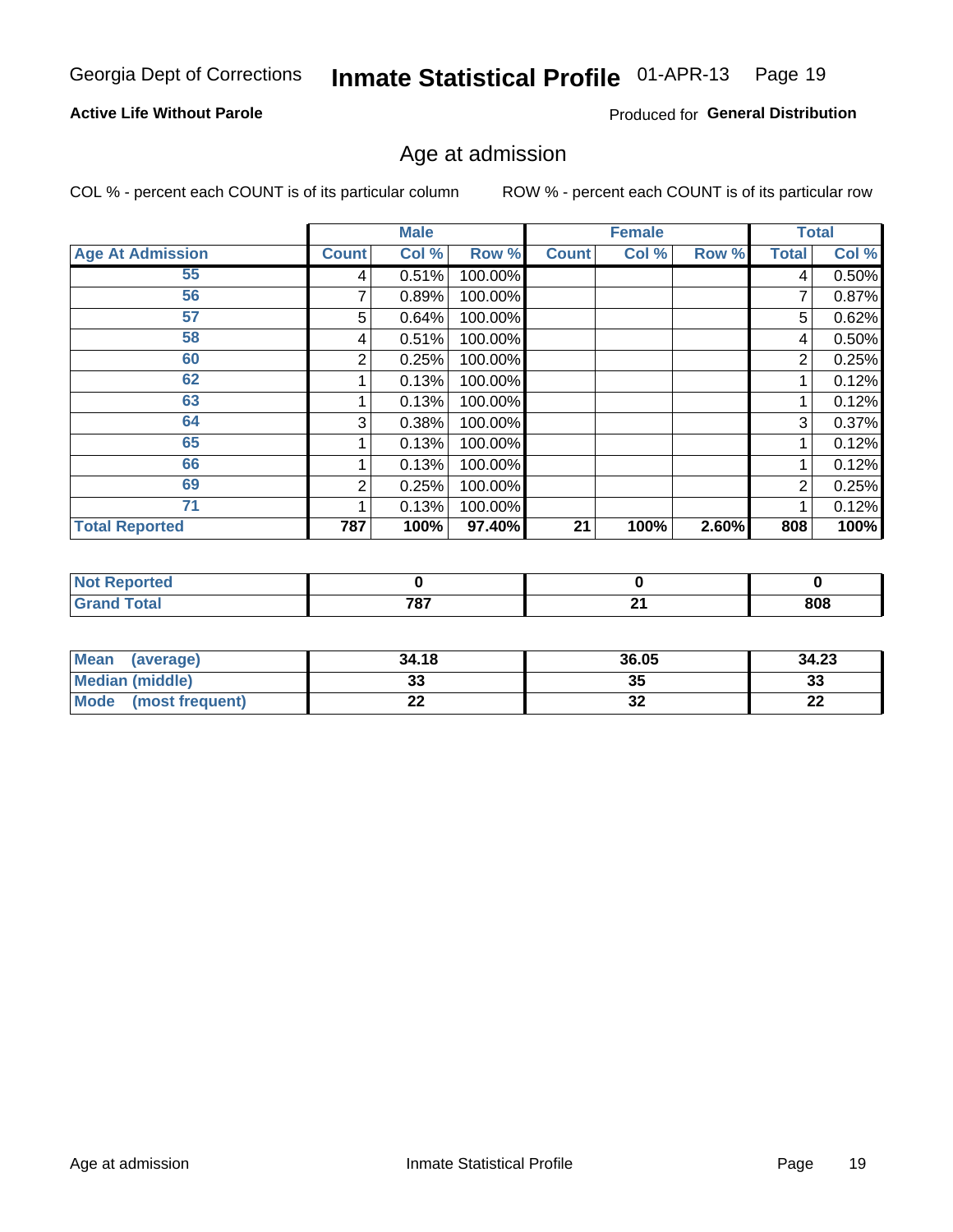Georgia Dept of Corrections **Inmate Statistical Profile** 01-APR-13

**Active Life Without Parole**

Produced for **General Distribution**

## Age at admission

COL % - percent each COUNT is of its particular column

ROW % - percent each COUNT is of its particular row

| | Male | | | Female | | | Total | |
|---|---|---|---|---|---|---|---|---|
| **Age At Admission** | **Count** | **Col %** | **Row %** | **Count** | **Col %** | **Row %** | **Total** | **Col %** |
| 55 | 4 | 0.51% | 100.00% | | | | 4 | 0.50% |
| 56 | 7 | 0.89% | 100.00% | | | | 7 | 0.87% |
| 57 | 5 | 0.64% | 100.00% | | | | 5 | 0.62% |
| 58 | 4 | 0.51% | 100.00% | | | | 4 | 0.50% |
| 60 | 2 | 0.25% | 100.00% | | | | 2 | 0.25% |
| 62 | 1 | 0.13% | 100.00% | | | | 1 | 0.12% |
| 63 | 1 | 0.13% | 100.00% | | | | 1 | 0.12% |
| 64 | 3 | 0.38% | 100.00% | | | | 3 | 0.37% |
| 65 | 1 | 0.13% | 100.00% | | | | 1 | 0.12% |
| 66 | 1 | 0.13% | 100.00% | | | | 1 | 0.12% |
| 69 | 2 | 0.25% | 100.00% | | | | 2 | 0.25% |
| 71 | 1 | 0.13% | 100.00% | | | | 1 | 0.12% |
| **Total Reported** | **787** | **100%** | **97.40%** | **21** | **100%** | **2.60%** | **808** | **100%** |

| | Male | Female | Total |
|---|---|---|---|
| **Not Reported** | **0** | **0** | **0** |
| **Grand Total** | **787** | **21** | **808** |

| | Male | Female | Total |
|---|---|---|---|
| **Mean (average)** | **34.18** | **36.05** | **34.23** |
| **Median (middle)** | **33** | **35** | **33** |
| **Mode (most frequent)** | **22** | **32** | **22** |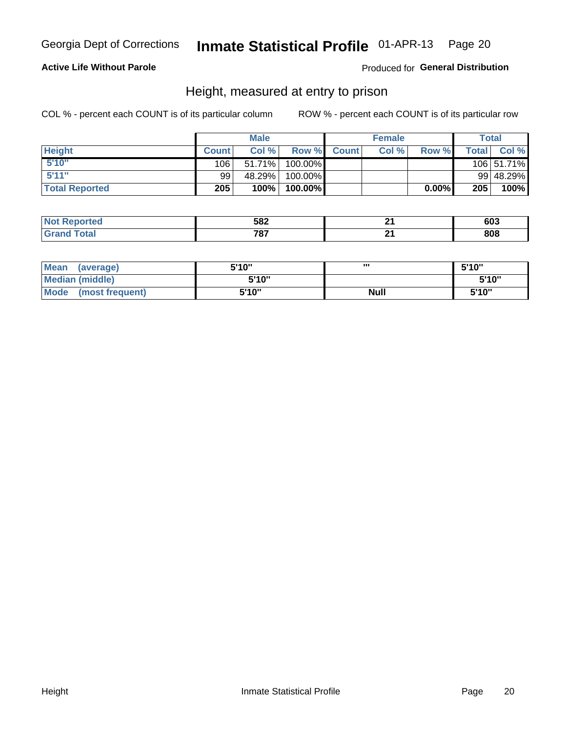Georgia Dept of Corrections **Inmate Statistical Profile** 01-APR-13

**Active Life Without Parole**

Produced for **General Distribution**

## Height, measured at entry to prison

COL % - percent each COUNT is of its particular column

ROW % - percent each COUNT is of its particular row

| | Male | | | Female | | | Total | |
|---|---|---|---|---|---|---|---|---|
| **Height** | **Count** | **Col %** | **Row %** | **Count** | **Col %** | **Row %** | **Total** | **Col %** |
| **5'10"** | 106 | 51.71% | 100.00% | | | | 106 | 51.71% |
| **5'11"** | 99 | 48.29% | 100.00% | | | | 99 | 48.29% |
| **Total Reported** | **205** | **100%** | **100.00%** | | | **0.00%** | **205** | **100%** |

| | Male | Female | Total |
|---|---|---|---|
| **Not Reported** | **582** | **21** | **603** |
| **Grand Total** | **787** | **21** | **808** |

| | Male | Female | Total |
|---|---|---|---|
| **Mean (average)** | **5'10"** | **'''** | **5'10"** |
| **Median (middle)** | **5'10"** | | **5'10"** |
| **Mode (most frequent)** | **5'10"** | **Null** | **5'10"** |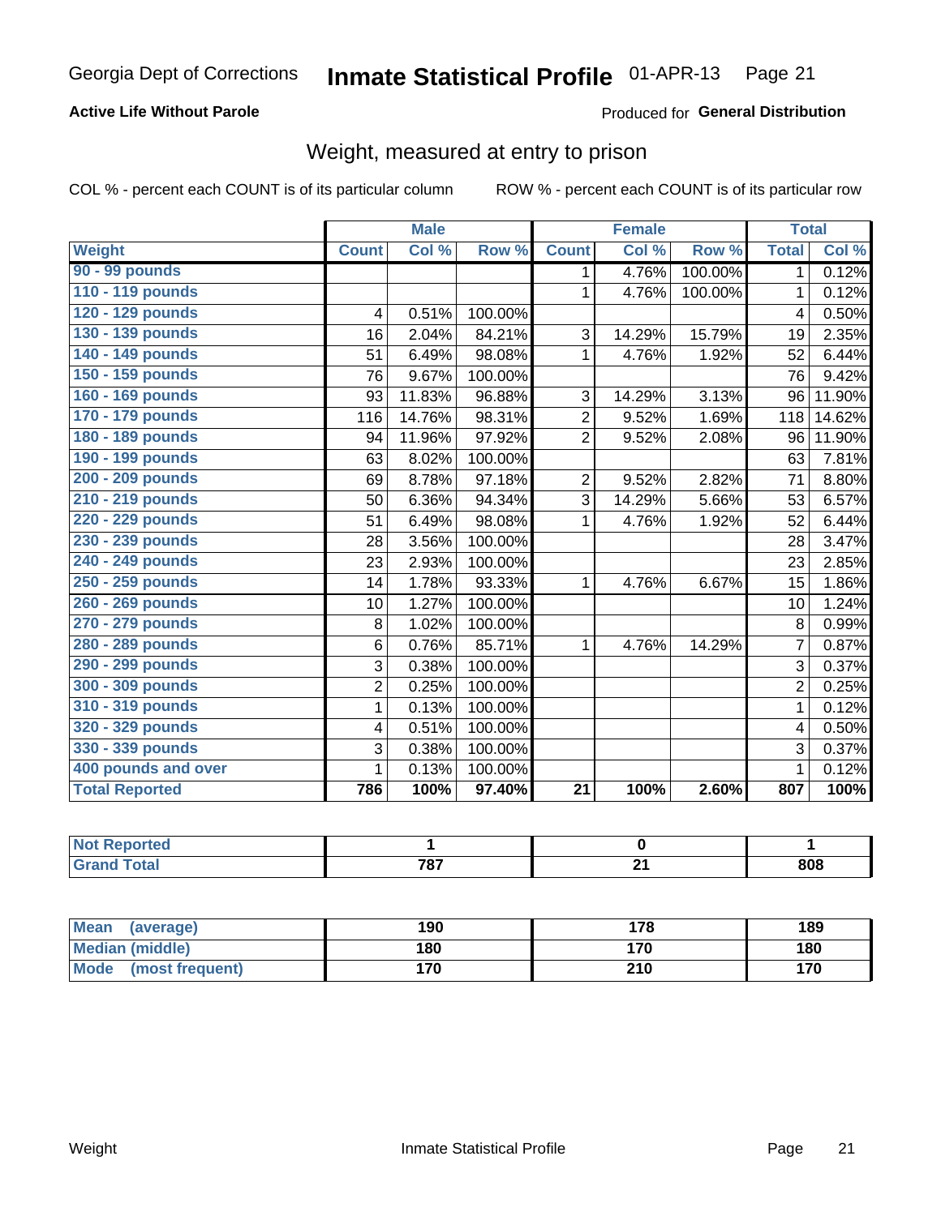Georgia Dept of Corrections **Inmate Statistical Profile** 01-APR-13 Page 21

**Active Life Without Parole**

Produced for **General Distribution**

## Weight, measured at entry to prison

COL % - percent each COUNT is of its particular column ROW % - percent each COUNT is of its particular row

| | Male | | | Female | | | Total | |
|---|---|---|---|---|---|---|---|---|
| **Weight** | **Count** | **Col %** | **Row %** | **Count** | **Col %** | **Row %** | **Total** | **Col %** |
| **90 - 99 pounds** | | | | 1 | 4.76% | 100.00% | 1 | 0.12% |
| **110 - 119 pounds** | | | | 1 | 4.76% | 100.00% | 1 | 0.12% |
| **120 - 129 pounds** | 4 | 0.51% | 100.00% | | | | 4 | 0.50% |
| **130 - 139 pounds** | 16 | 2.04% | 84.21% | 3 | 14.29% | 15.79% | 19 | 2.35% |
| **140 - 149 pounds** | 51 | 6.49% | 98.08% | 1 | 4.76% | 1.92% | 52 | 6.44% |
| **150 - 159 pounds** | 76 | 9.67% | 100.00% | | | | 76 | 9.42% |
| **160 - 169 pounds** | 93 | 11.83% | 96.88% | 3 | 14.29% | 3.13% | 96 | 11.90% |
| **170 - 179 pounds** | 116 | 14.76% | 98.31% | 2 | 9.52% | 1.69% | 118 | 14.62% |
| **180 - 189 pounds** | 94 | 11.96% | 97.92% | 2 | 9.52% | 2.08% | 96 | 11.90% |
| **190 - 199 pounds** | 63 | 8.02% | 100.00% | | | | 63 | 7.81% |
| **200 - 209 pounds** | 69 | 8.78% | 97.18% | 2 | 9.52% | 2.82% | 71 | 8.80% |
| **210 - 219 pounds** | 50 | 6.36% | 94.34% | 3 | 14.29% | 5.66% | 53 | 6.57% |
| **220 - 229 pounds** | 51 | 6.49% | 98.08% | 1 | 4.76% | 1.92% | 52 | 6.44% |
| **230 - 239 pounds** | 28 | 3.56% | 100.00% | | | | 28 | 3.47% |
| **240 - 249 pounds** | 23 | 2.93% | 100.00% | | | | 23 | 2.85% |
| **250 - 259 pounds** | 14 | 1.78% | 93.33% | 1 | 4.76% | 6.67% | 15 | 1.86% |
| **260 - 269 pounds** | 10 | 1.27% | 100.00% | | | | 10 | 1.24% |
| **270 - 279 pounds** | 8 | 1.02% | 100.00% | | | | 8 | 0.99% |
| **280 - 289 pounds** | 6 | 0.76% | 85.71% | 1 | 4.76% | 14.29% | 7 | 0.87% |
| **290 - 299 pounds** | 3 | 0.38% | 100.00% | | | | 3 | 0.37% |
| **300 - 309 pounds** | 2 | 0.25% | 100.00% | | | | 2 | 0.25% |
| **310 - 319 pounds** | 1 | 0.13% | 100.00% | | | | 1 | 0.12% |
| **320 - 329 pounds** | 4 | 0.51% | 100.00% | | | | 4 | 0.50% |
| **330 - 339 pounds** | 3 | 0.38% | 100.00% | | | | 3 | 0.37% |
| **400 pounds and over** | 1 | 0.13% | 100.00% | | | | 1 | 0.12% |
| **Total Reported** | **786** | **100%** | **97.40%** | **21** | **100%** | **2.60%** | **807** | **100%** |

| | Male | Female | Total |
|---|---|---|---|
| **Not Reported** | **1** | **0** | **1** |
| **Grand Total** | **787** | **21** | **808** |

| | Male | Female | Total |
|---|---|---|---|
| **Mean (average)** | **190** | **178** | **189** |
| **Median (middle)** | **180** | **170** | **180** |
| **Mode (most frequent)** | **170** | **210** | **170** |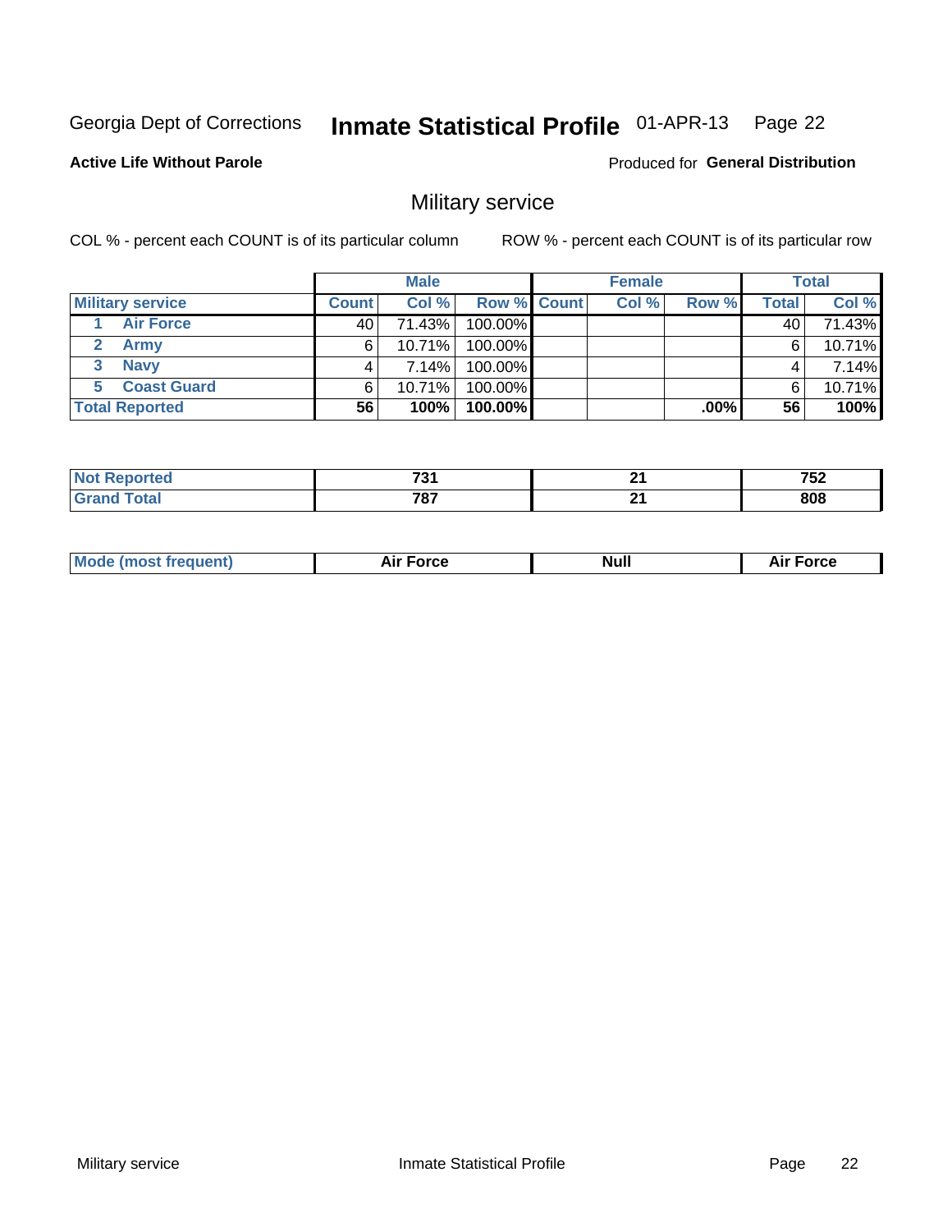Georgia Dept of Corrections **Inmate Statistical Profile** 01-APR-13

**Active Life Without Parole**

Produced for **General Distribution**

## Military service

COL % - percent each COUNT is of its particular column

ROW % - percent each COUNT is of its particular row

| | Male | | | Female | | | Total | |
|---|---|---|---|---|---|---|---|---|
| **Military service** | **Count** | **Col %** | **Row %** | **Count** | **Col %** | **Row %** | **Total** | **Col %** |
| 1 **Air Force** | 40 | 71.43% | 100.00% | | | | 40 | 71.43% |
| 2 **Army** | 6 | 10.71% | 100.00% | | | | 6 | 10.71% |
| 3 **Navy** | 4 | 7.14% | 100.00% | | | | 4 | 7.14% |
| 5 **Coast Guard** | 6 | 10.71% | 100.00% | | | | 6 | 10.71% |
| **Total Reported** | **56** | **100%** | **100.00%** | | | **.00%** | **56** | **100%** |

| | Male | Female | Total |
|---|---|---|---|
| **Not Reported** | **731** | **21** | **752** |
| **Grand Total** | **787** | **21** | **808** |

| | Male | Female | Total |
|---|---|---|---|
| **Mode (most frequent)** | **Air Force** | **Null** | **Air Force** |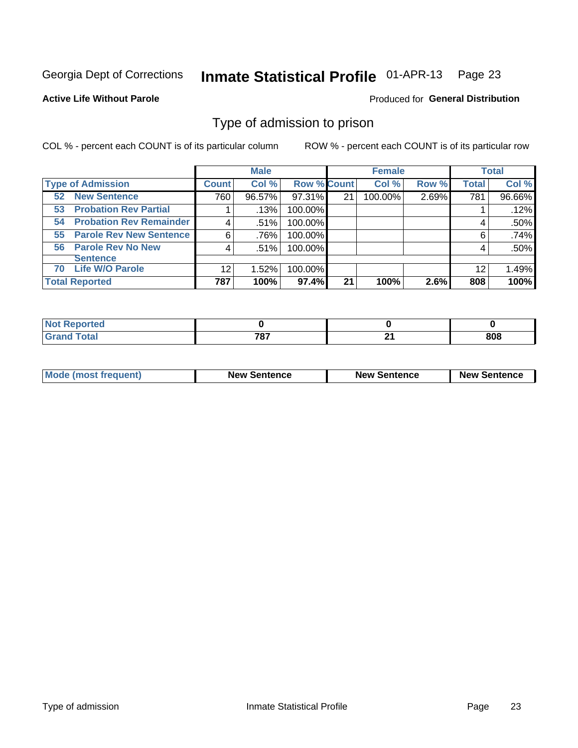Georgia Dept of Corrections **Inmate Statistical Profile** 01-APR-13 Page 23

**Active Life Without Parole**

Produced for **General Distribution**

## Type of admission to prison

COL % - percent each COUNT is of its particular column ROW % - percent each COUNT is of its particular row

| | Male | | | Female | | | Total | |
|---|---|---|---|---|---|---|---|---|
| **Type of Admission** | **Count** | **Col %** | **Row %** | **Count** | **Col %** | **Row %** | **Total** | **Col %** |
| **52 New Sentence** | 760 | 96.57% | 97.31% | 21 | 100.00% | 2.69% | 781 | 96.66% |
| **53 Probation Rev Partial** | 1 | .13% | 100.00% | | | | 1 | .12% |
| **54 Probation Rev Remainder** | 4 | .51% | 100.00% | | | | 4 | .50% |
| **55 Parole Rev New Sentence** | 6 | .76% | 100.00% | | | | 6 | .74% |
| **56 Parole Rev No New Sentence** | 4 | .51% | 100.00% | | | | 4 | .50% |
| **70 Life W/O Parole** | 12 | 1.52% | 100.00% | | | | 12 | 1.49% |
| **Total Reported** | **787** | **100%** | **97.4%** | **21** | **100%** | **2.6%** | **808** | **100%** |

| | Male | Female | Total |
|---|---|---|---|
| **Not Reported** | **0** | **0** | **0** |
| **Grand Total** | **787** | **21** | **808** |

| | Male | Female | Total |
|---|---|---|---|
| **Mode (most frequent)** | **New Sentence** | **New Sentence** | **New Sentence** |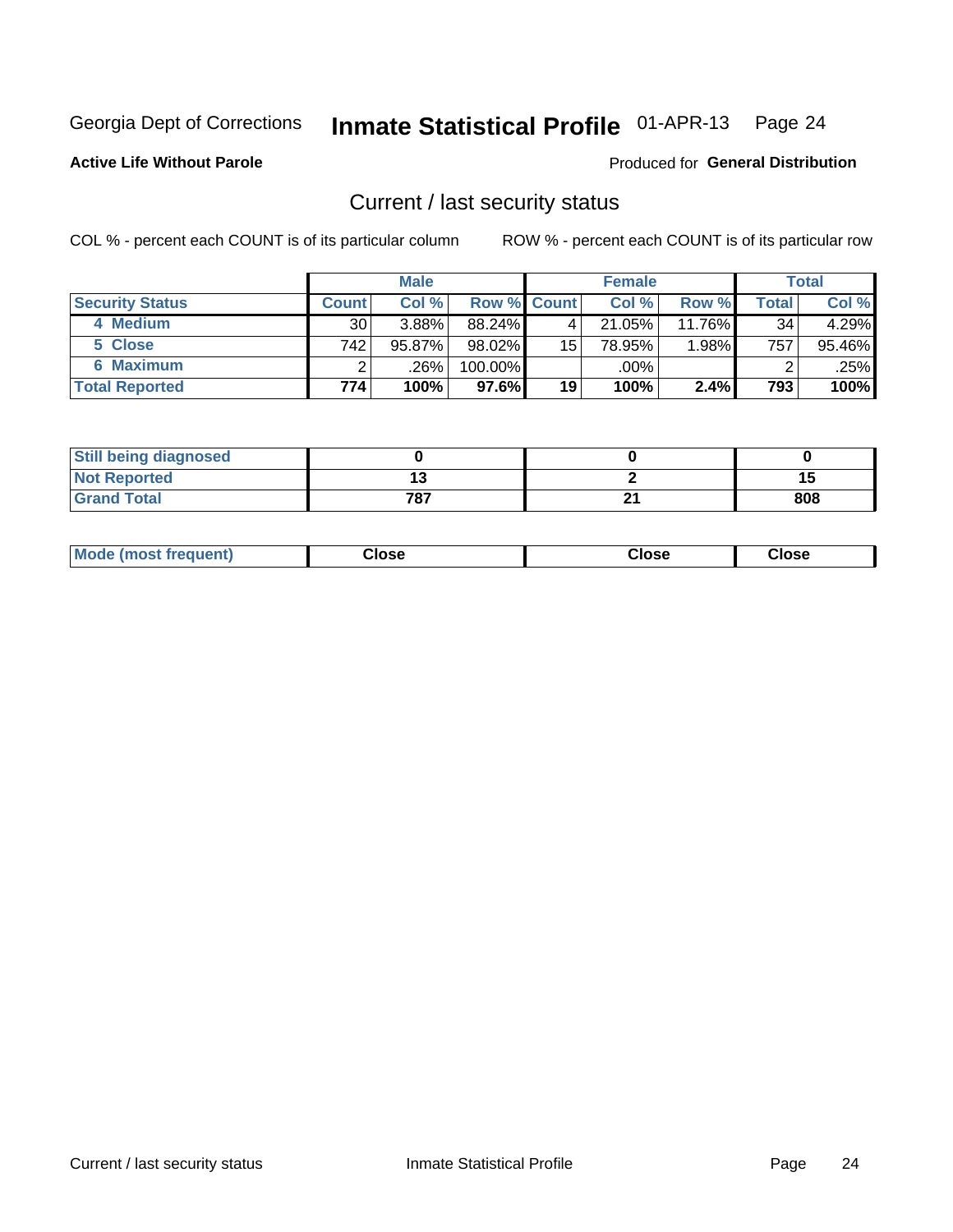Georgia Dept of Corrections **Inmate Statistical Profile** 01-APR-13

**Active Life Without Parole**

Produced for **General Distribution**

## Current / last security status

COL % - percent each COUNT is of its particular column

ROW % - percent each COUNT is of its particular row

| | Male | | | Female | | | Total | |
|---|---|---|---|---|---|---|---|---|
| **Security Status** | **Count** | **Col %** | **Row %** | **Count** | **Col %** | **Row %** | **Total** | **Col %** |
| 4 Medium | 30 | 3.88% | 88.24% | 4 | 21.05% | 11.76% | 34 | 4.29% |
| 5 Close | 742 | 95.87% | 98.02% | 15 | 78.95% | 1.98% | 757 | 95.46% |
| 6 Maximum | 2 | .26% | 100.00% | | .00% | | 2 | .25% |
| **Total Reported** | **774** | **100%** | **97.6%** | **19** | **100%** | **2.4%** | **793** | **100%** |

| | Male | Female | Total |
|---|---|---|---|
| **Still being diagnosed** | **0** | **0** | **0** |
| **Not Reported** | **13** | **2** | **15** |
| **Grand Total** | **787** | **21** | **808** |

| | Male | Female | Total |
|---|---|---|---|
| **Mode (most frequent)** | **Close** | **Close** | **Close** |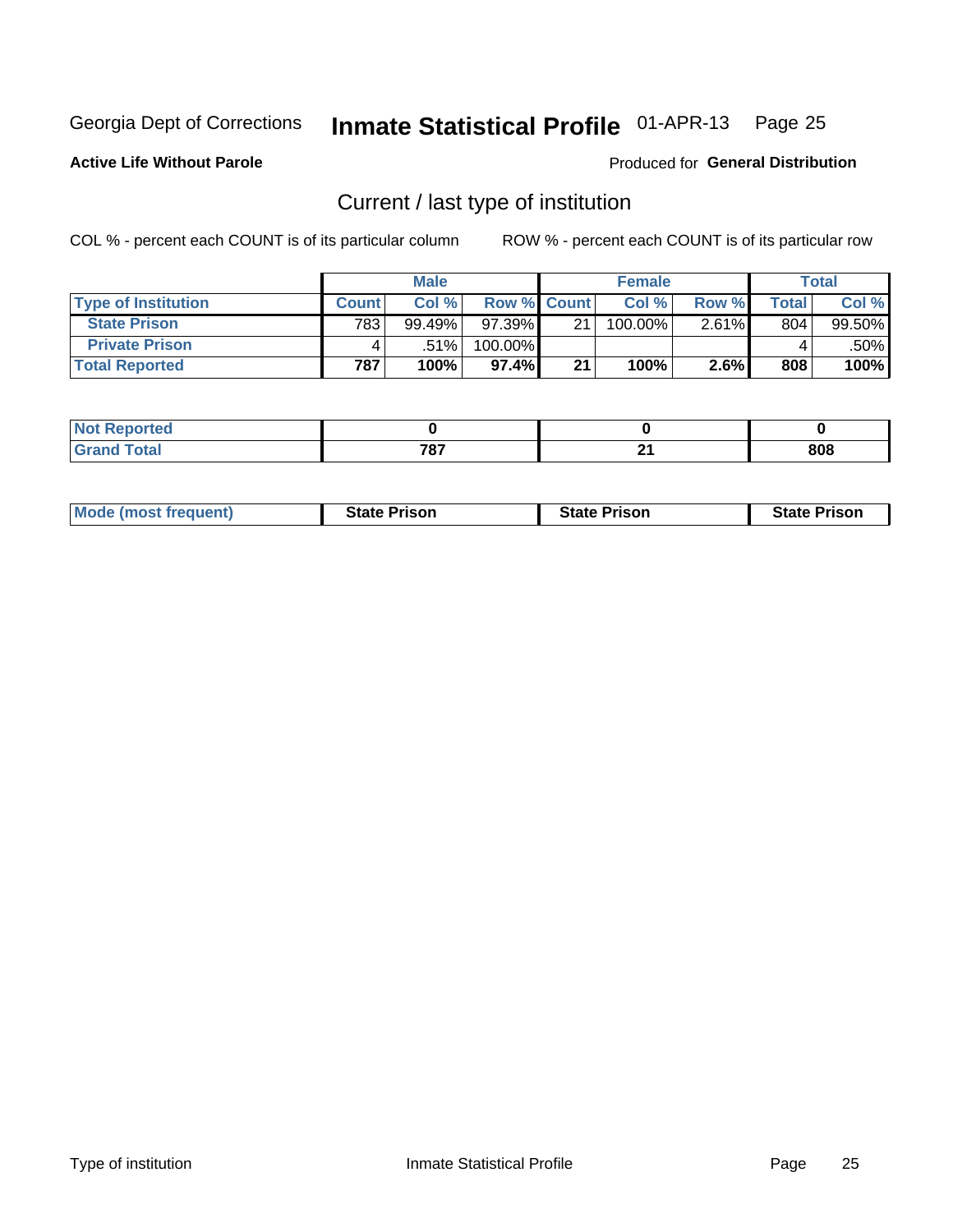Georgia Dept of Corrections **Inmate Statistical Profile** 01-APR-13 Page 25

**Active Life Without Parole**

Produced for **General Distribution**

## Current / last type of institution

COL % - percent each COUNT is of its particular column

ROW % - percent each COUNT is of its particular row

| | Male | | | Female | | | Total | |
|---|---|---|---|---|---|---|---|---|
| **Type of Institution** | **Count** | **Col %** | **Row %** | **Count** | **Col %** | **Row %** | **Total** | **Col %** |
| **State Prison** | 783 | 99.49% | 97.39% | 21 | 100.00% | 2.61% | 804 | 99.50% |
| **Private Prison** | 4 | .51% | 100.00% | | | | 4 | .50% |
| **Total Reported** | **787** | **100%** | **97.4%** | **21** | **100%** | **2.6%** | **808** | **100%** |

| | Male | Female | Total |
|---|---|---|---|
| **Not Reported** | **0** | **0** | **0** |
| **Grand Total** | **787** | **21** | **808** |

| | Male | Female | Total |
|---|---|---|---|
| **Mode (most frequent)** | **State Prison** | **State Prison** | **State Prison** |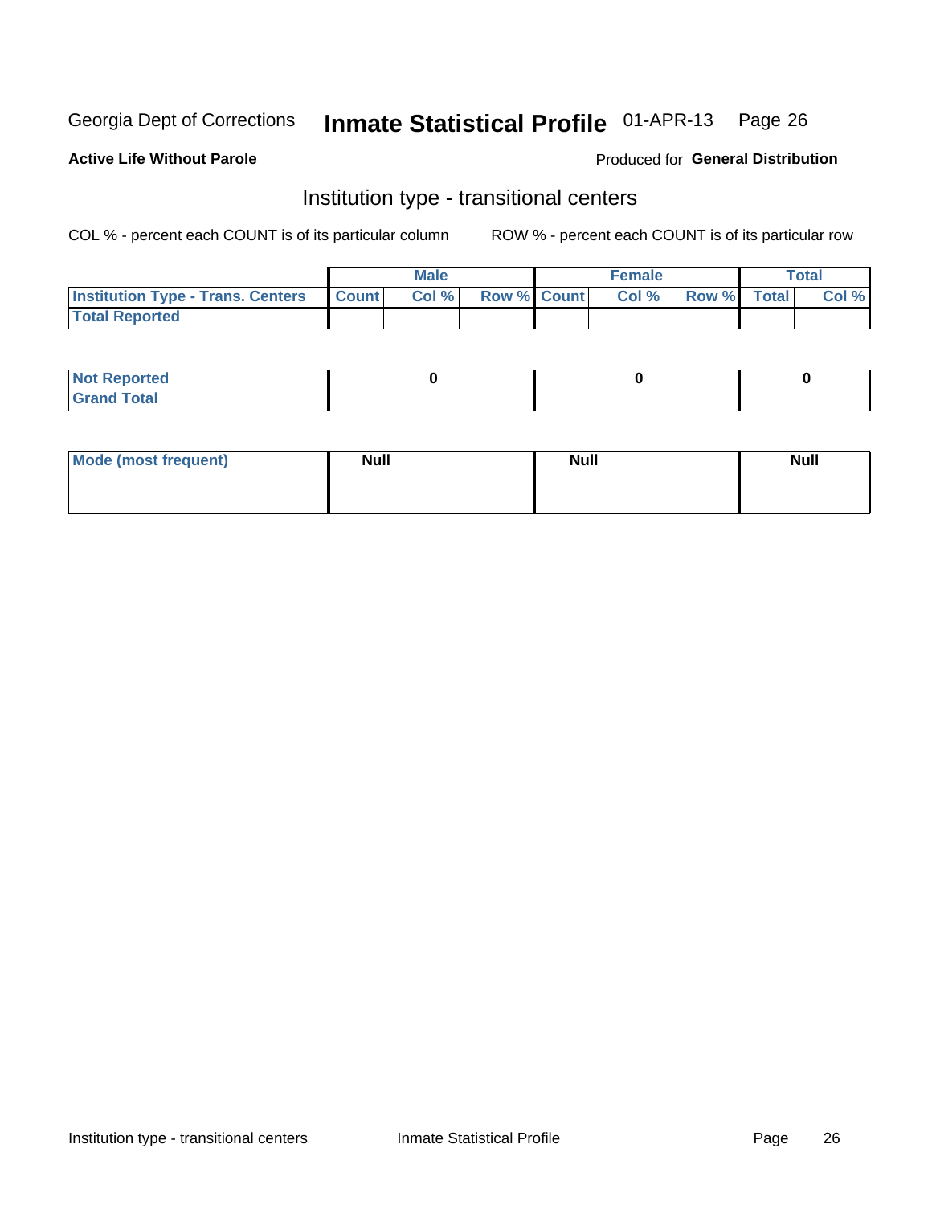Georgia Dept of Corrections **Inmate Statistical Profile** 01-APR-13

**Active Life Without Parole**

Produced for **General Distribution**

## Institution type - transitional centers

COL % - percent each COUNT is of its particular column

ROW % - percent each COUNT is of its particular row

| | Male | | | Female | | | Total | |
|---|---|---|---|---|---|---|---|---|
| **Institution Type - Trans. Centers** | **Count** | **Col %** | **Row %** | **Count** | **Col %** | **Row %** | **Total** | **Col %** |
| **Total Reported** | | | | | | | | |

| | Male | Female | Total |
|---|---|---|---|
| **Not Reported** | 0 | 0 | 0 |
| **Grand Total** | | | |

| | Male | Female | Total |
|---|---|---|---|
| **Mode (most frequent)** | Null | Null | Null |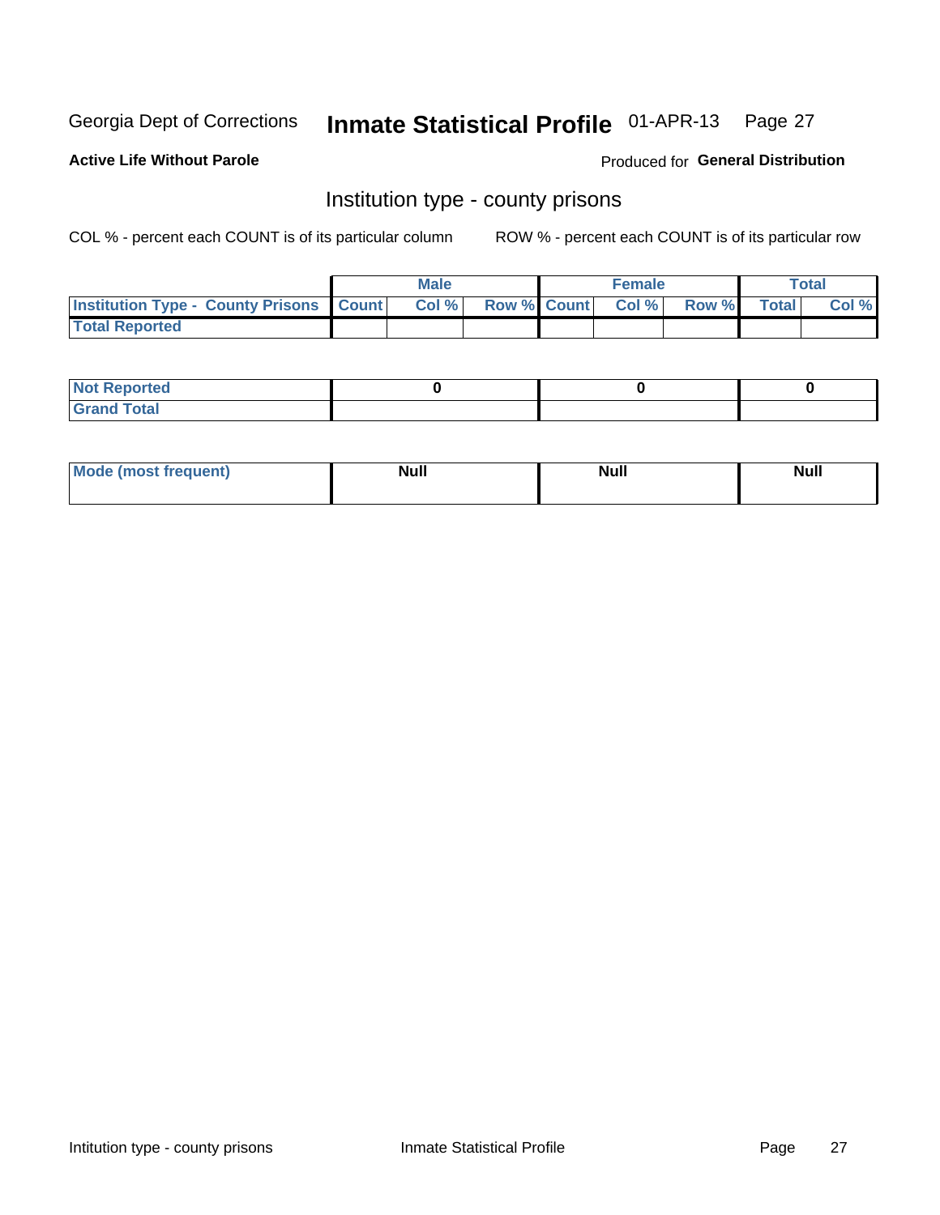Georgia Dept of Corrections **Inmate Statistical Profile** 01-APR-13

**Active Life Without Parole**

Produced for **General Distribution**

## Institution type - county prisons

COL % - percent each COUNT is of its particular column

ROW % - percent each COUNT is of its particular row

| | Male | | | Female | | | Total | |
|---|---|---|---|---|---|---|---|---|
| Institution Type - County Prisons | Count | Col % | Row % | Count | Col % | Row % | Total | Col % |
| Total Reported | | | | | | | | |

| | Male | Female | Total |
|---|---|---|---|
| Not Reported | 0 | 0 | 0 |
| Grand Total | | | |

| | Male | Female | Total |
|---|---|---|---|
| Mode (most frequent) | Null | Null | Null |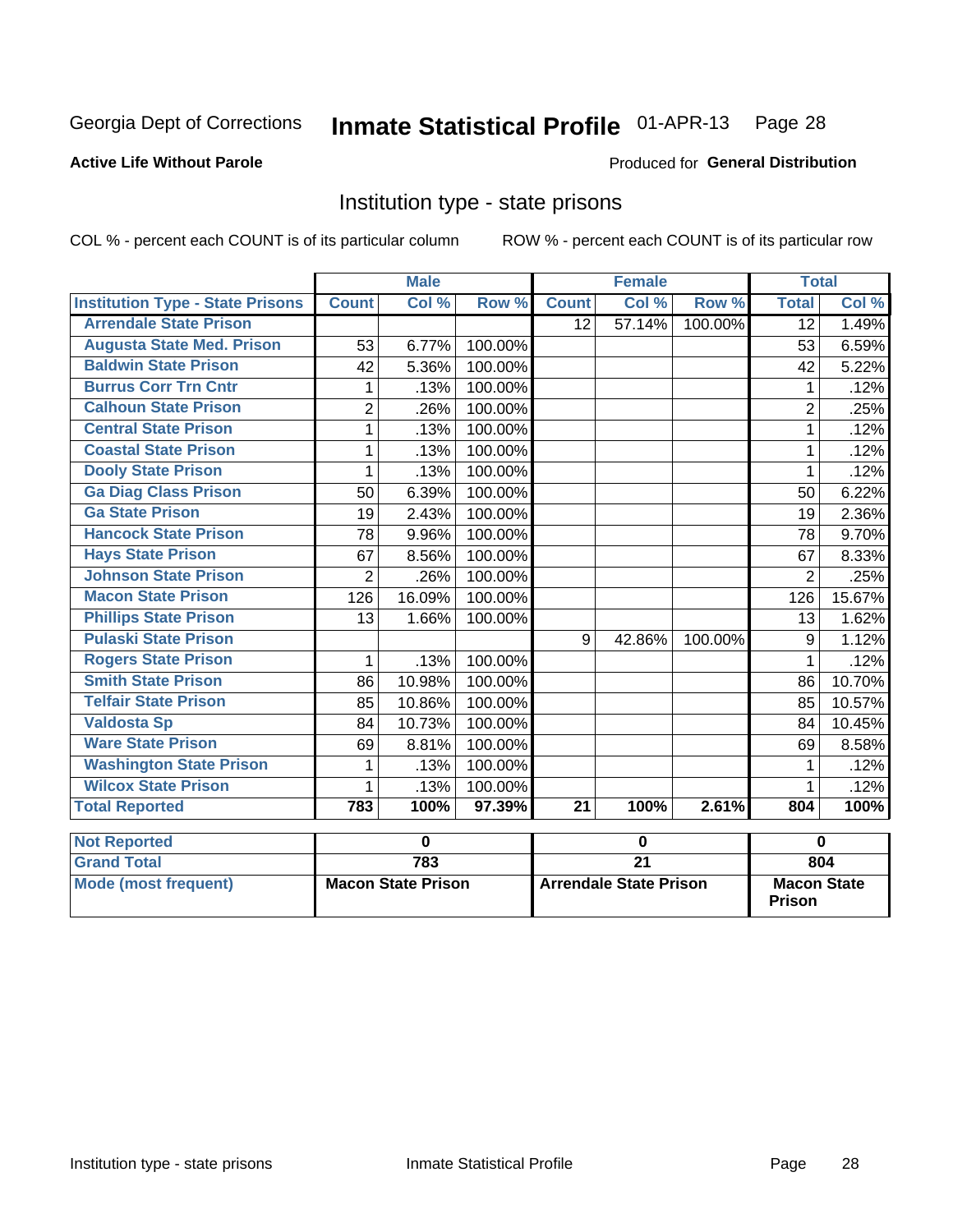Georgia Dept of Corrections **Inmate Statistical Profile** 01-APR-13

**Active Life Without Parole**

Produced for **General Distribution**

## Institution type - state prisons

COL % - percent each COUNT is of its particular column  ROW % - percent each COUNT is of its particular row

| | Male | | | Female | | | Total | |
|---|---|---|---|---|---|---|---|---|
| **Institution Type - State Prisons** | **Count** | **Col %** | **Row %** | **Count** | **Col %** | **Row %** | **Total** | **Col %** |
| Arrendale State Prison | | | | 12 | 57.14% | 100.00% | 12 | 1.49% |
| Augusta State Med. Prison | 53 | 6.77% | 100.00% | | | | 53 | 6.59% |
| Baldwin State Prison | 42 | 5.36% | 100.00% | | | | 42 | 5.22% |
| Burrus Corr Trn Cntr | 1 | .13% | 100.00% | | | | 1 | .12% |
| Calhoun State Prison | 2 | .26% | 100.00% | | | | 2 | .25% |
| Central State Prison | 1 | .13% | 100.00% | | | | 1 | .12% |
| Coastal State Prison | 1 | .13% | 100.00% | | | | 1 | .12% |
| Dooly State Prison | 1 | .13% | 100.00% | | | | 1 | .12% |
| Ga Diag Class Prison | 50 | 6.39% | 100.00% | | | | 50 | 6.22% |
| Ga State Prison | 19 | 2.43% | 100.00% | | | | 19 | 2.36% |
| Hancock State Prison | 78 | 9.96% | 100.00% | | | | 78 | 9.70% |
| Hays State Prison | 67 | 8.56% | 100.00% | | | | 67 | 8.33% |
| Johnson State Prison | 2 | .26% | 100.00% | | | | 2 | .25% |
| Macon State Prison | 126 | 16.09% | 100.00% | | | | 126 | 15.67% |
| Phillips State Prison | 13 | 1.66% | 100.00% | | | | 13 | 1.62% |
| Pulaski State Prison | | | | 9 | 42.86% | 100.00% | 9 | 1.12% |
| Rogers State Prison | 1 | .13% | 100.00% | | | | 1 | .12% |
| Smith State Prison | 86 | 10.98% | 100.00% | | | | 86 | 10.70% |
| Telfair State Prison | 85 | 10.86% | 100.00% | | | | 85 | 10.57% |
| Valdosta Sp | 84 | 10.73% | 100.00% | | | | 84 | 10.45% |
| Ware State Prison | 69 | 8.81% | 100.00% | | | | 69 | 8.58% |
| Washington State Prison | 1 | .13% | 100.00% | | | | 1 | .12% |
| Wilcox State Prison | 1 | .13% | 100.00% | | | | 1 | .12% |
| **Total Reported** | **783** | **100%** | **97.39%** | **21** | **100%** | **2.61%** | **804** | **100%** |

| | Male | Female | Total |
|---|---|---|---|
| **Not Reported** | 0 | 0 | 0 |
| **Grand Total** | 783 | 21 | 804 |
| **Mode (most frequent)** | Macon State Prison | Arrendale State Prison | Macon State Prison |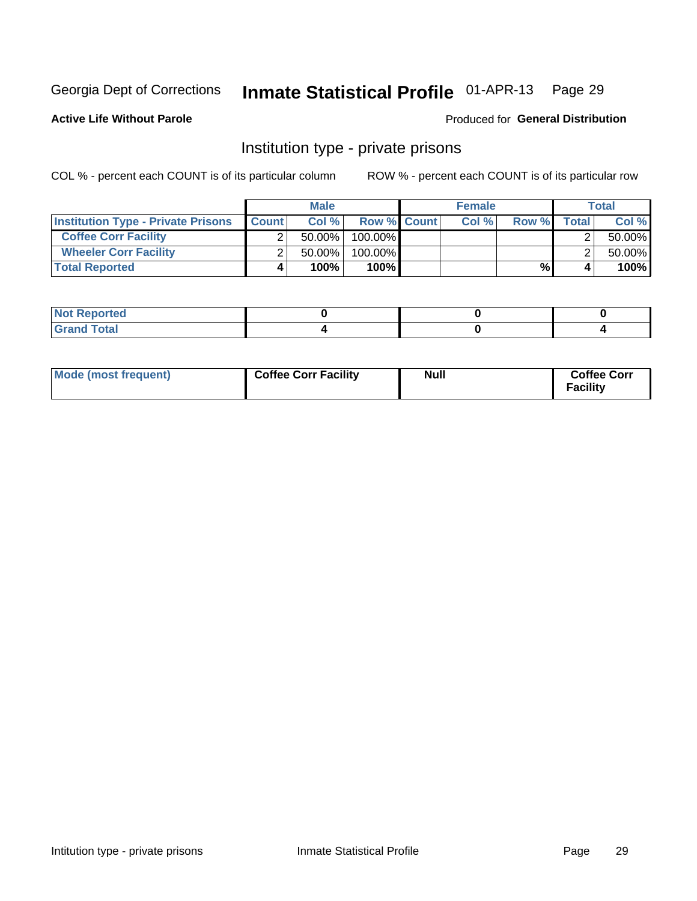Georgia Dept of Corrections **Inmate Statistical Profile** 01-APR-13

**Active Life Without Parole**

Produced for **General Distribution**

## Institution type - private prisons

COL % - percent each COUNT is of its particular column

ROW % - percent each COUNT is of its particular row

| | Male | | | Female | | | Total | |
|---|---|---|---|---|---|---|---|---|
| **Institution Type - Private Prisons** | **Count** | **Col %** | **Row %** | **Count** | **Col %** | **Row %** | **Total** | **Col %** |
| **Coffee Corr Facility** | 2 | 50.00% | 100.00% | | | | 2 | 50.00% |
| **Wheeler Corr Facility** | 2 | 50.00% | 100.00% | | | | 2 | 50.00% |
| **Total Reported** | **4** | **100%** | **100%** | | | **%** | **4** | **100%** |

| | | | |
|---|---|---|---|
| **Not Reported** | **0** | **0** | **0** |
| **Grand Total** | **4** | **0** | **4** |

| | | | |
|---|---|---|---|
| **Mode (most frequent)** | **Coffee Corr Facility** | **Null** | **Coffee Corr Facility** |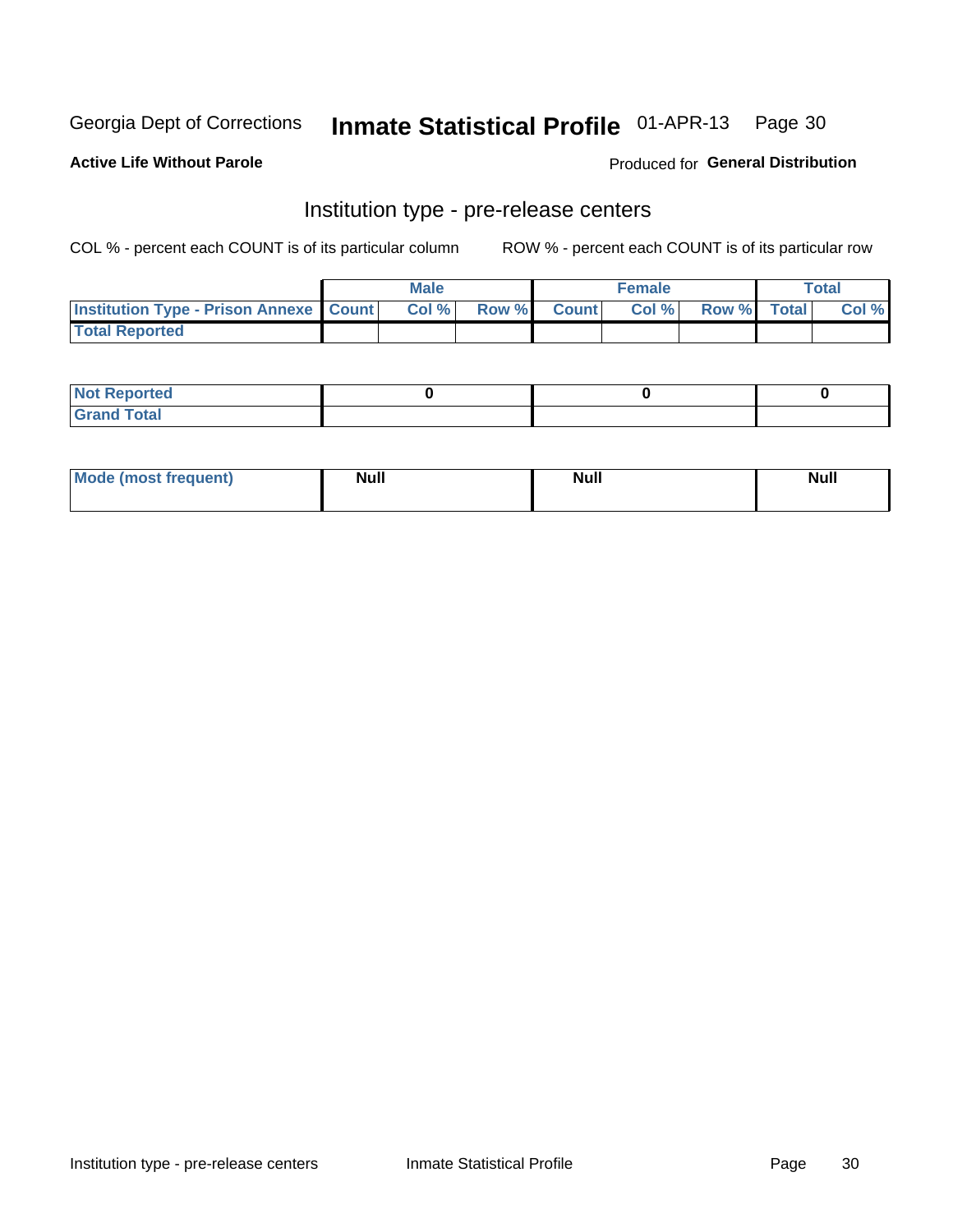Georgia Dept of Corrections **Inmate Statistical Profile** 01-APR-13

**Active Life Without Parole**

Produced for **General Distribution**

## Institution type - pre-release centers

COL % - percent each COUNT is of its particular column ROW % - percent each COUNT is of its particular row

| | Male | | | Female | | | Total | |
|---|---|---|---|---|---|---|---|---|
| Institution Type - Prison Annexe | Count | Col % | Row % | Count | Col % | Row % | Total | Col % |
| Total Reported | | | | | | | | |

| | Male | Female | Total |
|---|---|---|---|
| Not Reported | 0 | 0 | 0 |
| Grand Total | | | |

| | Male | Female | Total |
|---|---|---|---|
| Mode (most frequent) | Null | Null | Null |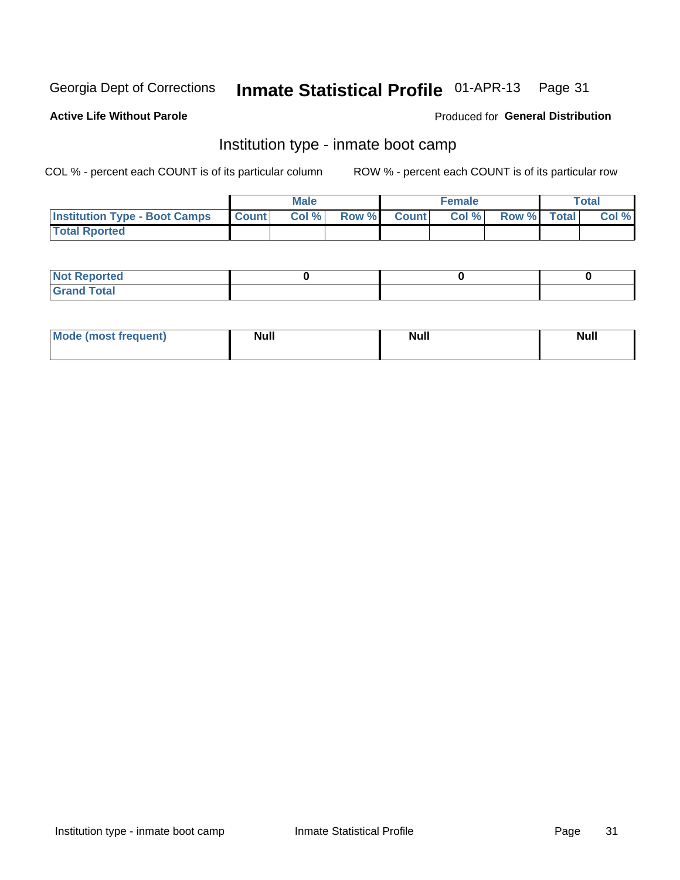Georgia Dept of Corrections **Inmate Statistical Profile** 01-APR-13

**Active Life Without Parole**

Produced for **General Distribution**

## Institution type - inmate boot camp

COL % - percent each COUNT is of its particular column

ROW % - percent each COUNT is of its particular row

| | Male | | | Female | | | Total | |
|---|---|---|---|---|---|---|---|---|
| Institution Type - Boot Camps | Count | Col % | Row % | Count | Col % | Row % | Total | Col % |
| Total Rported | | | | | | | | |

| | Male | Female | Total |
|---|---|---|---|
| Not Reported | 0 | 0 | 0 |
| Grand Total | | | |

| | Male | Female | Total |
|---|---|---|---|
| Mode (most frequent) | Null | Null | Null |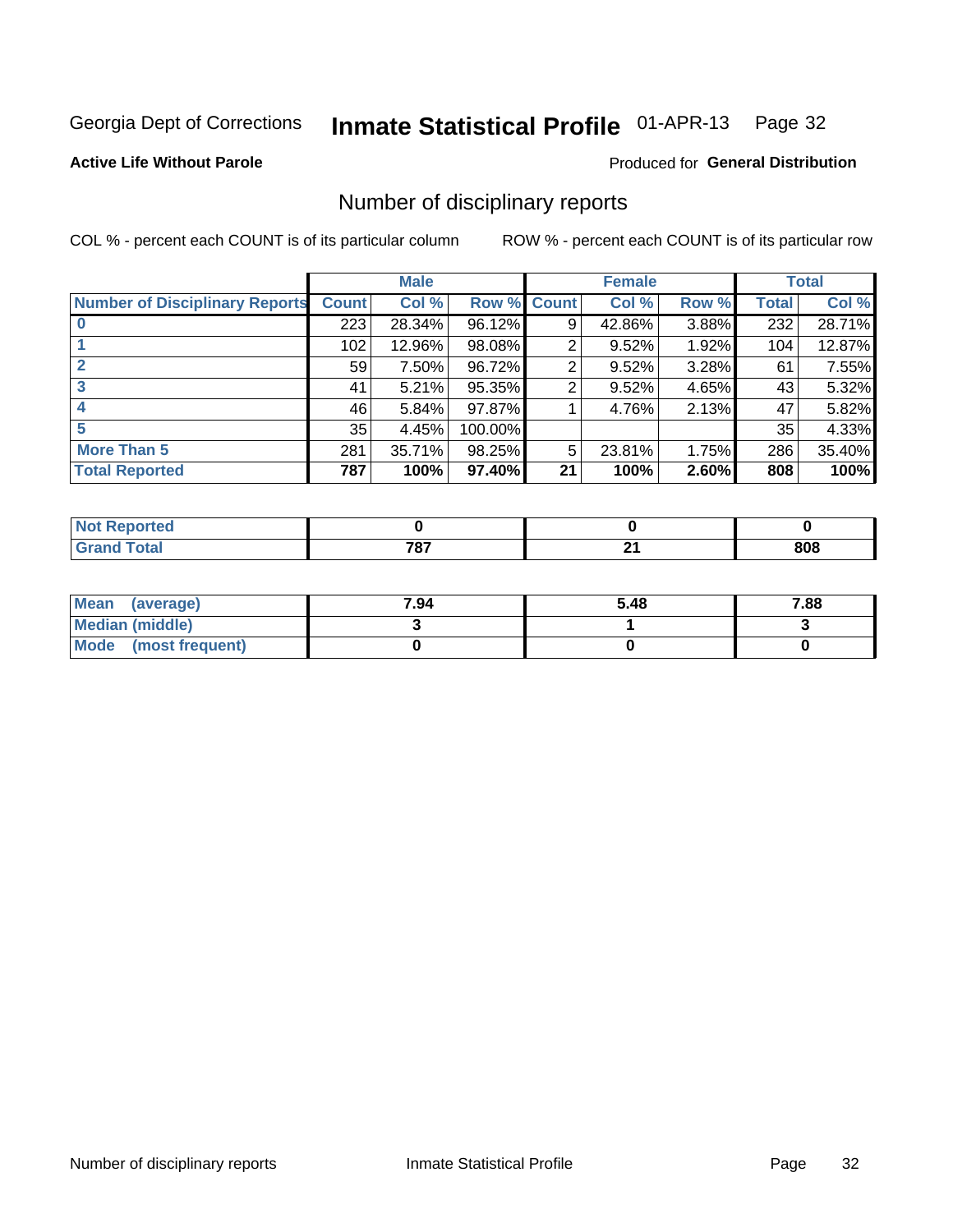Georgia Dept of Corrections **Inmate Statistical Profile** 01-APR-13

**Active Life Without Parole**

Produced for **General Distribution**

## Number of disciplinary reports

COL % - percent each COUNT is of its particular column

ROW % - percent each COUNT is of its particular row

| | Male | | | Female | | | Total | |
|---|---|---|---|---|---|---|---|---|
| Number of Disciplinary Reports | Count | Col % | Row % | Count | Col % | Row % | Total | Col % |
| 0 | 223 | 28.34% | 96.12% | 9 | 42.86% | 3.88% | 232 | 28.71% |
| 1 | 102 | 12.96% | 98.08% | 2 | 9.52% | 1.92% | 104 | 12.87% |
| 2 | 59 | 7.50% | 96.72% | 2 | 9.52% | 3.28% | 61 | 7.55% |
| 3 | 41 | 5.21% | 95.35% | 2 | 9.52% | 4.65% | 43 | 5.32% |
| 4 | 46 | 5.84% | 97.87% | 1 | 4.76% | 2.13% | 47 | 5.82% |
| 5 | 35 | 4.45% | 100.00% | | | | 35 | 4.33% |
| More Than 5 | 281 | 35.71% | 98.25% | 5 | 23.81% | 1.75% | 286 | 35.40% |
| **Total Reported** | **787** | **100%** | **97.40%** | **21** | **100%** | **2.60%** | **808** | **100%** |

| | Male | Female | Total |
|---|---|---|---|
| Not Reported | 0 | 0 | 0 |
| Grand Total | 787 | 21 | 808 |

| | Male | Female | Total |
|---|---|---|---|
| Mean (average) | 7.94 | 5.48 | 7.88 |
| Median (middle) | 3 | 1 | 3 |
| Mode (most frequent) | 0 | 0 | 0 |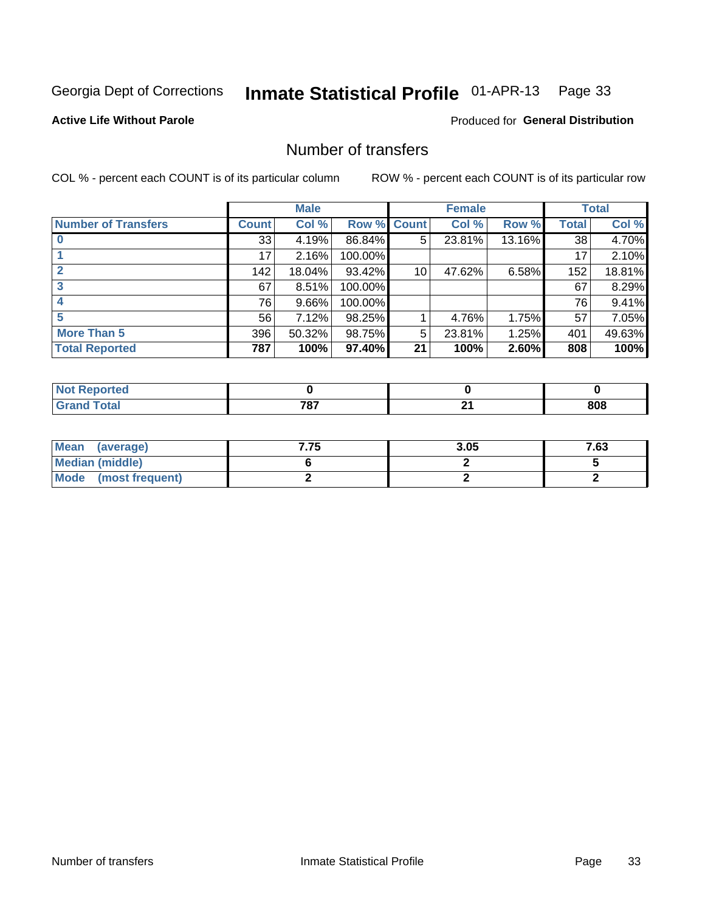Georgia Dept of Corrections **Inmate Statistical Profile** 01-APR-13

**Active Life Without Parole**

Produced for **General Distribution**

## Number of transfers

COL % - percent each COUNT is of its particular column

ROW % - percent each COUNT is of its particular row

| | Male | | | Female | | | Total | |
|---|---|---|---|---|---|---|---|---|
| **Number of Transfers** | **Count** | **Col %** | **Row %** | **Count** | **Col %** | **Row %** | **Total** | **Col %** |
| **0** | 33 | 4.19% | 86.84% | 5 | 23.81% | 13.16% | 38 | 4.70% |
| **1** | 17 | 2.16% | 100.00% | | | | 17 | 2.10% |
| **2** | 142 | 18.04% | 93.42% | 10 | 47.62% | 6.58% | 152 | 18.81% |
| **3** | 67 | 8.51% | 100.00% | | | | 67 | 8.29% |
| **4** | 76 | 9.66% | 100.00% | | | | 76 | 9.41% |
| **5** | 56 | 7.12% | 98.25% | 1 | 4.76% | 1.75% | 57 | 7.05% |
| **More Than 5** | 396 | 50.32% | 98.75% | 5 | 23.81% | 1.25% | 401 | 49.63% |
| **Total Reported** | **787** | **100%** | **97.40%** | **21** | **100%** | **2.60%** | **808** | **100%** |

| | Male | Female | Total |
|---|---|---|---|
| **Not Reported** | **0** | **0** | **0** |
| **Grand Total** | **787** | **21** | **808** |

| | Male | Female | Total |
|---|---|---|---|
| **Mean (average)** | **7.75** | **3.05** | **7.63** |
| **Median (middle)** | **6** | **2** | **5** |
| **Mode (most frequent)** | **2** | **2** | **2** |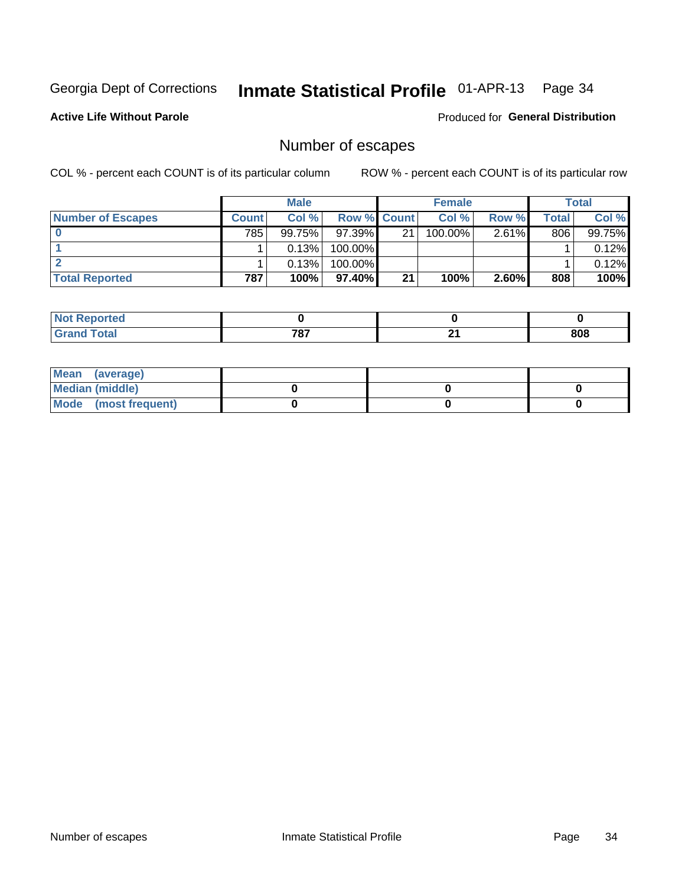Georgia Dept of Corrections **Inmate Statistical Profile** 01-APR-13

**Active Life Without Parole**

Produced for **General Distribution**

## Number of escapes

COL % - percent each COUNT is of its particular column

ROW % - percent each COUNT is of its particular row

| | Male | | | Female | | | Total | |
|---|---|---|---|---|---|---|---|---|
| **Number of Escapes** | **Count** | **Col %** | **Row %** | **Count** | **Col %** | **Row %** | **Total** | **Col %** |
| **0** | 785 | 99.75% | 97.39% | 21 | 100.00% | 2.61% | 806 | 99.75% |
| **1** | 1 | 0.13% | 100.00% | | | | 1 | 0.12% |
| **2** | 1 | 0.13% | 100.00% | | | | 1 | 0.12% |
| **Total Reported** | **787** | **100%** | **97.40%** | **21** | **100%** | **2.60%** | **808** | **100%** |

| | Male | Female | Total |
|---|---|---|---|
| **Not Reported** | **0** | **0** | **0** |
| **Grand Total** | **787** | **21** | **808** |

| | Male | Female | Total |
|---|---|---|---|
| **Mean (average)** | | | |
| **Median (middle)** | **0** | **0** | **0** |
| **Mode (most frequent)** | **0** | **0** | **0** |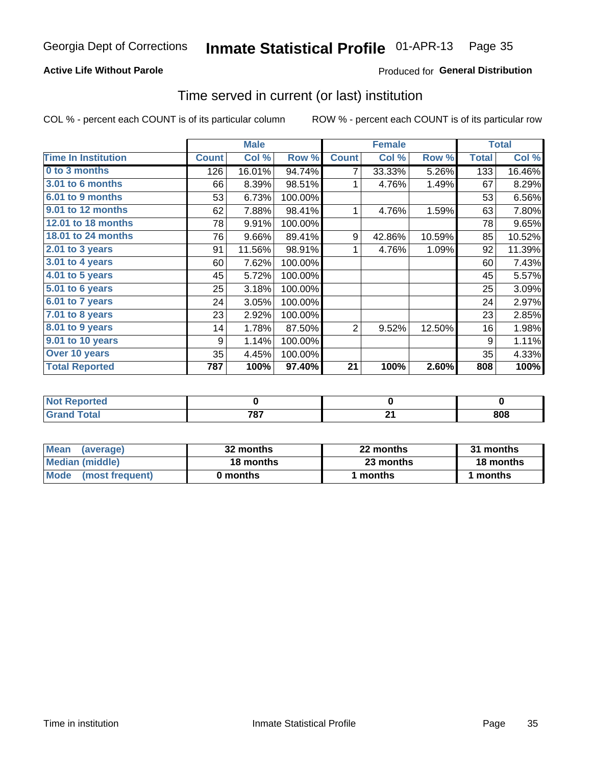Georgia Dept of Corrections **Inmate Statistical Profile** 01-APR-13

**Active Life Without Parole**

Produced for **General Distribution**

## Time served in current (or last) institution

COL % - percent each COUNT is of its particular column

ROW % - percent each COUNT is of its particular row

| | Male | | | Female | | | Total | |
|---|---|---|---|---|---|---|---|---|
| **Time In Institution** | **Count** | **Col %** | **Row %** | **Count** | **Col %** | **Row %** | **Total** | **Col %** |
| **0 to 3 months** | 126 | 16.01% | 94.74% | 7 | 33.33% | 5.26% | 133 | 16.46% |
| **3.01 to 6 months** | 66 | 8.39% | 98.51% | 1 | 4.76% | 1.49% | 67 | 8.29% |
| **6.01 to 9 months** | 53 | 6.73% | 100.00% | | | | 53 | 6.56% |
| **9.01 to 12 months** | 62 | 7.88% | 98.41% | 1 | 4.76% | 1.59% | 63 | 7.80% |
| **12.01 to 18 months** | 78 | 9.91% | 100.00% | | | | 78 | 9.65% |
| **18.01 to 24 months** | 76 | 9.66% | 89.41% | 9 | 42.86% | 10.59% | 85 | 10.52% |
| **2.01 to 3 years** | 91 | 11.56% | 98.91% | 1 | 4.76% | 1.09% | 92 | 11.39% |
| **3.01 to 4 years** | 60 | 7.62% | 100.00% | | | | 60 | 7.43% |
| **4.01 to 5 years** | 45 | 5.72% | 100.00% | | | | 45 | 5.57% |
| **5.01 to 6 years** | 25 | 3.18% | 100.00% | | | | 25 | 3.09% |
| **6.01 to 7 years** | 24 | 3.05% | 100.00% | | | | 24 | 2.97% |
| **7.01 to 8 years** | 23 | 2.92% | 100.00% | | | | 23 | 2.85% |
| **8.01 to 9 years** | 14 | 1.78% | 87.50% | 2 | 9.52% | 12.50% | 16 | 1.98% |
| **9.01 to 10 years** | 9 | 1.14% | 100.00% | | | | 9 | 1.11% |
| **Over 10 years** | 35 | 4.45% | 100.00% | | | | 35 | 4.33% |
| **Total Reported** | **787** | **100%** | **97.40%** | **21** | **100%** | **2.60%** | **808** | **100%** |

| | Male | Female | Total |
|---|---|---|---|
| **Not Reported** | **0** | **0** | **0** |
| **Grand Total** | **787** | **21** | **808** |

| | Male | Female | Total |
|---|---|---|---|
| **Mean (average)** | **32 months** | **22 months** | **31 months** |
| **Median (middle)** | **18 months** | **23 months** | **18 months** |
| **Mode (most frequent)** | **0 months** | **1 months** | **1 months** |

Time in institution Inmate Statistical Profile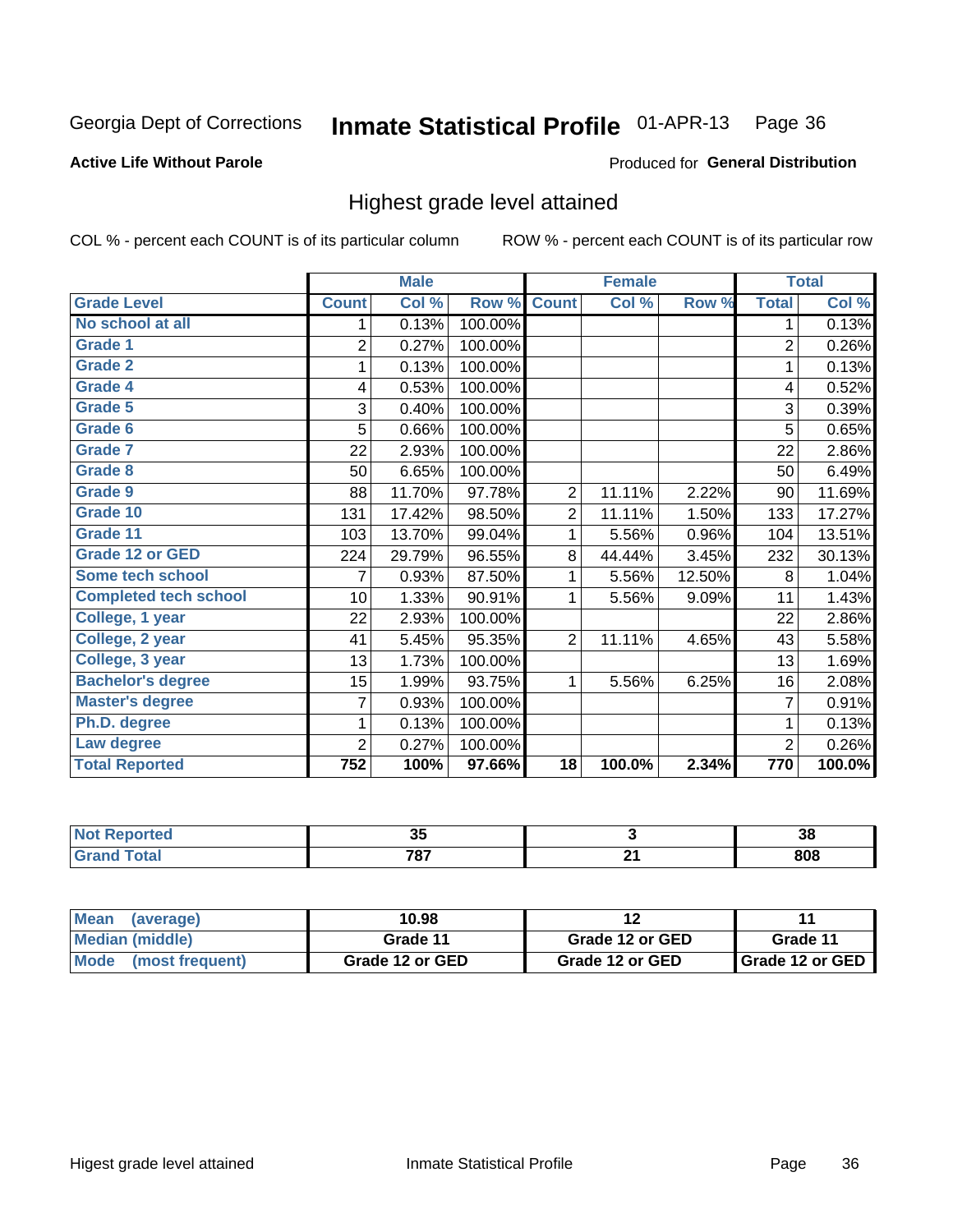Georgia Dept of Corrections **Inmate Statistical Profile** 01-APR-13

**Active Life Without Parole**

Produced for **General Distribution**

## Highest grade level attained

COL % - percent each COUNT is of its particular column     ROW % - percent each COUNT is of its particular row

| | Male | | | Female | | | Total | |
|---|---|---|---|---|---|---|---|---|
| **Grade Level** | **Count** | **Col %** | **Row %** | **Count** | **Col %** | **Row %** | **Total** | **Col %** |
| No school at all | 1 | 0.13% | 100.00% | | | | 1 | 0.13% |
| Grade 1 | 2 | 0.27% | 100.00% | | | | 2 | 0.26% |
| Grade 2 | 1 | 0.13% | 100.00% | | | | 1 | 0.13% |
| Grade 4 | 4 | 0.53% | 100.00% | | | | 4 | 0.52% |
| Grade 5 | 3 | 0.40% | 100.00% | | | | 3 | 0.39% |
| Grade 6 | 5 | 0.66% | 100.00% | | | | 5 | 0.65% |
| Grade 7 | 22 | 2.93% | 100.00% | | | | 22 | 2.86% |
| Grade 8 | 50 | 6.65% | 100.00% | | | | 50 | 6.49% |
| Grade 9 | 88 | 11.70% | 97.78% | 2 | 11.11% | 2.22% | 90 | 11.69% |
| Grade 10 | 131 | 17.42% | 98.50% | 2 | 11.11% | 1.50% | 133 | 17.27% |
| Grade 11 | 103 | 13.70% | 99.04% | 1 | 5.56% | 0.96% | 104 | 13.51% |
| Grade 12 or GED | 224 | 29.79% | 96.55% | 8 | 44.44% | 3.45% | 232 | 30.13% |
| Some tech school | 7 | 0.93% | 87.50% | 1 | 5.56% | 12.50% | 8 | 1.04% |
| Completed tech school | 10 | 1.33% | 90.91% | 1 | 5.56% | 9.09% | 11 | 1.43% |
| College, 1 year | 22 | 2.93% | 100.00% | | | | 22 | 2.86% |
| College, 2 year | 41 | 5.45% | 95.35% | 2 | 11.11% | 4.65% | 43 | 5.58% |
| College, 3 year | 13 | 1.73% | 100.00% | | | | 13 | 1.69% |
| Bachelor's degree | 15 | 1.99% | 93.75% | 1 | 5.56% | 6.25% | 16 | 2.08% |
| Master's degree | 7 | 0.93% | 100.00% | | | | 7 | 0.91% |
| Ph.D. degree | 1 | 0.13% | 100.00% | | | | 1 | 0.13% |
| Law degree | 2 | 0.27% | 100.00% | | | | 2 | 0.26% |
| **Total Reported** | **752** | **100%** | **97.66%** | **18** | **100.0%** | **2.34%** | **770** | **100.0%** |

| | Male | Female | Total |
|---|---|---|---|
| Not Reported | 35 | 3 | 38 |
| Grand Total | 787 | 21 | 808 |

| | Male | Female | Total |
|---|---|---|---|
| Mean (average) | 10.98 | 12 | 11 |
| Median (middle) | Grade 11 | Grade 12 or GED | Grade 11 |
| Mode (most frequent) | Grade 12 or GED | Grade 12 or GED | Grade 12 or GED |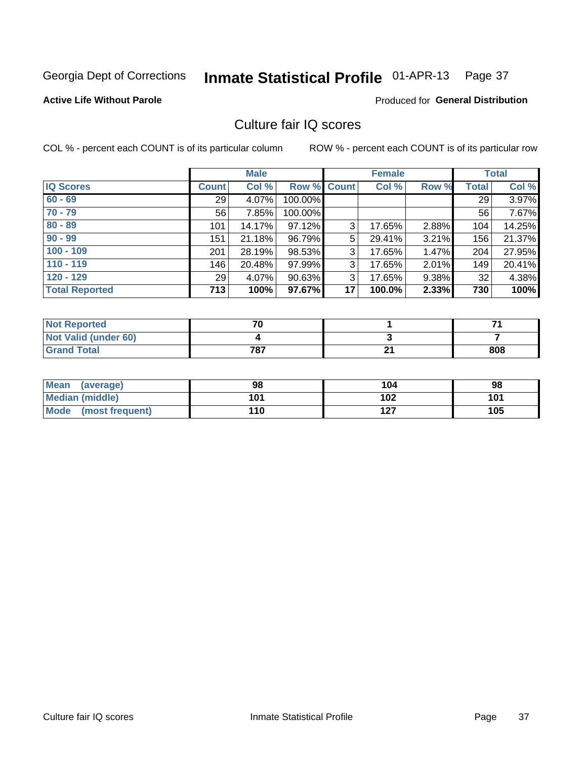Georgia Dept of Corrections **Inmate Statistical Profile** 01-APR-13 Page 37

**Active Life Without Parole**

Produced for **General Distribution**

## Culture fair IQ scores

COL % - percent each COUNT is of its particular column

ROW % - percent each COUNT is of its particular row

| | Male | | | Female | | | Total | |
|---|---|---|---|---|---|---|---|---|
| **IQ Scores** | **Count** | **Col %** | **Row %** | **Count** | **Col %** | **Row %** | **Total** | **Col %** |
| 60 - 69 | 29 | 4.07% | 100.00% | | | | 29 | 3.97% |
| 70 - 79 | 56 | 7.85% | 100.00% | | | | 56 | 7.67% |
| 80 - 89 | 101 | 14.17% | 97.12% | 3 | 17.65% | 2.88% | 104 | 14.25% |
| 90 - 99 | 151 | 21.18% | 96.79% | 5 | 29.41% | 3.21% | 156 | 21.37% |
| 100 - 109 | 201 | 28.19% | 98.53% | 3 | 17.65% | 1.47% | 204 | 27.95% |
| 110 - 119 | 146 | 20.48% | 97.99% | 3 | 17.65% | 2.01% | 149 | 20.41% |
| 120 - 129 | 29 | 4.07% | 90.63% | 3 | 17.65% | 9.38% | 32 | 4.38% |
| **Total Reported** | **713** | **100%** | **97.67%** | **17** | **100.0%** | **2.33%** | **730** | **100%** |

| | Male | Female | Total |
|---|---|---|---|
| Not Reported | **70** | **1** | **71** |
| Not Valid (under 60) | **4** | **3** | **7** |
| Grand Total | **787** | **21** | **808** |

| | Male | Female | Total |
|---|---|---|---|
| Mean (average) | **98** | **104** | **98** |
| Median (middle) | **101** | **102** | **101** |
| Mode (most frequent) | **110** | **127** | **105** |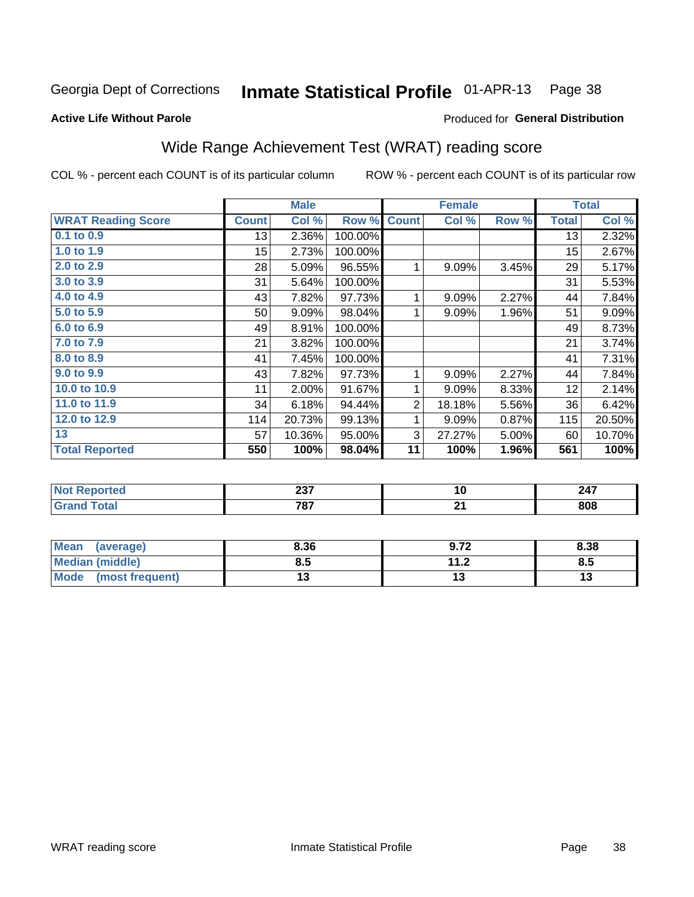Georgia Dept of Corrections **Inmate Statistical Profile** 01-APR-13 Page 38

**Active Life Without Parole**

Produced for **General Distribution**

## Wide Range Achievement Test (WRAT) reading score

COL % - percent each COUNT is of its particular column ROW % - percent each COUNT is of its particular row

| | Male | | | Female | | | Total | |
|---|---|---|---|---|---|---|---|---|
| **WRAT Reading Score** | **Count** | **Col %** | **Row %** | **Count** | **Col %** | **Row %** | **Total** | **Col %** |
| 0.1 to 0.9 | 13 | 2.36% | 100.00% | | | | 13 | 2.32% |
| 1.0 to 1.9 | 15 | 2.73% | 100.00% | | | | 15 | 2.67% |
| 2.0 to 2.9 | 28 | 5.09% | 96.55% | 1 | 9.09% | 3.45% | 29 | 5.17% |
| 3.0 to 3.9 | 31 | 5.64% | 100.00% | | | | 31 | 5.53% |
| 4.0 to 4.9 | 43 | 7.82% | 97.73% | 1 | 9.09% | 2.27% | 44 | 7.84% |
| 5.0 to 5.9 | 50 | 9.09% | 98.04% | 1 | 9.09% | 1.96% | 51 | 9.09% |
| 6.0 to 6.9 | 49 | 8.91% | 100.00% | | | | 49 | 8.73% |
| 7.0 to 7.9 | 21 | 3.82% | 100.00% | | | | 21 | 3.74% |
| 8.0 to 8.9 | 41 | 7.45% | 100.00% | | | | 41 | 7.31% |
| 9.0 to 9.9 | 43 | 7.82% | 97.73% | 1 | 9.09% | 2.27% | 44 | 7.84% |
| 10.0 to 10.9 | 11 | 2.00% | 91.67% | 1 | 9.09% | 8.33% | 12 | 2.14% |
| 11.0 to 11.9 | 34 | 6.18% | 94.44% | 2 | 18.18% | 5.56% | 36 | 6.42% |
| 12.0 to 12.9 | 114 | 20.73% | 99.13% | 1 | 9.09% | 0.87% | 115 | 20.50% |
| 13 | 57 | 10.36% | 95.00% | 3 | 27.27% | 5.00% | 60 | 10.70% |
| **Total Reported** | **550** | **100%** | **98.04%** | **11** | **100%** | **1.96%** | **561** | **100%** |

| | Male | Female | Total |
|---|---|---|---|
| **Not Reported** | **237** | **10** | **247** |
| **Grand Total** | **787** | **21** | **808** |

| | Male | Female | Total |
|---|---|---|---|
| **Mean (average)** | **8.36** | **9.72** | **8.38** |
| **Median (middle)** | **8.5** | **11.2** | **8.5** |
| **Mode (most frequent)** | **13** | **13** | **13** |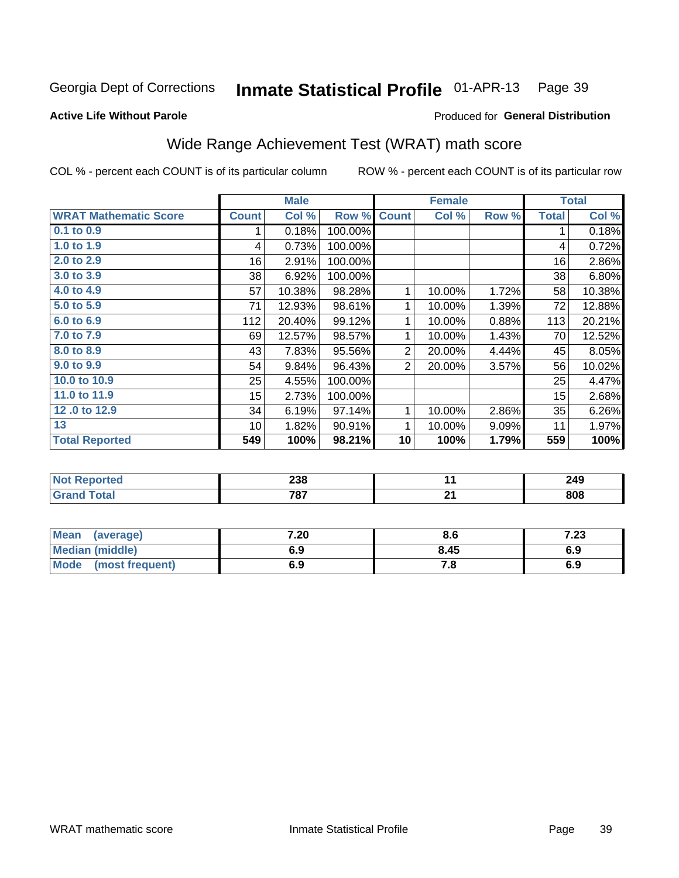Georgia Dept of Corrections **Inmate Statistical Profile** 01-APR-13

**Active Life Without Parole**

Produced for **General Distribution**

## Wide Range Achievement Test (WRAT) math score

COL % - percent each COUNT is of its particular column      ROW % - percent each COUNT is of its particular row

| | Male | | | Female | | | Total | |
|---|---|---|---|---|---|---|---|---|
| **WRAT Mathematic Score** | **Count** | **Col %** | **Row %** | **Count** | **Col %** | **Row %** | **Total** | **Col %** |
| 0.1 to 0.9 | 1 | 0.18% | 100.00% | | | | 1 | 0.18% |
| 1.0 to 1.9 | 4 | 0.73% | 100.00% | | | | 4 | 0.72% |
| 2.0 to 2.9 | 16 | 2.91% | 100.00% | | | | 16 | 2.86% |
| 3.0 to 3.9 | 38 | 6.92% | 100.00% | | | | 38 | 6.80% |
| 4.0 to 4.9 | 57 | 10.38% | 98.28% | 1 | 10.00% | 1.72% | 58 | 10.38% |
| 5.0 to 5.9 | 71 | 12.93% | 98.61% | 1 | 10.00% | 1.39% | 72 | 12.88% |
| 6.0 to 6.9 | 112 | 20.40% | 99.12% | 1 | 10.00% | 0.88% | 113 | 20.21% |
| 7.0 to 7.9 | 69 | 12.57% | 98.57% | 1 | 10.00% | 1.43% | 70 | 12.52% |
| 8.0 to 8.9 | 43 | 7.83% | 95.56% | 2 | 20.00% | 4.44% | 45 | 8.05% |
| 9.0 to 9.9 | 54 | 9.84% | 96.43% | 2 | 20.00% | 3.57% | 56 | 10.02% |
| 10.0 to 10.9 | 25 | 4.55% | 100.00% | | | | 25 | 4.47% |
| 11.0 to 11.9 | 15 | 2.73% | 100.00% | | | | 15 | 2.68% |
| 12 .0 to 12.9 | 34 | 6.19% | 97.14% | 1 | 10.00% | 2.86% | 35 | 6.26% |
| 13 | 10 | 1.82% | 90.91% | 1 | 10.00% | 9.09% | 11 | 1.97% |
| **Total Reported** | **549** | **100%** | **98.21%** | **10** | **100%** | **1.79%** | **559** | **100%** |

| | Male | Female | Total |
|---|---|---|---|
| Not Reported | 238 | 11 | 249 |
| Grand Total | 787 | 21 | 808 |

| | Male | Female | Total |
|---|---|---|---|
| Mean (average) | 7.20 | 8.6 | 7.23 |
| Median (middle) | 6.9 | 8.45 | 6.9 |
| Mode (most frequent) | 6.9 | 7.8 | 6.9 |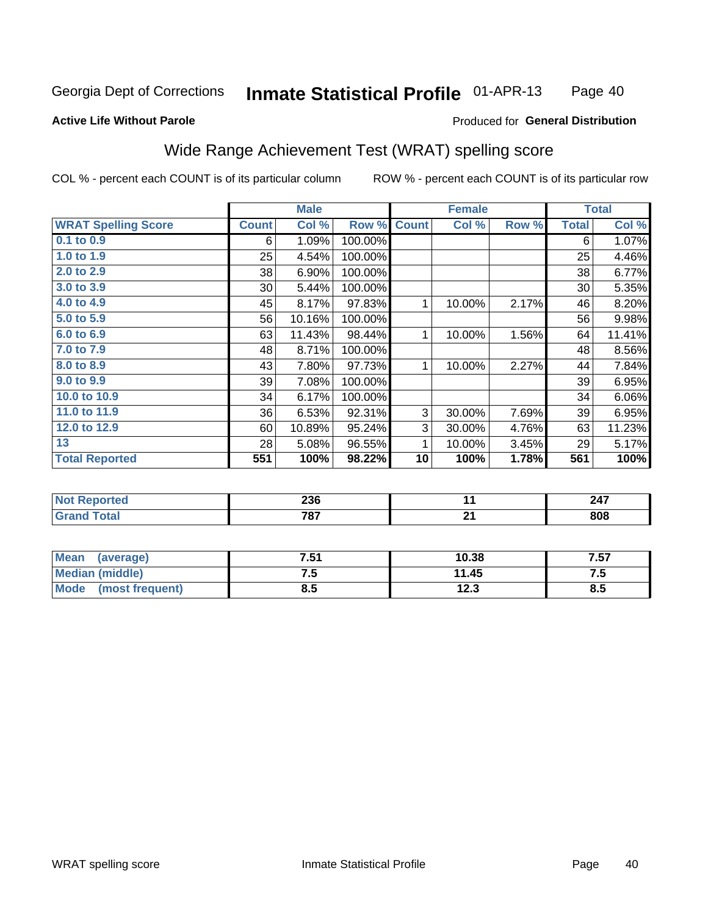Georgia Dept of Corrections **Inmate Statistical Profile** 01-APR-13

**Active Life Without Parole**

Produced for **General Distribution**

## Wide Range Achievement Test (WRAT) spelling score

COL % - percent each COUNT is of its particular column ROW % - percent each COUNT is of its particular row

| | Male | | | Female | | | Total | |
|---|---|---|---|---|---|---|---|---|
| **WRAT Spelling Score** | **Count** | **Col %** | **Row %** | **Count** | **Col %** | **Row %** | **Total** | **Col %** |
| 0.1 to 0.9 | 6 | 1.09% | 100.00% | | | | 6 | 1.07% |
| 1.0 to 1.9 | 25 | 4.54% | 100.00% | | | | 25 | 4.46% |
| 2.0 to 2.9 | 38 | 6.90% | 100.00% | | | | 38 | 6.77% |
| 3.0 to 3.9 | 30 | 5.44% | 100.00% | | | | 30 | 5.35% |
| 4.0 to 4.9 | 45 | 8.17% | 97.83% | 1 | 10.00% | 2.17% | 46 | 8.20% |
| 5.0 to 5.9 | 56 | 10.16% | 100.00% | | | | 56 | 9.98% |
| 6.0 to 6.9 | 63 | 11.43% | 98.44% | 1 | 10.00% | 1.56% | 64 | 11.41% |
| 7.0 to 7.9 | 48 | 8.71% | 100.00% | | | | 48 | 8.56% |
| 8.0 to 8.9 | 43 | 7.80% | 97.73% | 1 | 10.00% | 2.27% | 44 | 7.84% |
| 9.0 to 9.9 | 39 | 7.08% | 100.00% | | | | 39 | 6.95% |
| 10.0 to 10.9 | 34 | 6.17% | 100.00% | | | | 34 | 6.06% |
| 11.0 to 11.9 | 36 | 6.53% | 92.31% | 3 | 30.00% | 7.69% | 39 | 6.95% |
| 12.0 to 12.9 | 60 | 10.89% | 95.24% | 3 | 30.00% | 4.76% | 63 | 11.23% |
| 13 | 28 | 5.08% | 96.55% | 1 | 10.00% | 3.45% | 29 | 5.17% |
| **Total Reported** | **551** | **100%** | **98.22%** | **10** | **100%** | **1.78%** | **561** | **100%** |

| | Male | Female | Total |
|---|---|---|---|
| **Not Reported** | **236** | **11** | **247** |
| **Grand Total** | **787** | **21** | **808** |

| | Male | Female | Total |
|---|---|---|---|
| **Mean (average)** | **7.51** | **10.38** | **7.57** |
| **Median (middle)** | **7.5** | **11.45** | **7.5** |
| **Mode (most frequent)** | **8.5** | **12.3** | **8.5** |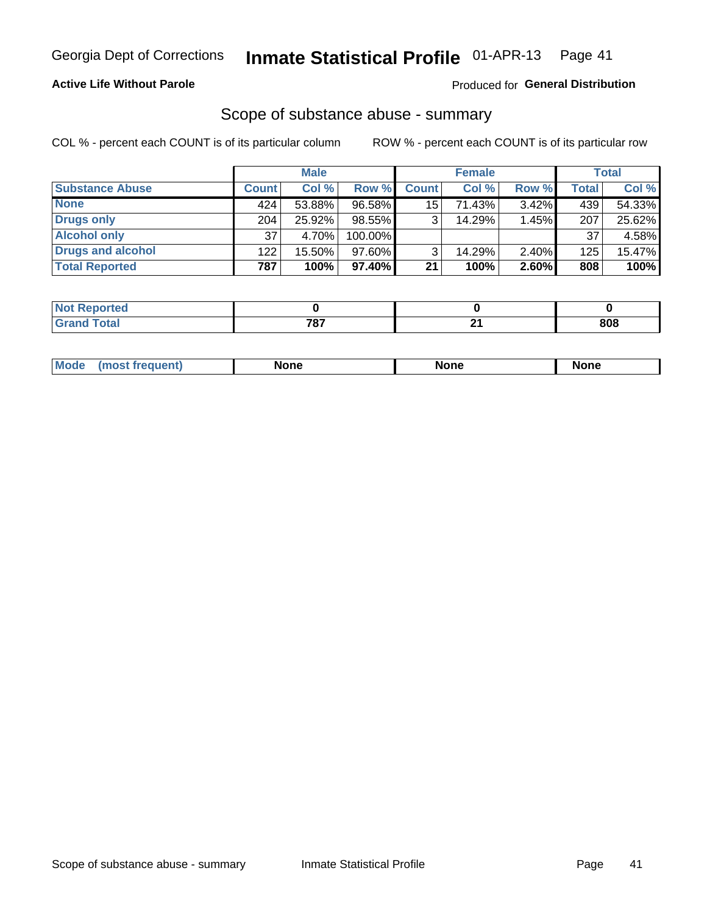Georgia Dept of Corrections **Inmate Statistical Profile** 01-APR-13 Page 41

**Active Life Without Parole**

Produced for **General Distribution**

## Scope of substance abuse - summary

COL % - percent each COUNT is of its particular column

ROW % - percent each COUNT is of its particular row

| | Male | | | Female | | | Total | |
|---|---|---|---|---|---|---|---|---|
| **Substance Abuse** | **Count** | **Col %** | **Row %** | **Count** | **Col %** | **Row %** | **Total** | **Col %** |
| **None** | 424 | 53.88% | 96.58% | 15 | 71.43% | 3.42% | 439 | 54.33% |
| **Drugs only** | 204 | 25.92% | 98.55% | 3 | 14.29% | 1.45% | 207 | 25.62% |
| **Alcohol only** | 37 | 4.70% | 100.00% | | | | 37 | 4.58% |
| **Drugs and alcohol** | 122 | 15.50% | 97.60% | 3 | 14.29% | 2.40% | 125 | 15.47% |
| **Total Reported** | **787** | **100%** | **97.40%** | **21** | **100%** | **2.60%** | **808** | **100%** |

| | Male | Female | Total |
|---|---|---|---|
| **Not Reported** | **0** | **0** | **0** |
| **Grand Total** | **787** | **21** | **808** |

| | Male | Female | Total |
|---|---|---|---|
| **Mode (most frequent)** | **None** | **None** | **None** |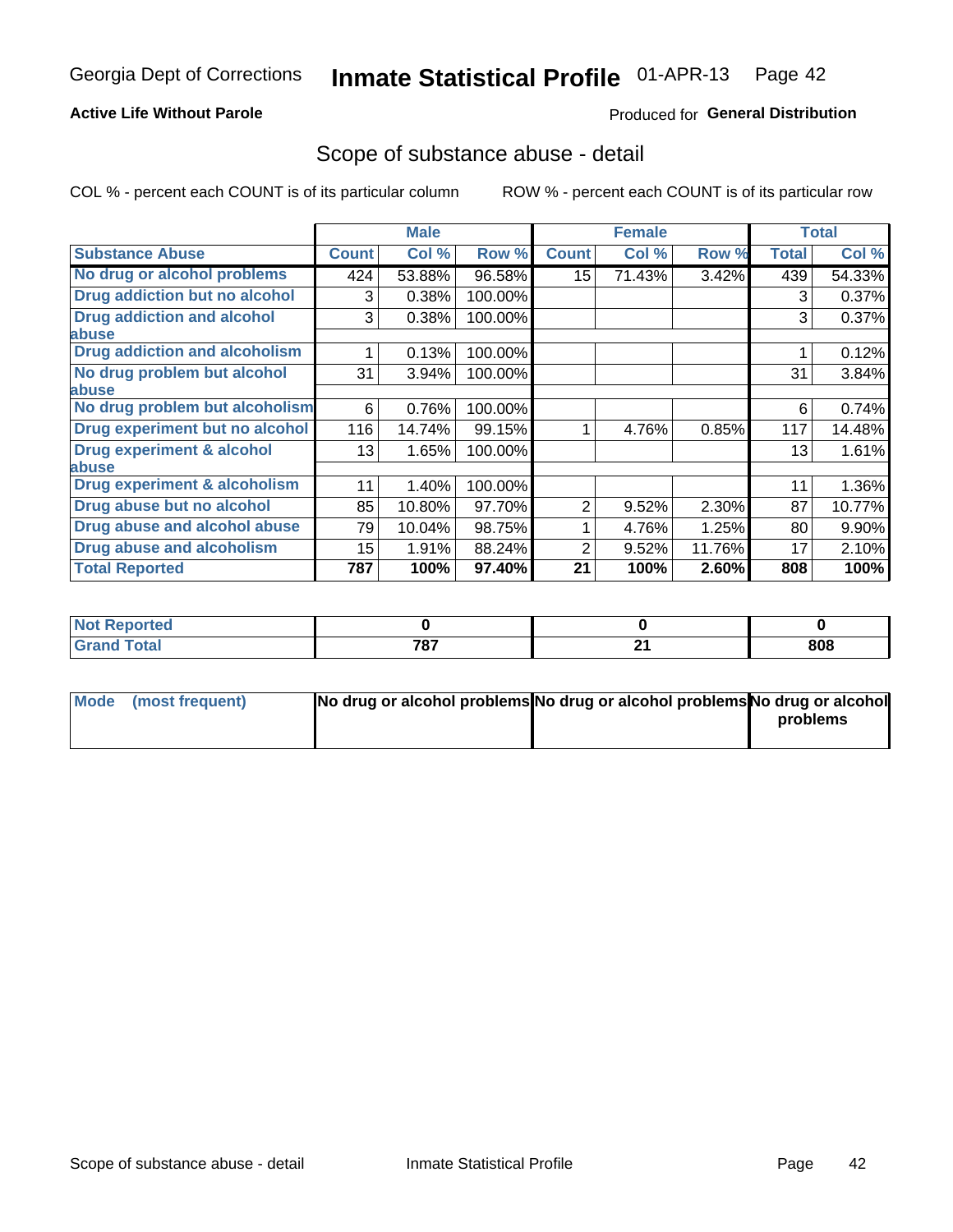Georgia Dept of Corrections **Inmate Statistical Profile** 01-APR-13

**Active Life Without Parole**

Produced for **General Distribution**

## Scope of substance abuse - detail

COL % - percent each COUNT is of its particular column ROW % - percent each COUNT is of its particular row

| | Male | | | Female | | | Total | |
|---|---|---|---|---|---|---|---|---|
| **Substance Abuse** | **Count** | **Col %** | **Row %** | **Count** | **Col %** | **Row %** | **Total** | **Col %** |
| **No drug or alcohol problems** | 424 | 53.88% | 96.58% | 15 | 71.43% | 3.42% | 439 | 54.33% |
| **Drug addiction but no alcohol** | 3 | 0.38% | 100.00% | | | | 3 | 0.37% |
| **Drug addiction and alcohol abuse** | 3 | 0.38% | 100.00% | | | | 3 | 0.37% |
| **Drug addiction and alcoholism** | 1 | 0.13% | 100.00% | | | | 1 | 0.12% |
| **No drug problem but alcohol abuse** | 31 | 3.94% | 100.00% | | | | 31 | 3.84% |
| **No drug problem but alcoholism** | 6 | 0.76% | 100.00% | | | | 6 | 0.74% |
| **Drug experiment but no alcohol** | 116 | 14.74% | 99.15% | 1 | 4.76% | 0.85% | 117 | 14.48% |
| **Drug experiment & alcohol abuse** | 13 | 1.65% | 100.00% | | | | 13 | 1.61% |
| **Drug experiment & alcoholism** | 11 | 1.40% | 100.00% | | | | 11 | 1.36% |
| **Drug abuse but no alcohol** | 85 | 10.80% | 97.70% | 2 | 9.52% | 2.30% | 87 | 10.77% |
| **Drug abuse and alcohol abuse** | 79 | 10.04% | 98.75% | 1 | 4.76% | 1.25% | 80 | 9.90% |
| **Drug abuse and alcoholism** | 15 | 1.91% | 88.24% | 2 | 9.52% | 11.76% | 17 | 2.10% |
| **Total Reported** | **787** | **100%** | **97.40%** | **21** | **100%** | **2.60%** | **808** | **100%** |

| | Male | Female | Total |
|---|---|---|---|
| **Not Reported** | **0** | **0** | **0** |
| **Grand Total** | **787** | **21** | **808** |

| | Male | Female | Total |
|---|---|---|---|
| **Mode (most frequent)** | **No drug or alcohol problems** | **No drug or alcohol problems** | **No drug or alcohol problems** |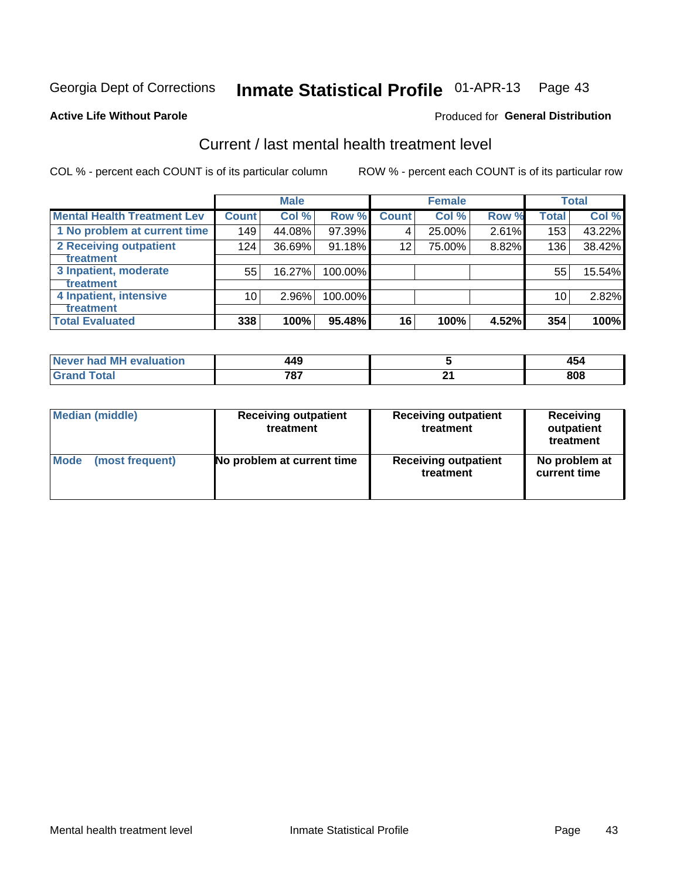Georgia Dept of Corrections **Inmate Statistical Profile** 01-APR-13

**Active Life Without Parole**

Produced for **General Distribution**

## Current / last mental health treatment level

COL % - percent each COUNT is of its particular column

ROW % - percent each COUNT is of its particular row

| Mental Health Treatment Lev | Male | | | Female | | | Total | |
|---|---|---|---|---|---|---|---|---|
| | Count | Col % | Row % | Count | Col % | Row % | Total | Col % |
| 1 No problem at current time | 149 | 44.08% | 97.39% | 4 | 25.00% | 2.61% | 153 | 43.22% |
| 2 Receiving outpatient treatment | 124 | 36.69% | 91.18% | 12 | 75.00% | 8.82% | 136 | 38.42% |
| 3 Inpatient, moderate treatment | 55 | 16.27% | 100.00% | | | | 55 | 15.54% |
| 4 Inpatient, intensive treatment | 10 | 2.96% | 100.00% | | | | 10 | 2.82% |
| **Total Evaluated** | **338** | **100%** | **95.48%** | **16** | **100%** | **4.52%** | **354** | **100%** |

| | Male | Female | Total |
|---|---|---|---|
| Never had MH evaluation | 449 | 5 | 454 |
| Grand Total | 787 | 21 | 808 |

| | Male | Female | Total |
|---|---|---|---|
| Median (middle) | Receiving outpatient treatment | Receiving outpatient treatment | Receiving outpatient treatment |
| Mode (most frequent) | No problem at current time | Receiving outpatient treatment | No problem at current time |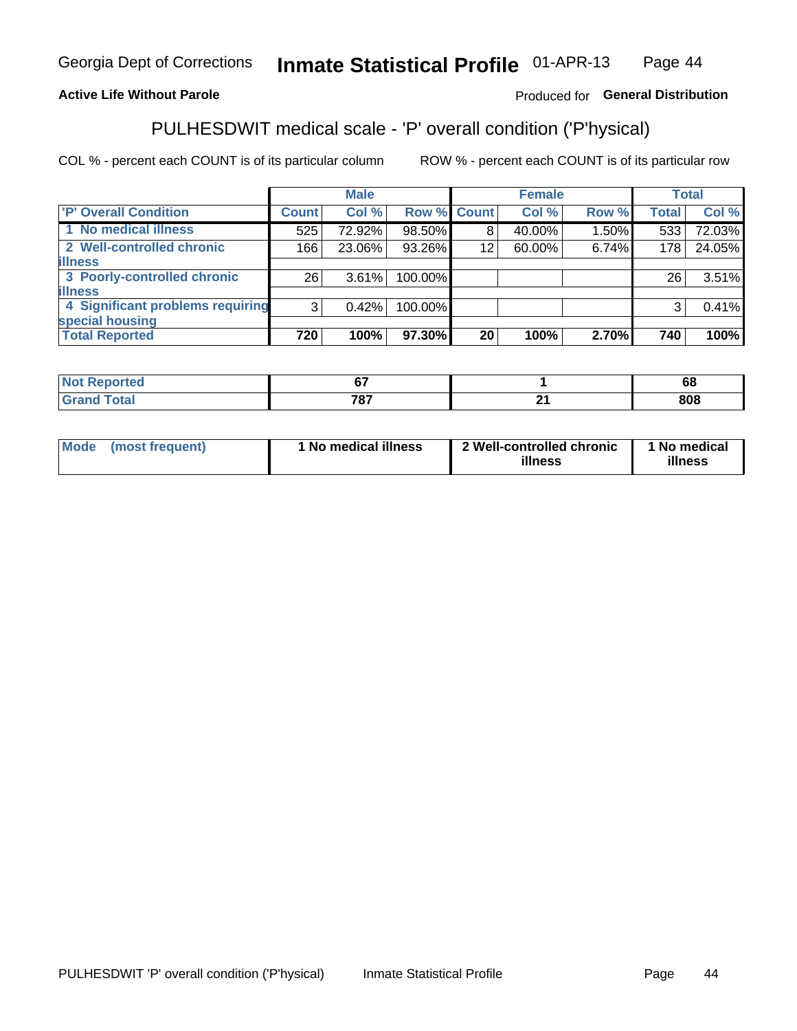Georgia Dept of Corrections **Inmate Statistical Profile** 01-APR-13

**Active Life Without Parole**

Produced for **General Distribution**

## PULHESDWIT medical scale - 'P' overall condition ('P'hysical)

COL % - percent each COUNT is of its particular column

ROW % - percent each COUNT is of its particular row

| | Male | | | Female | | | Total | |
|---|---|---|---|---|---|---|---|---|
| 'P' Overall Condition | Count | Col % | Row % | Count | Col % | Row % | Total | Col % |
| 1 No medical illness | 525 | 72.92% | 98.50% | 8 | 40.00% | 1.50% | 533 | 72.03% |
| 2 Well-controlled chronic illness | 166 | 23.06% | 93.26% | 12 | 60.00% | 6.74% | 178 | 24.05% |
| 3 Poorly-controlled chronic illness | 26 | 3.61% | 100.00% | | | | 26 | 3.51% |
| 4 Significant problems requiring special housing | 3 | 0.42% | 100.00% | | | | 3 | 0.41% |
| **Total Reported** | **720** | **100%** | **97.30%** | **20** | **100%** | **2.70%** | **740** | **100%** |

| | Male | Female | Total |
|---|---|---|---|
| Not Reported | 67 | 1 | 68 |
| Grand Total | 787 | 21 | 808 |

| | Male | Female | Total |
|---|---|---|---|
| Mode (most frequent) | 1 No medical illness | 2 Well-controlled chronic illness | 1 No medical illness |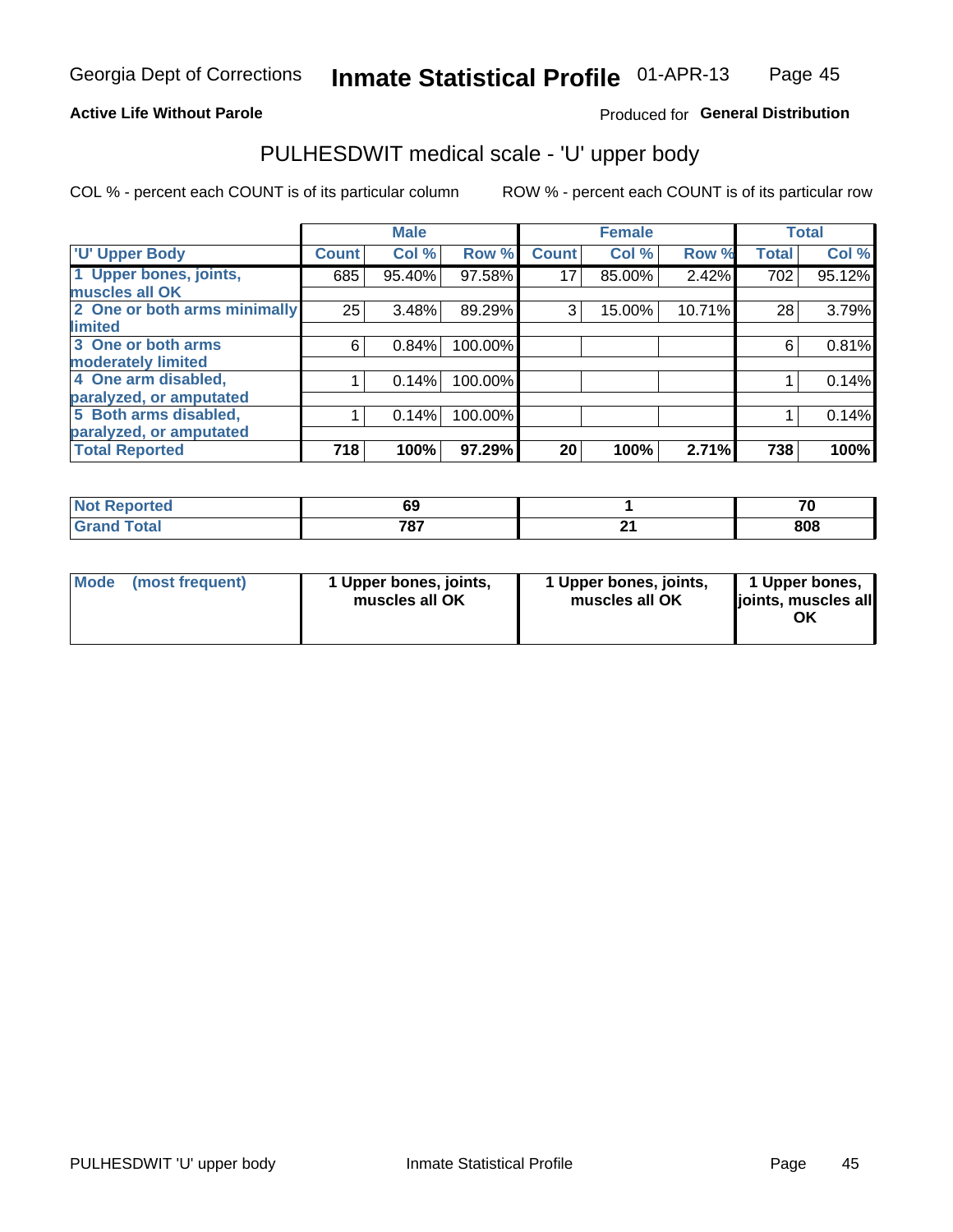Georgia Dept of Corrections **Inmate Statistical Profile** 01-APR-13

**Active Life Without Parole**

Produced for **General Distribution**

## PULHESDWIT medical scale - 'U' upper body

COL % - percent each COUNT is of its particular column

ROW % - percent each COUNT is of its particular row

| | Male | | | Female | | | Total | |
|---|---|---|---|---|---|---|---|---|
| 'U' Upper Body | Count | Col % | Row % | Count | Col % | Row % | Total | Col % |
| 1 Upper bones, joints, muscles all OK | 685 | 95.40% | 97.58% | 17 | 85.00% | 2.42% | 702 | 95.12% |
| 2 One or both arms minimally limited | 25 | 3.48% | 89.29% | 3 | 15.00% | 10.71% | 28 | 3.79% |
| 3 One or both arms moderately limited | 6 | 0.84% | 100.00% | | | | 6 | 0.81% |
| 4 One arm disabled, paralyzed, or amputated | 1 | 0.14% | 100.00% | | | | 1 | 0.14% |
| 5 Both arms disabled, paralyzed, or amputated | 1 | 0.14% | 100.00% | | | | 1 | 0.14% |
| **Total Reported** | **718** | **100%** | **97.29%** | **20** | **100%** | **2.71%** | **738** | **100%** |

| | Male | Female | Total |
|---|---|---|---|
| Not Reported | 69 | 1 | 70 |
| Grand Total | 787 | 21 | 808 |

| | Male | Female | Total |
|---|---|---|---|
| Mode (most frequent) | 1 Upper bones, joints, muscles all OK | 1 Upper bones, joints, muscles all OK | 1 Upper bones, joints, muscles all OK |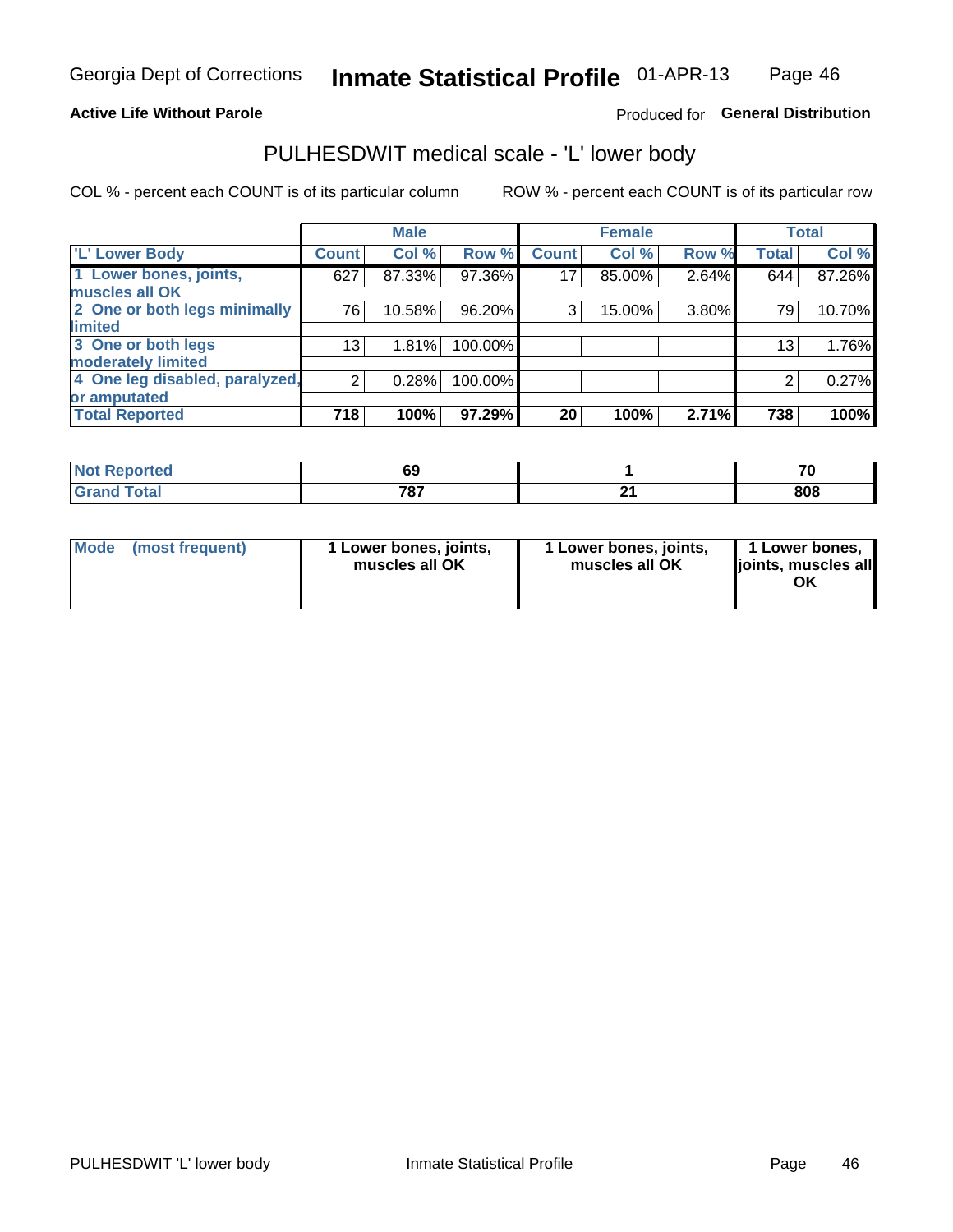Georgia Dept of Corrections **Inmate Statistical Profile** 01-APR-13

**Active Life Without Parole**

Produced for **General Distribution**

## PULHESDWIT medical scale - 'L' lower body

COL % - percent each COUNT is of its particular column

ROW % - percent each COUNT is of its particular row

| | Male | | | Female | | | Total | |
|---|---|---|---|---|---|---|---|---|
| 'L' Lower Body | Count | Col % | Row % | Count | Col % | Row % | Total | Col % |
| 1 Lower bones, joints, muscles all OK | 627 | 87.33% | 97.36% | 17 | 85.00% | 2.64% | 644 | 87.26% |
| 2 One or both legs minimally limited | 76 | 10.58% | 96.20% | 3 | 15.00% | 3.80% | 79 | 10.70% |
| 3 One or both legs moderately limited | 13 | 1.81% | 100.00% | | | | 13 | 1.76% |
| 4 One leg disabled, paralyzed, or amputated | 2 | 0.28% | 100.00% | | | | 2 | 0.27% |
| **Total Reported** | **718** | **100%** | **97.29%** | **20** | **100%** | **2.71%** | **738** | **100%** |

| | Male | Female | Total |
|---|---|---|---|
| Not Reported | 69 | 1 | 70 |
| Grand Total | 787 | 21 | 808 |

| | Male | Female | Total |
|---|---|---|---|
| Mode (most frequent) | 1 Lower bones, joints, muscles all OK | 1 Lower bones, joints, muscles all OK | 1 Lower bones, joints, muscles all OK |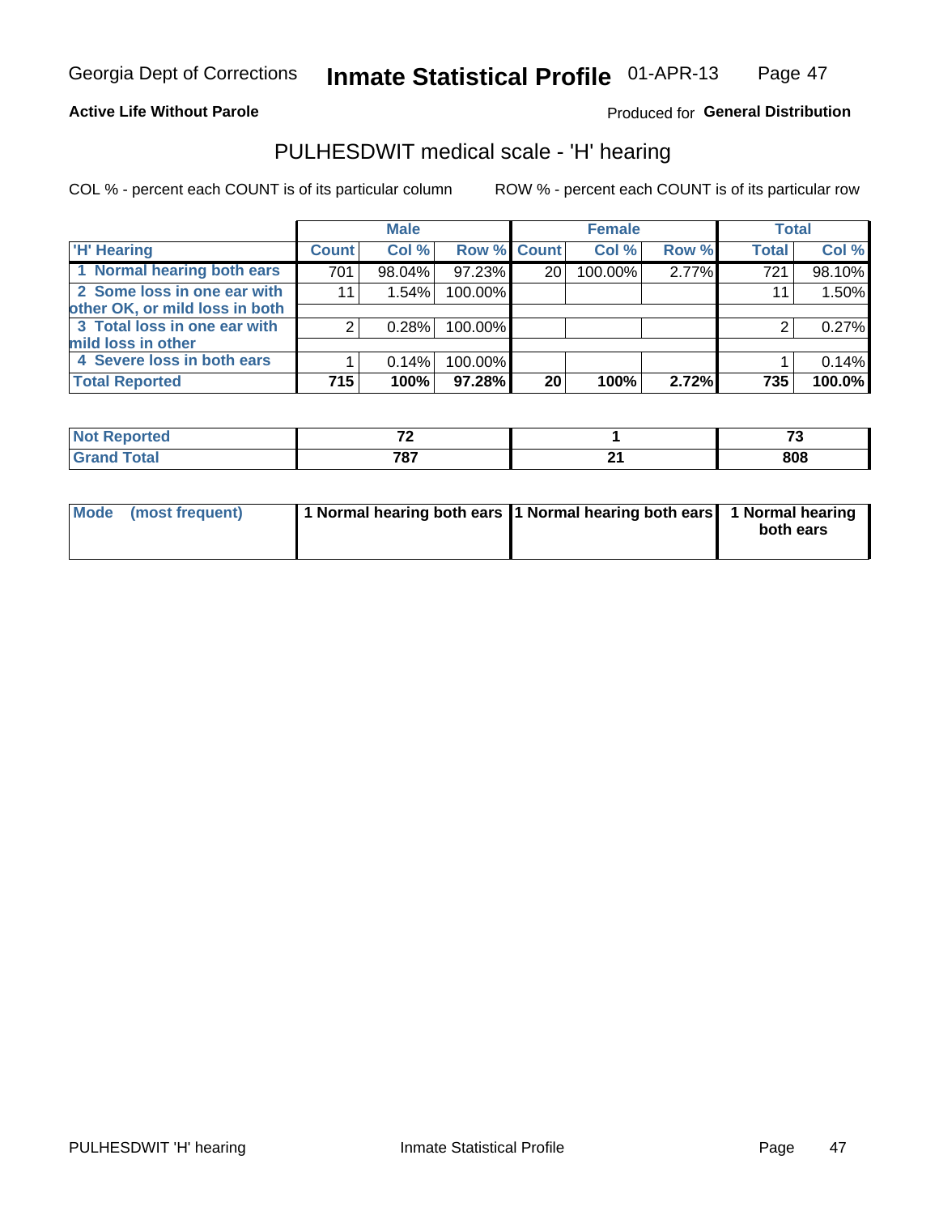Georgia Dept of Corrections **Inmate Statistical Profile** 01-APR-13

**Active Life Without Parole**

Produced for **General Distribution**

## PULHESDWIT medical scale - 'H' hearing

COL % - percent each COUNT is of its particular column

ROW % - percent each COUNT is of its particular row

| | Male | | | Female | | | Total | |
|---|---|---|---|---|---|---|---|---|
| 'H' Hearing | Count | Col % | Row % | Count | Col % | Row % | Total | Col % |
| 1 Normal hearing both ears | 701 | 98.04% | 97.23% | 20 | 100.00% | 2.77% | 721 | 98.10% |
| 2 Some loss in one ear with other OK, or mild loss in both | 11 | 1.54% | 100.00% | | | | 11 | 1.50% |
| 3 Total loss in one ear with mild loss in other | 2 | 0.28% | 100.00% | | | | 2 | 0.27% |
| 4 Severe loss in both ears | 1 | 0.14% | 100.00% | | | | 1 | 0.14% |
| **Total Reported** | **715** | **100%** | **97.28%** | **20** | **100%** | **2.72%** | **735** | **100.0%** |

| | Male | Female | Total |
|---|---|---|---|
| Not Reported | 72 | 1 | 73 |
| Grand Total | 787 | 21 | 808 |

| | Male | Female | Total |
|---|---|---|---|
| Mode (most frequent) | 1 Normal hearing both ears | 1 Normal hearing both ears | 1 Normal hearing both ears |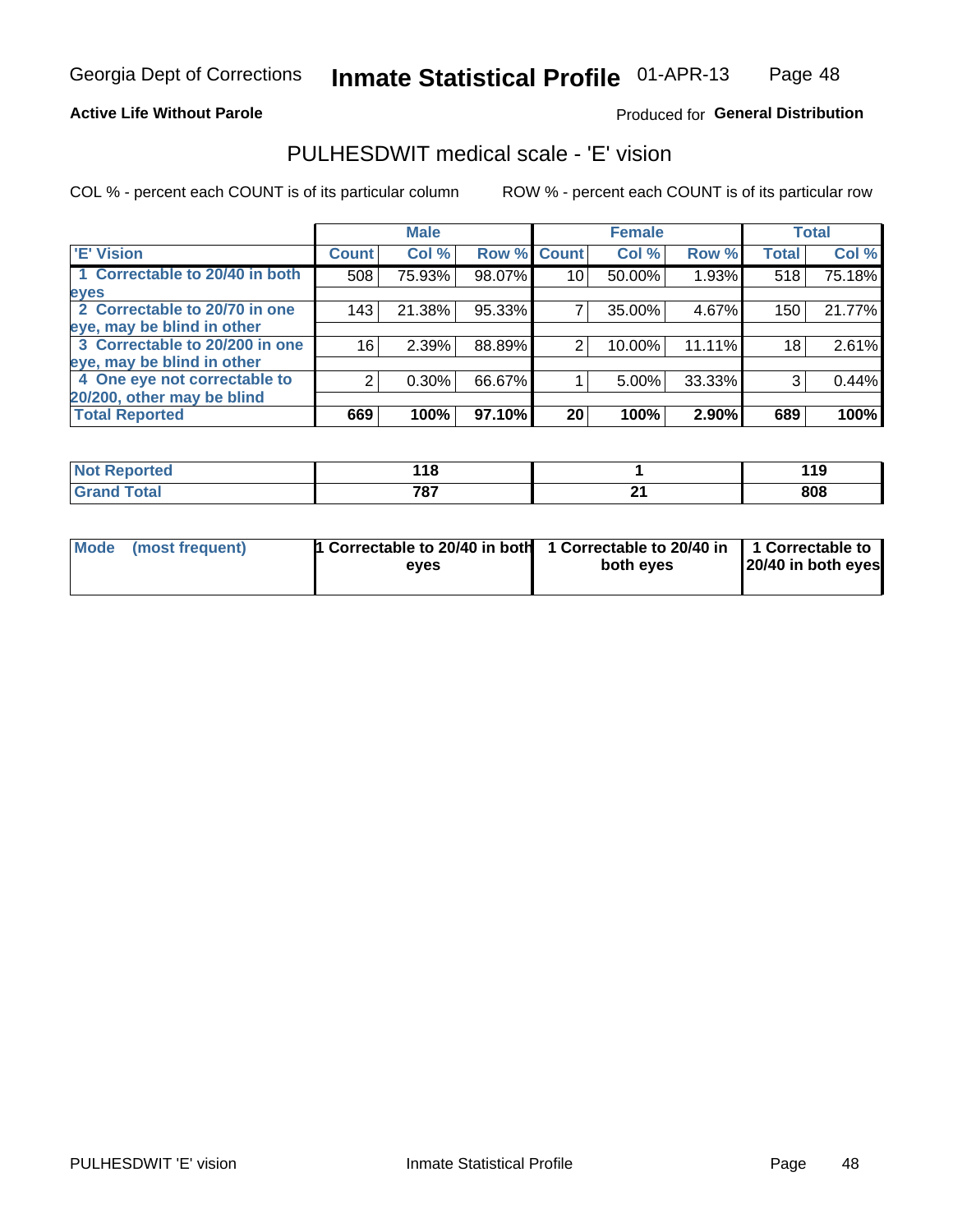Georgia Dept of Corrections **Inmate Statistical Profile** 01-APR-13

**Active Life Without Parole**

Produced for **General Distribution**

## PULHESDWIT medical scale - 'E' vision

COL % - percent each COUNT is of its particular column

ROW % - percent each COUNT is of its particular row

| | Male | | | Female | | | Total | |
|---|---|---|---|---|---|---|---|---|
| 'E' Vision | Count | Col % | Row % | Count | Col % | Row % | Total | Col % |
| 1 Correctable to 20/40 in both eyes | 508 | 75.93% | 98.07% | 10 | 50.00% | 1.93% | 518 | 75.18% |
| 2 Correctable to 20/70 in one eye, may be blind in other | 143 | 21.38% | 95.33% | 7 | 35.00% | 4.67% | 150 | 21.77% |
| 3 Correctable to 20/200 in one eye, may be blind in other | 16 | 2.39% | 88.89% | 2 | 10.00% | 11.11% | 18 | 2.61% |
| 4 One eye not correctable to 20/200, other may be blind | 2 | 0.30% | 66.67% | 1 | 5.00% | 33.33% | 3 | 0.44% |
| **Total Reported** | **669** | **100%** | **97.10%** | **20** | **100%** | **2.90%** | **689** | **100%** |

| | Male | Female | Total |
|---|---|---|---|
| Not Reported | 118 | 1 | 119 |
| Grand Total | 787 | 21 | 808 |

| | Male | Female | Total |
|---|---|---|---|
| Mode (most frequent) | 1 Correctable to 20/40 in both eyes | 1 Correctable to 20/40 in both eyes | 1 Correctable to 20/40 in both eyes |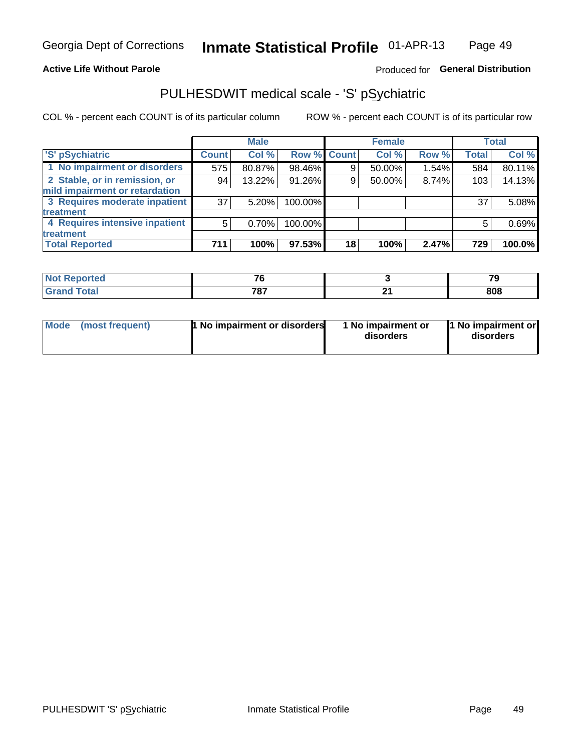Georgia Dept of Corrections **Inmate Statistical Profile** 01-APR-13

**Active Life Without Parole**

Produced for **General Distribution**

## PULHESDWIT medical scale - 'S' pSychiatric

COL % - percent each COUNT is of its particular column

ROW % - percent each COUNT is of its particular row

| | Male | | | Female | | | Total | |
|---|---|---|---|---|---|---|---|---|
| 'S' pSychiatric | Count | Col % | Row % | Count | Col % | Row % | Total | Col % |
| 1 No impairment or disorders | 575 | 80.87% | 98.46% | 9 | 50.00% | 1.54% | 584 | 80.11% |
| 2 Stable, or in remission, or mild impairment or retardation | 94 | 13.22% | 91.26% | 9 | 50.00% | 8.74% | 103 | 14.13% |
| 3 Requires moderate inpatient treatment | 37 | 5.20% | 100.00% | | | | 37 | 5.08% |
| 4 Requires intensive inpatient treatment | 5 | 0.70% | 100.00% | | | | 5 | 0.69% |
| **Total Reported** | **711** | **100%** | **97.53%** | **18** | **100%** | **2.47%** | **729** | **100.0%** |

| | Male | Female | Total |
|---|---|---|---|
| Not Reported | 76 | 3 | 79 |
| Grand Total | 787 | 21 | 808 |

| | Male | Female | Total |
|---|---|---|---|
| Mode (most frequent) | 1 No impairment or disorders | 1 No impairment or disorders | 1 No impairment or disorders |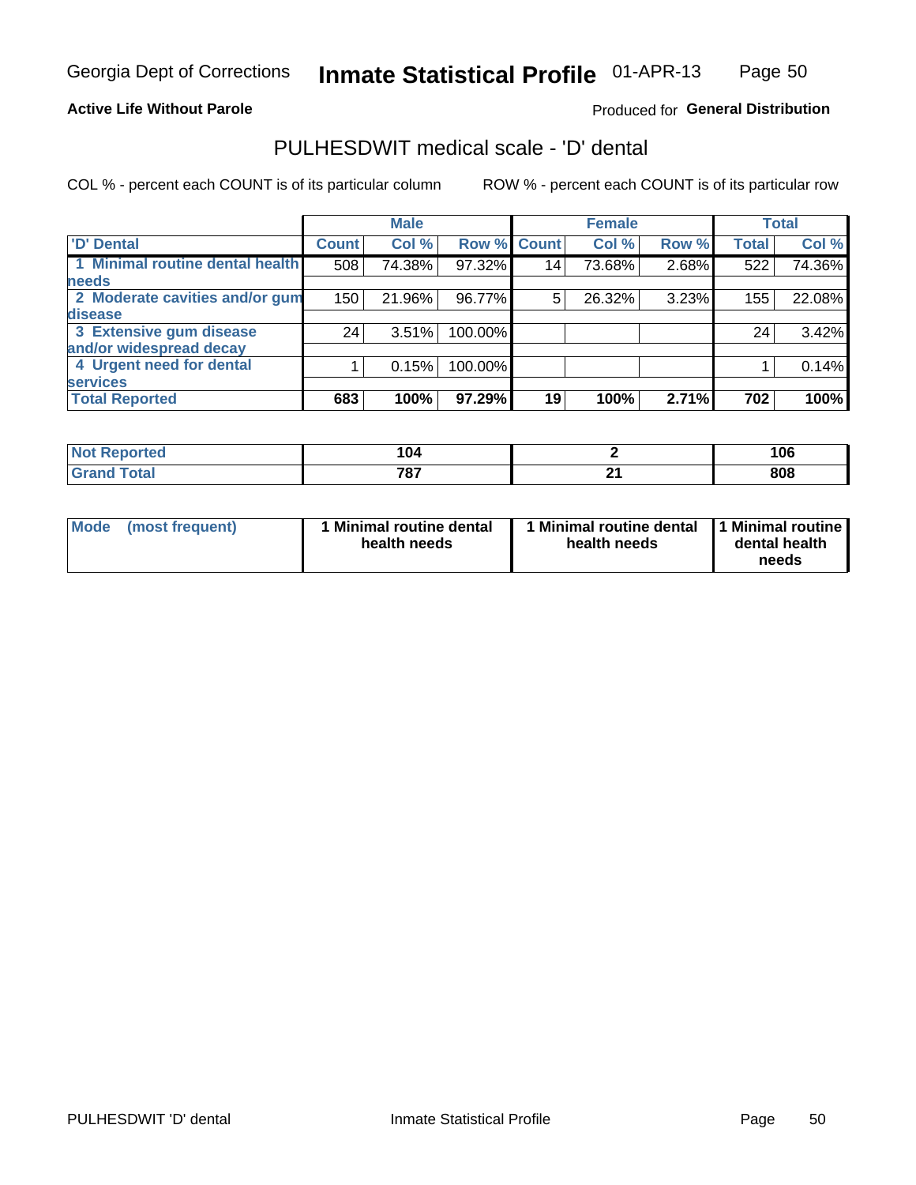**Active Life Without Parole** Produced for **General Distribution**

## PULHESDWIT medical scale - 'D' dental

COL % - percent each COUNT is of its particular column ROW % - percent each COUNT is of its particular row

| | Male | | | Female | | | Total | |
|---|---|---|---|---|---|---|---|---|
| 'D' Dental | Count | Col % | Row % | Count | Col % | Row % | Total | Col % |
| 1 Minimal routine dental health needs | 508 | 74.38% | 97.32% | 14 | 73.68% | 2.68% | 522 | 74.36% |
| 2 Moderate cavities and/or gum disease | 150 | 21.96% | 96.77% | 5 | 26.32% | 3.23% | 155 | 22.08% |
| 3 Extensive gum disease and/or widespread decay | 24 | 3.51% | 100.00% | | | | 24 | 3.42% |
| 4 Urgent need for dental services | 1 | 0.15% | 100.00% | | | | 1 | 0.14% |
| **Total Reported** | **683** | **100%** | **97.29%** | **19** | **100%** | **2.71%** | **702** | **100%** |

| | Male | Female | Total |
|---|---|---|---|
| Not Reported | 104 | 2 | 106 |
| Grand Total | 787 | 21 | 808 |

| | Male | Female | Total |
|---|---|---|---|
| Mode (most frequent) | 1 Minimal routine dental health needs | 1 Minimal routine dental health needs | 1 Minimal routine dental health needs |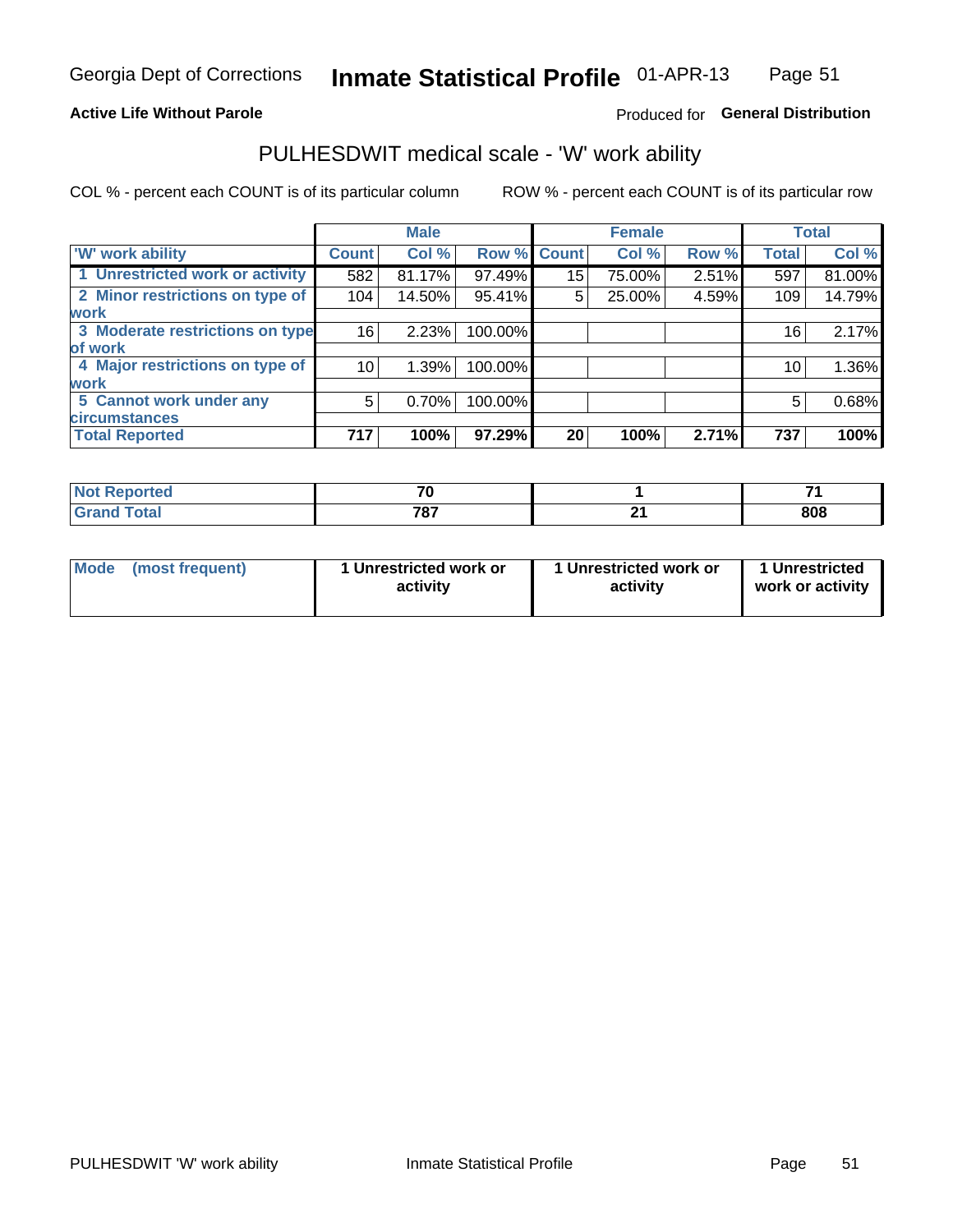Georgia Dept of Corrections **Inmate Statistical Profile** 01-APR-13

**Active Life Without Parole** Produced for **General Distribution**

## PULHESDWIT medical scale - 'W' work ability

COL % - percent each COUNT is of its particular column ROW % - percent each COUNT is of its particular row

| | Male | | | Female | | | Total | |
|---|---|---|---|---|---|---|---|---|
| 'W' work ability | Count | Col % | Row % | Count | Col % | Row % | Total | Col % |
| 1 Unrestricted work or activity | 582 | 81.17% | 97.49% | 15 | 75.00% | 2.51% | 597 | 81.00% |
| 2 Minor restrictions on type of work | 104 | 14.50% | 95.41% | 5 | 25.00% | 4.59% | 109 | 14.79% |
| 3 Moderate restrictions on type of work | 16 | 2.23% | 100.00% | | | | 16 | 2.17% |
| 4 Major restrictions on type of work | 10 | 1.39% | 100.00% | | | | 10 | 1.36% |
| 5 Cannot work under any circumstances | 5 | 0.70% | 100.00% | | | | 5 | 0.68% |
| **Total Reported** | **717** | **100%** | **97.29%** | **20** | **100%** | **2.71%** | **737** | **100%** |

| | Male | Female | Total |
|---|---|---|---|
| Not Reported | 70 | 1 | 71 |
| Grand Total | 787 | 21 | 808 |

| | Male | Female | Total |
|---|---|---|---|
| Mode (most frequent) | 1 Unrestricted work or activity | 1 Unrestricted work or activity | 1 Unrestricted work or activity |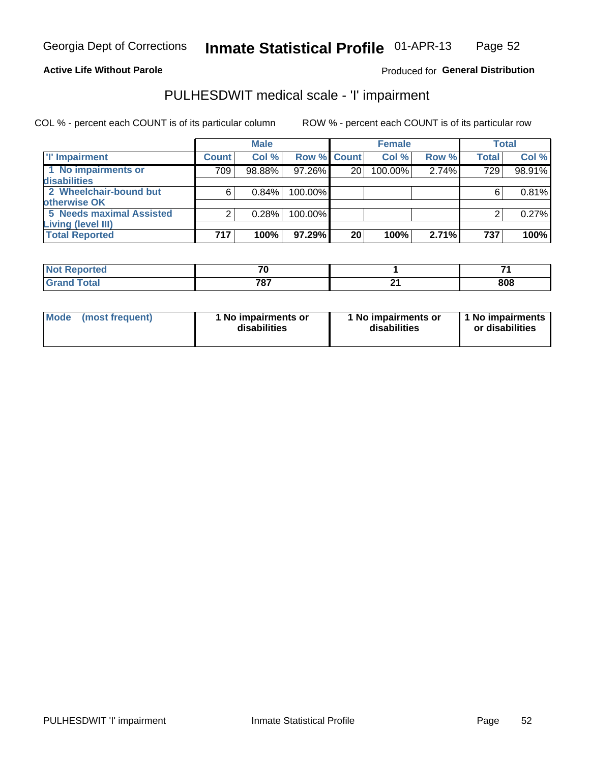Georgia Dept of Corrections **Inmate Statistical Profile** 01-APR-13

**Active Life Without Parole**

Produced for **General Distribution**

## PULHESDWIT medical scale - 'I' impairment

COL % - percent each COUNT is of its particular column ROW % - percent each COUNT is of its particular row

| | Male | | | Female | | | Total | |
|---|---|---|---|---|---|---|---|---|
| 'I' Impairment | Count | Col % | Row % | Count | Col % | Row % | Total | Col % |
| 1 No impairments or disabilities | 709 | 98.88% | 97.26% | 20 | 100.00% | 2.74% | 729 | 98.91% |
| 2 Wheelchair-bound but otherwise OK | 6 | 0.84% | 100.00% | | | | 6 | 0.81% |
| 5 Needs maximal Assisted Living (level III) | 2 | 0.28% | 100.00% | | | | 2 | 0.27% |
| **Total Reported** | **717** | **100%** | **97.29%** | **20** | **100%** | **2.71%** | **737** | **100%** |

| | Male | Female | Total |
|---|---|---|---|
| Not Reported | 70 | 1 | 71 |
| Grand Total | 787 | 21 | 808 |

| | Male | Female | Total |
|---|---|---|---|
| Mode (most frequent) | 1 No impairments or disabilities | 1 No impairments or disabilities | 1 No impairments or disabilities |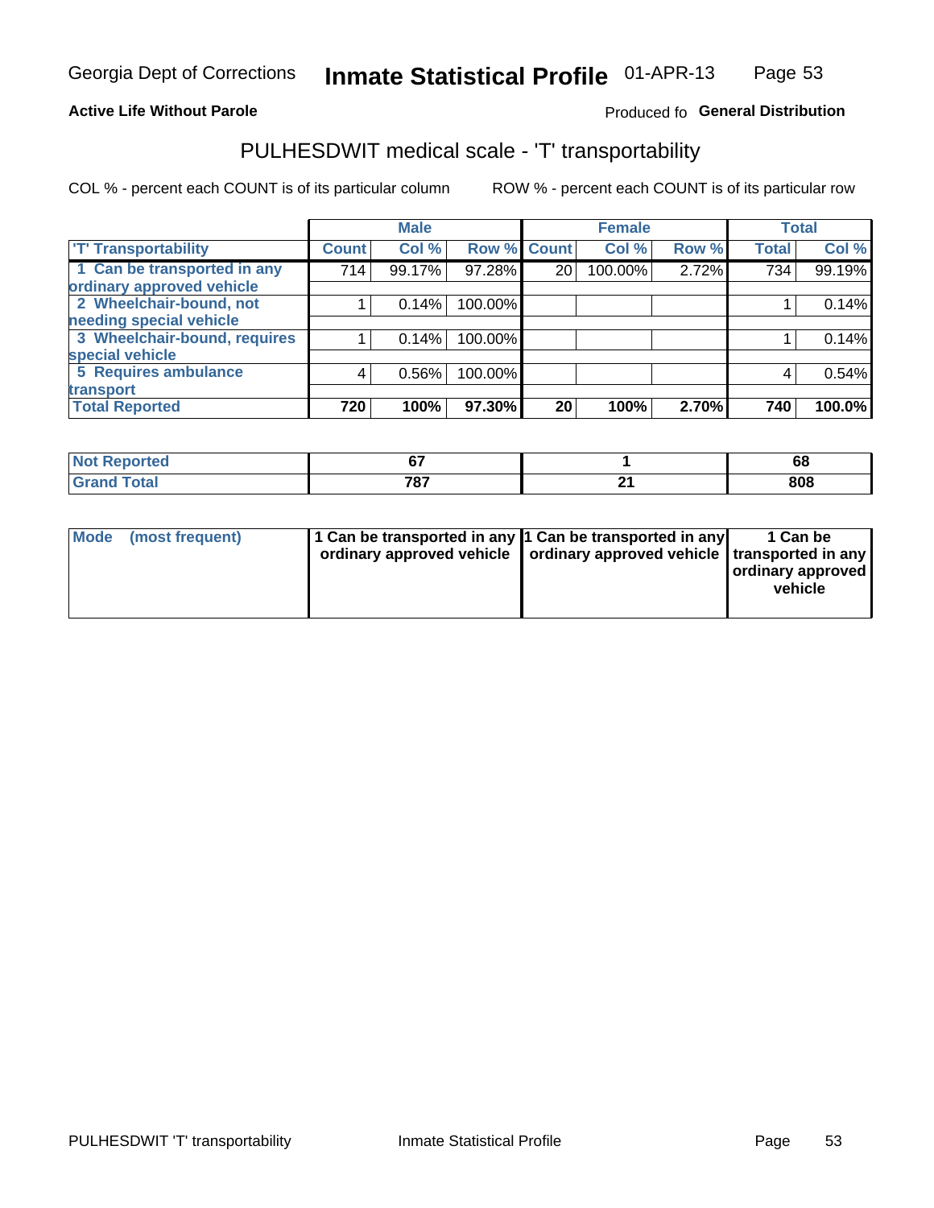Georgia Dept of Corrections **Inmate Statistical Profile** 01-APR-13

**Active Life Without Parole**

Produced fo **General Distribution**

## PULHESDWIT medical scale - 'T' transportability

COL % - percent each COUNT is of its particular column

ROW % - percent each COUNT is of its particular row

| | Male | | | Female | | | Total | |
|---|---|---|---|---|---|---|---|---|
| 'T' Transportability | Count | Col % | Row % | Count | Col % | Row % | Total | Col % |
| 1 Can be transported in any ordinary approved vehicle | 714 | 99.17% | 97.28% | 20 | 100.00% | 2.72% | 734 | 99.19% |
| 2 Wheelchair-bound, not needing special vehicle | 1 | 0.14% | 100.00% | | | | 1 | 0.14% |
| 3 Wheelchair-bound, requires special vehicle | 1 | 0.14% | 100.00% | | | | 1 | 0.14% |
| 5 Requires ambulance transport | 4 | 0.56% | 100.00% | | | | 4 | 0.54% |
| **Total Reported** | **720** | **100%** | **97.30%** | **20** | **100%** | **2.70%** | **740** | **100.0%** |

| | Male | Female | Total |
|---|---|---|---|
| Not Reported | 67 | 1 | 68 |
| Grand Total | 787 | 21 | 808 |

| | Male | Female | Total |
|---|---|---|---|
| Mode (most frequent) | 1 Can be transported in any ordinary approved vehicle | 1 Can be transported in any ordinary approved vehicle | 1 Can be transported in any ordinary approved vehicle |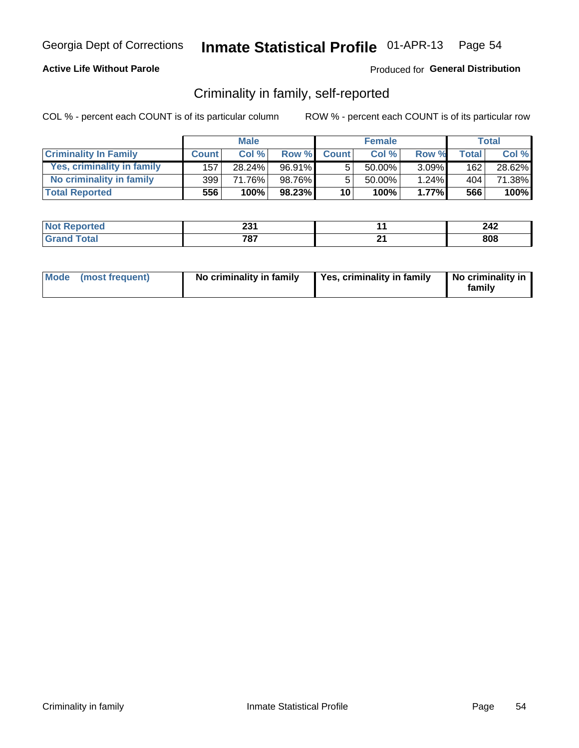Georgia Dept of Corrections **Inmate Statistical Profile** 01-APR-13

**Active Life Without Parole**

Produced for **General Distribution**

## Criminality in family, self-reported

COL % - percent each COUNT is of its particular column

ROW % - percent each COUNT is of its particular row

| | Male | | | Female | | | Total | |
|---|---|---|---|---|---|---|---|---|
| **Criminality In Family** | **Count** | **Col %** | **Row %** | **Count** | **Col %** | **Row %** | **Total** | **Col %** |
| Yes, criminality in family | 157 | 28.24% | 96.91% | 5 | 50.00% | 3.09% | 162 | 28.62% |
| No criminality in family | 399 | 71.76% | 98.76% | 5 | 50.00% | 1.24% | 404 | 71.38% |
| **Total Reported** | **556** | **100%** | **98.23%** | **10** | **100%** | **1.77%** | **566** | **100%** |

| | Male | Female | Total |
|---|---|---|---|
| **Not Reported** | **231** | **11** | **242** |
| **Grand Total** | **787** | **21** | **808** |

| | Male | Female | Total |
|---|---|---|---|
| **Mode (most frequent)** | **No criminality in family** | **Yes, criminality in family** | **No criminality in family** |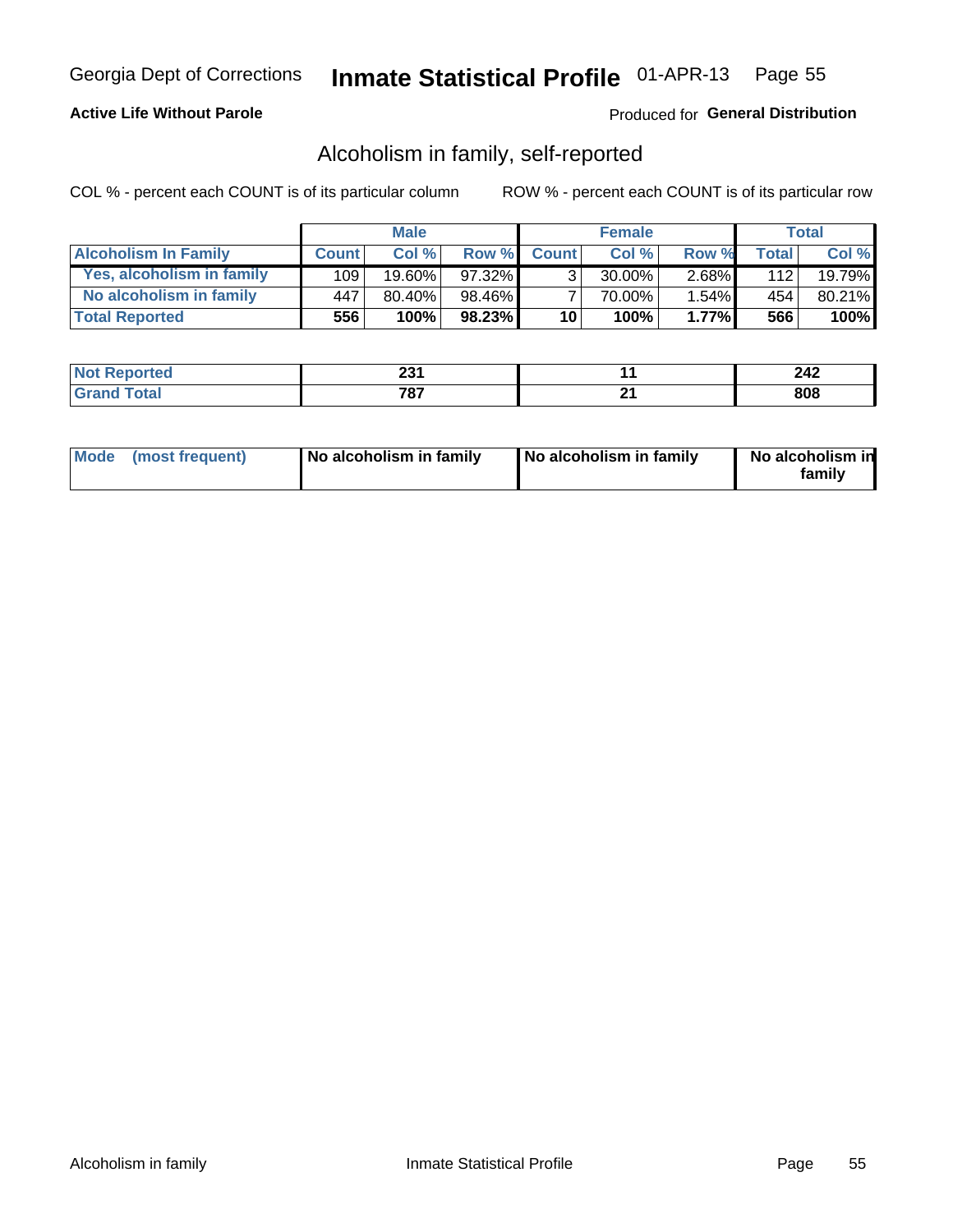Georgia Dept of Corrections **Inmate Statistical Profile** 01-APR-13

**Active Life Without Parole**

Produced for **General Distribution**

## Alcoholism in family, self-reported

COL % - percent each COUNT is of its particular column

ROW % - percent each COUNT is of its particular row

| | Male | | | Female | | | Total | |
|---|---|---|---|---|---|---|---|---|
| **Alcoholism In Family** | **Count** | **Col %** | **Row %** | **Count** | **Col %** | **Row %** | **Total** | **Col %** |
| **Yes, alcoholism in family** | 109 | 19.60% | 97.32% | 3 | 30.00% | 2.68% | 112 | 19.79% |
| **No alcoholism in family** | 447 | 80.40% | 98.46% | 7 | 70.00% | 1.54% | 454 | 80.21% |
| **Total Reported** | **556** | **100%** | **98.23%** | **10** | **100%** | **1.77%** | **566** | **100%** |

| | Male | Female | Total |
|---|---|---|---|
| **Not Reported** | **231** | **11** | **242** |
| **Grand Total** | **787** | **21** | **808** |

| | Male | Female | Total |
|---|---|---|---|
| **Mode (most frequent)** | **No alcoholism in family** | **No alcoholism in family** | **No alcoholism in family** |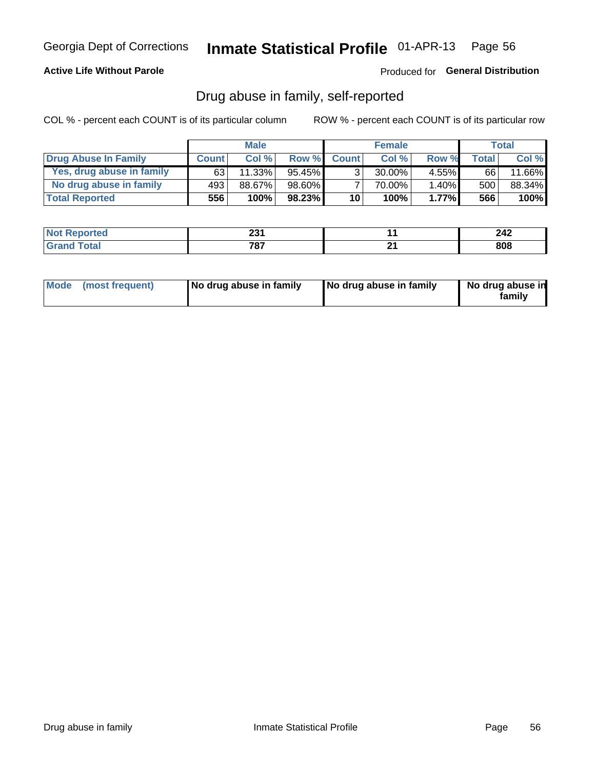Georgia Dept of Corrections **Inmate Statistical Profile** 01-APR-13

**Active Life Without Parole**

Produced for **General Distribution**

## Drug abuse in family, self-reported

COL % - percent each COUNT is of its particular column

ROW % - percent each COUNT is of its particular row

| | Male | | | Female | | | Total | |
|---|---|---|---|---|---|---|---|---|
| **Drug Abuse In Family** | **Count** | **Col %** | **Row %** | **Count** | **Col %** | **Row %** | **Total** | **Col %** |
| Yes, drug abuse in family | 63 | 11.33% | 95.45% | 3 | 30.00% | 4.55% | 66 | 11.66% |
| No drug abuse in family | 493 | 88.67% | 98.60% | 7 | 70.00% | 1.40% | 500 | 88.34% |
| **Total Reported** | **556** | **100%** | **98.23%** | **10** | **100%** | **1.77%** | **566** | **100%** |

| | Male | Female | Total |
|---|---|---|---|
| **Not Reported** | **231** | **11** | **242** |
| **Grand Total** | **787** | **21** | **808** |

| | Male | Female | Total |
|---|---|---|---|
| **Mode (most frequent)** | **No drug abuse in family** | **No drug abuse in family** | **No drug abuse in family** |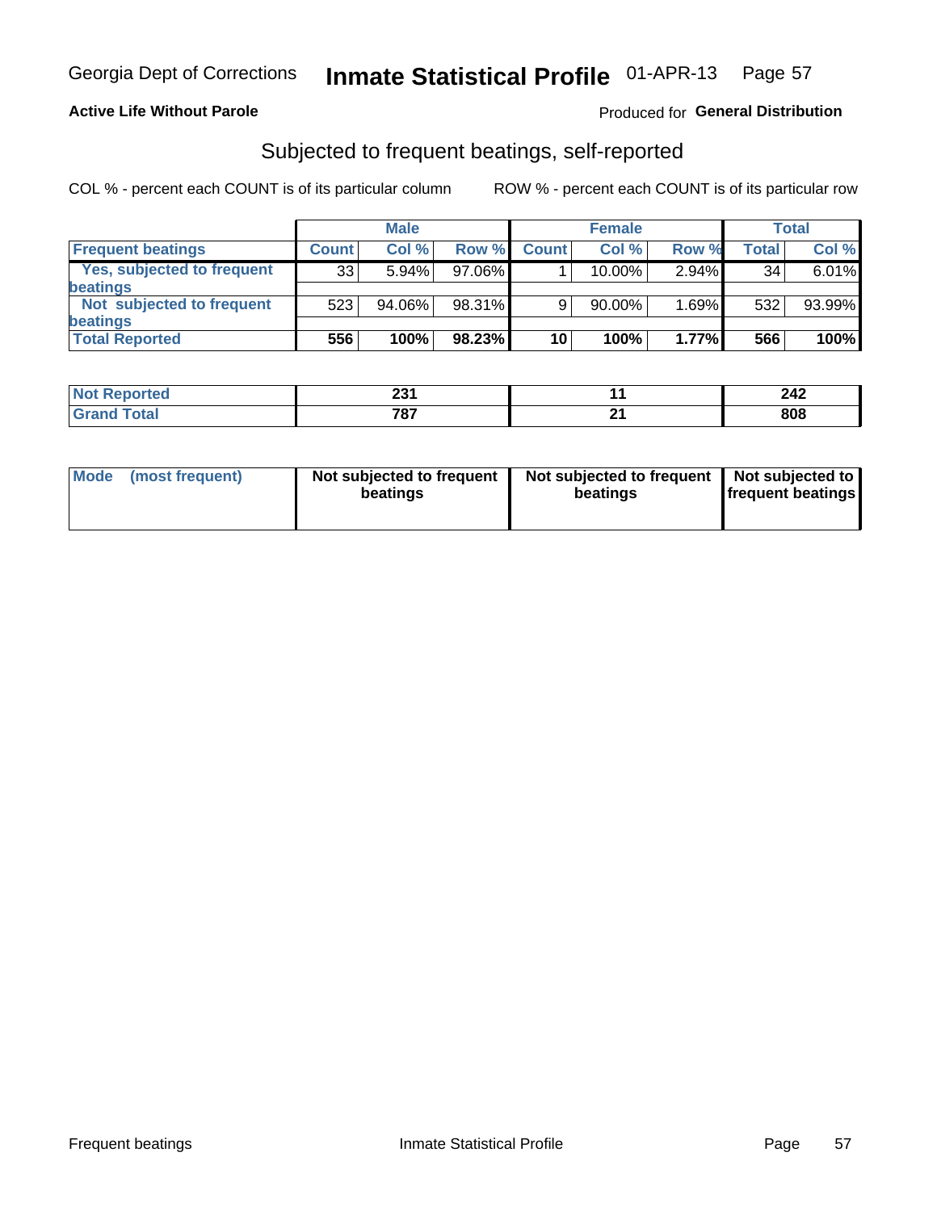Georgia Dept of Corrections **Inmate Statistical Profile** 01-APR-13

**Active Life Without Parole**

Produced for **General Distribution**

## Subjected to frequent beatings, self-reported

COL % - percent each COUNT is of its particular column

ROW % - percent each COUNT is of its particular row

| | Male | | | Female | | | Total | |
|---|---|---|---|---|---|---|---|---|
| **Frequent beatings** | **Count** | **Col %** | **Row %** | **Count** | **Col %** | **Row %** | **Total** | **Col %** |
| **Yes, subjected to frequent beatings** | 33 | 5.94% | 97.06% | 1 | 10.00% | 2.94% | 34 | 6.01% |
| **Not subjected to frequent beatings** | 523 | 94.06% | 98.31% | 9 | 90.00% | 1.69% | 532 | 93.99% |
| **Total Reported** | **556** | **100%** | **98.23%** | **10** | **100%** | **1.77%** | **566** | **100%** |

| | Male | Female | Total |
|---|---|---|---|
| **Not Reported** | **231** | **11** | **242** |
| **Grand Total** | **787** | **21** | **808** |

| **Mode (most frequent)** | **Not subjected to frequent beatings** | **Not subjected to frequent beatings** | **Not subjected to frequent beatings** |
|---|---|---|---|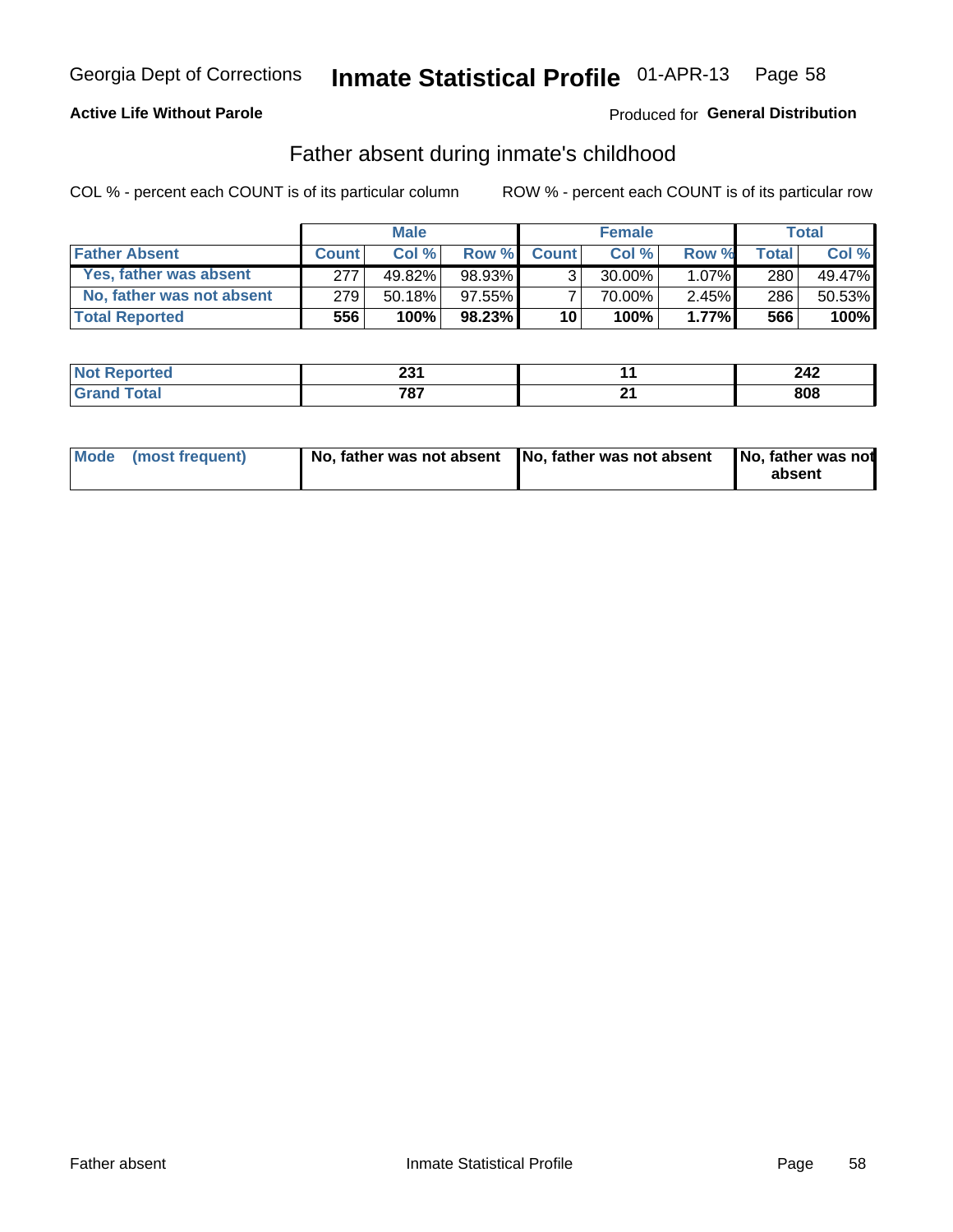Georgia Dept of Corrections **Inmate Statistical Profile** 01-APR-13

**Active Life Without Parole**

Produced for **General Distribution**

## Father absent during inmate's childhood

COL % - percent each COUNT is of its particular column        ROW % - percent each COUNT is of its particular row

| | Male | | | Female | | | Total | |
|---|---|---|---|---|---|---|---|---|
| **Father Absent** | **Count** | **Col %** | **Row %** | **Count** | **Col %** | **Row %** | **Total** | **Col %** |
| **Yes, father was absent** | 277 | 49.82% | 98.93% | 3 | 30.00% | 1.07% | 280 | 49.47% |
| **No, father was not absent** | 279 | 50.18% | 97.55% | 7 | 70.00% | 2.45% | 286 | 50.53% |
| **Total Reported** | **556** | **100%** | **98.23%** | **10** | **100%** | **1.77%** | **566** | **100%** |

| | Male | Female | Total |
|---|---|---|---|
| **Not Reported** | **231** | **11** | **242** |
| **Grand Total** | **787** | **21** | **808** |

| | Male | Female | Total |
|---|---|---|---|
| **Mode (most frequent)** | **No, father was not absent** | **No, father was not absent** | **No, father was not absent** |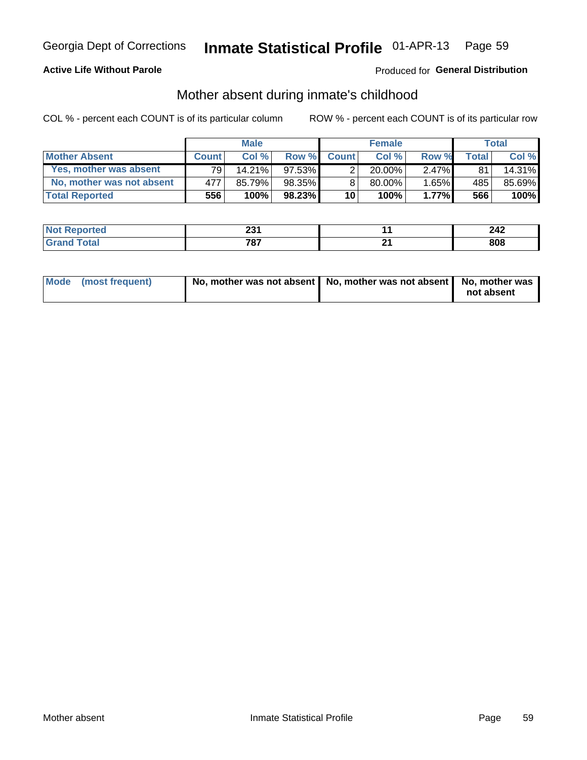**Active Life Without Parole**

Produced for **General Distribution**

## Mother absent during inmate's childhood

COL % - percent each COUNT is of its particular column

ROW % - percent each COUNT is of its particular row

| | Male | | | Female | | | Total | |
|---|---|---|---|---|---|---|---|---|
| **Mother Absent** | **Count** | **Col %** | **Row %** | **Count** | **Col %** | **Row %** | **Total** | **Col %** |
| Yes, mother was absent | 79 | 14.21% | 97.53% | 2 | 20.00% | 2.47% | 81 | 14.31% |
| No, mother was not absent | 477 | 85.79% | 98.35% | 8 | 80.00% | 1.65% | 485 | 85.69% |
| **Total Reported** | **556** | **100%** | **98.23%** | **10** | **100%** | **1.77%** | **566** | **100%** |

| | Male | Female | Total |
|---|---|---|---|
| **Not Reported** | **231** | **11** | **242** |
| **Grand Total** | **787** | **21** | **808** |

| | Male | Female | Total |
|---|---|---|---|
| **Mode (most frequent)** | **No, mother was not absent** | **No, mother was not absent** | **No, mother was not absent** |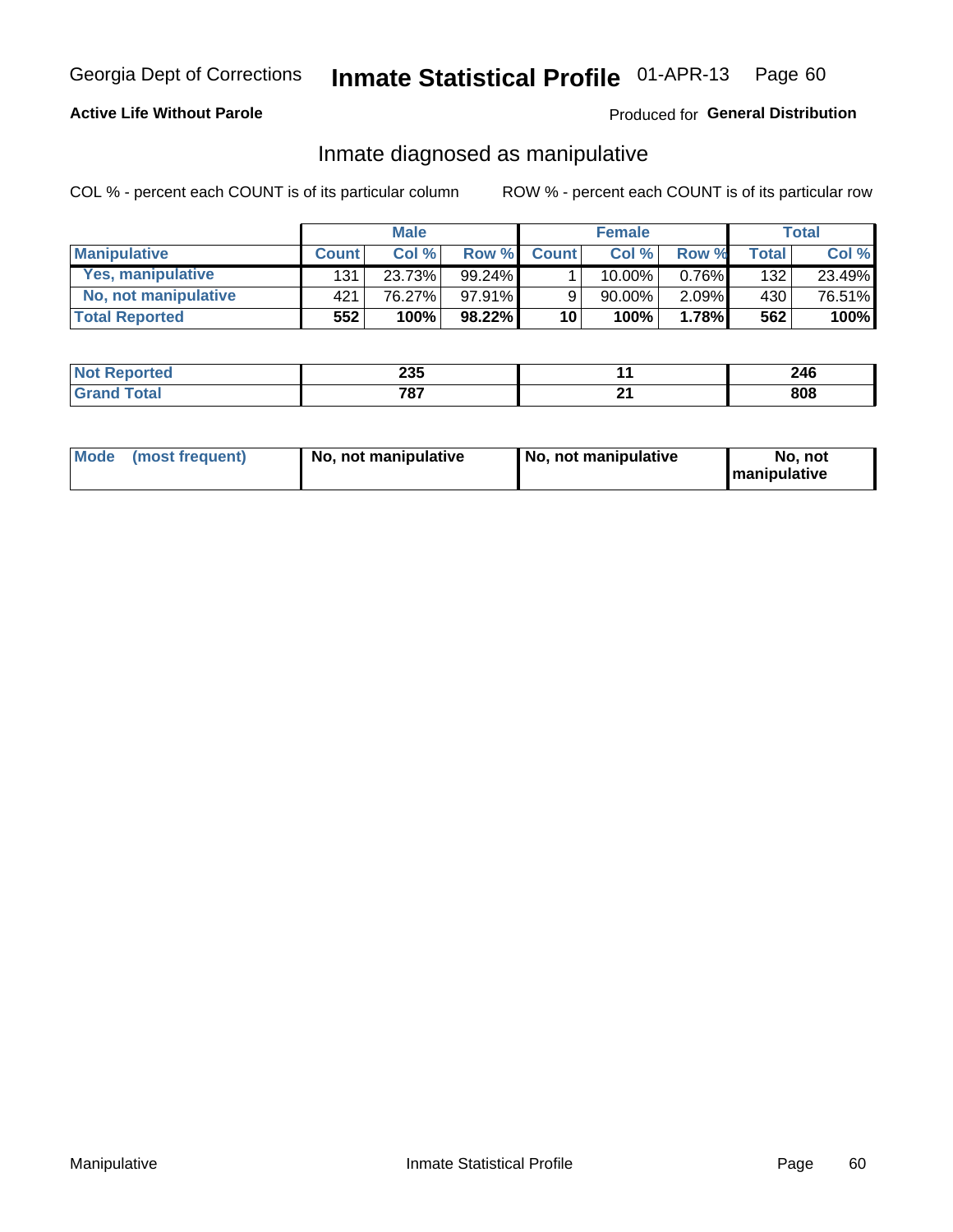Georgia Dept of Corrections **Inmate Statistical Profile** 01-APR-13

**Active Life Without Parole**

Produced for **General Distribution**

## Inmate diagnosed as manipulative

COL % - percent each COUNT is of its particular column

ROW % - percent each COUNT is of its particular row

| | Male | | | Female | | | Total | |
|---|---|---|---|---|---|---|---|---|
| **Manipulative** | **Count** | **Col %** | **Row %** | **Count** | **Col %** | **Row %** | **Total** | **Col %** |
| **Yes, manipulative** | 131 | 23.73% | 99.24% | 1 | 10.00% | 0.76% | 132 | 23.49% |
| **No, not manipulative** | 421 | 76.27% | 97.91% | 9 | 90.00% | 2.09% | 430 | 76.51% |
| **Total Reported** | **552** | **100%** | **98.22%** | **10** | **100%** | **1.78%** | **562** | **100%** |

| | Male | Female | Total |
|---|---|---|---|
| **Not Reported** | **235** | **11** | **246** |
| **Grand Total** | **787** | **21** | **808** |

| | Male | Female | Total |
|---|---|---|---|
| **Mode (most frequent)** | **No, not manipulative** | **No, not manipulative** | **No, not manipulative** |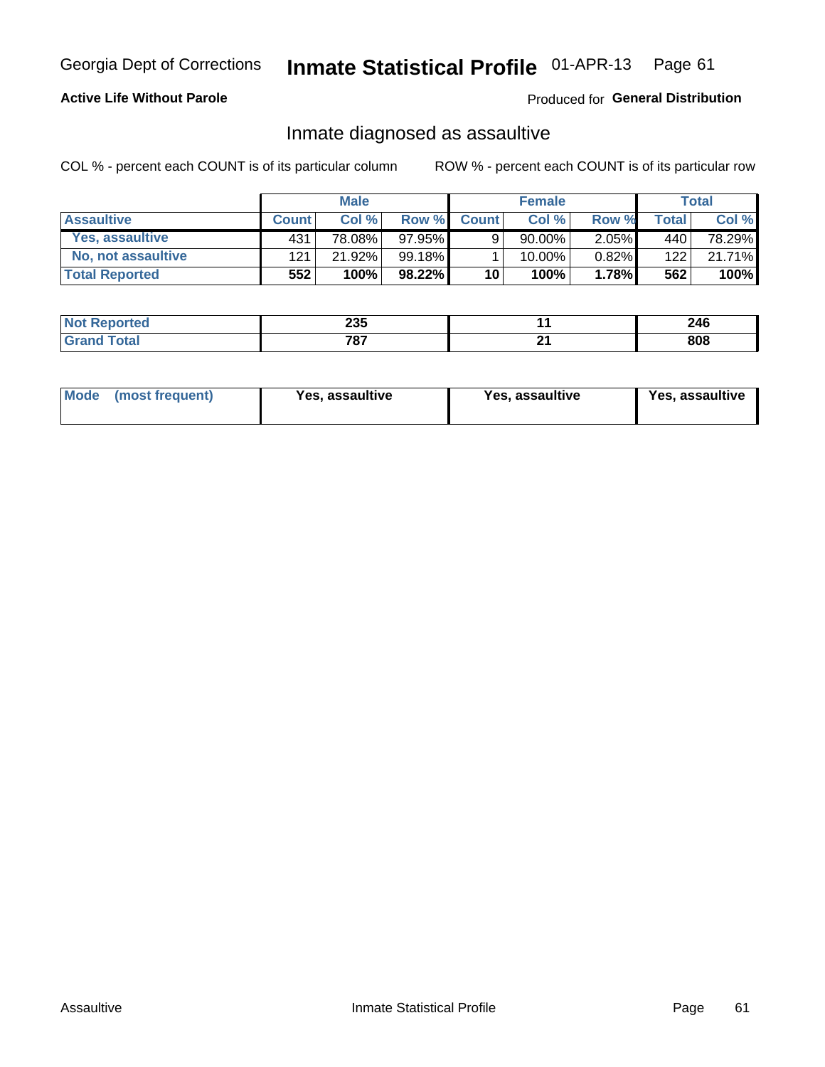Georgia Dept of Corrections **Inmate Statistical Profile** 01-APR-13

**Active Life Without Parole**

Produced for **General Distribution**

## Inmate diagnosed as assaultive

COL % - percent each COUNT is of its particular column ROW % - percent each COUNT is of its particular row

| | Male | | | Female | | | Total | |
|---|---|---|---|---|---|---|---|---|
| **Assaultive** | **Count** | **Col %** | **Row %** | **Count** | **Col %** | **Row %** | **Total** | **Col %** |
| **Yes, assaultive** | 431 | 78.08% | 97.95% | 9 | 90.00% | 2.05% | 440 | 78.29% |
| **No, not assaultive** | 121 | 21.92% | 99.18% | 1 | 10.00% | 0.82% | 122 | 21.71% |
| **Total Reported** | **552** | **100%** | **98.22%** | **10** | **100%** | **1.78%** | **562** | **100%** |

| | Male | Female | Total |
|---|---|---|---|
| **Not Reported** | **235** | **11** | **246** |
| **Grand Total** | **787** | **21** | **808** |

| | Male | Female | Total |
|---|---|---|---|
| **Mode (most frequent)** | **Yes, assaultive** | **Yes, assaultive** | **Yes, assaultive** |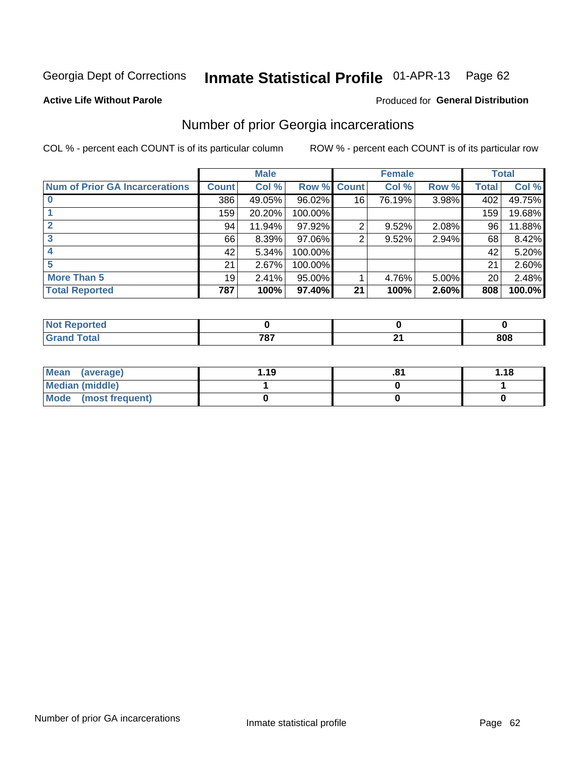Georgia Dept of Corrections **Inmate Statistical Profile** 01-APR-13 Page 62

**Active Life Without Parole**

Produced for **General Distribution**

## Number of prior Georgia incarcerations

COL % - percent each COUNT is of its particular column

ROW % - percent each COUNT is of its particular row

| | Male | | | Female | | | Total | |
|---|---|---|---|---|---|---|---|---|
| Num of Prior GA Incarcerations | Count | Col % | Row % | Count | Col % | Row % | Total | Col % |
| 0 | 386 | 49.05% | 96.02% | 16 | 76.19% | 3.98% | 402 | 49.75% |
| 1 | 159 | 20.20% | 100.00% | | | | 159 | 19.68% |
| 2 | 94 | 11.94% | 97.92% | 2 | 9.52% | 2.08% | 96 | 11.88% |
| 3 | 66 | 8.39% | 97.06% | 2 | 9.52% | 2.94% | 68 | 8.42% |
| 4 | 42 | 5.34% | 100.00% | | | | 42 | 5.20% |
| 5 | 21 | 2.67% | 100.00% | | | | 21 | 2.60% |
| More Than 5 | 19 | 2.41% | 95.00% | 1 | 4.76% | 5.00% | 20 | 2.48% |
| **Total Reported** | **787** | **100%** | **97.40%** | **21** | **100%** | **2.60%** | **808** | **100.0%** |

| | Male | Female | Total |
|---|---|---|---|
| Not Reported | 0 | 0 | 0 |
| Grand Total | 787 | 21 | 808 |

| | Male | Female | Total |
|---|---|---|---|
| Mean (average) | 1.19 | .81 | 1.18 |
| Median (middle) | 1 | 0 | 1 |
| Mode (most frequent) | 0 | 0 | 0 |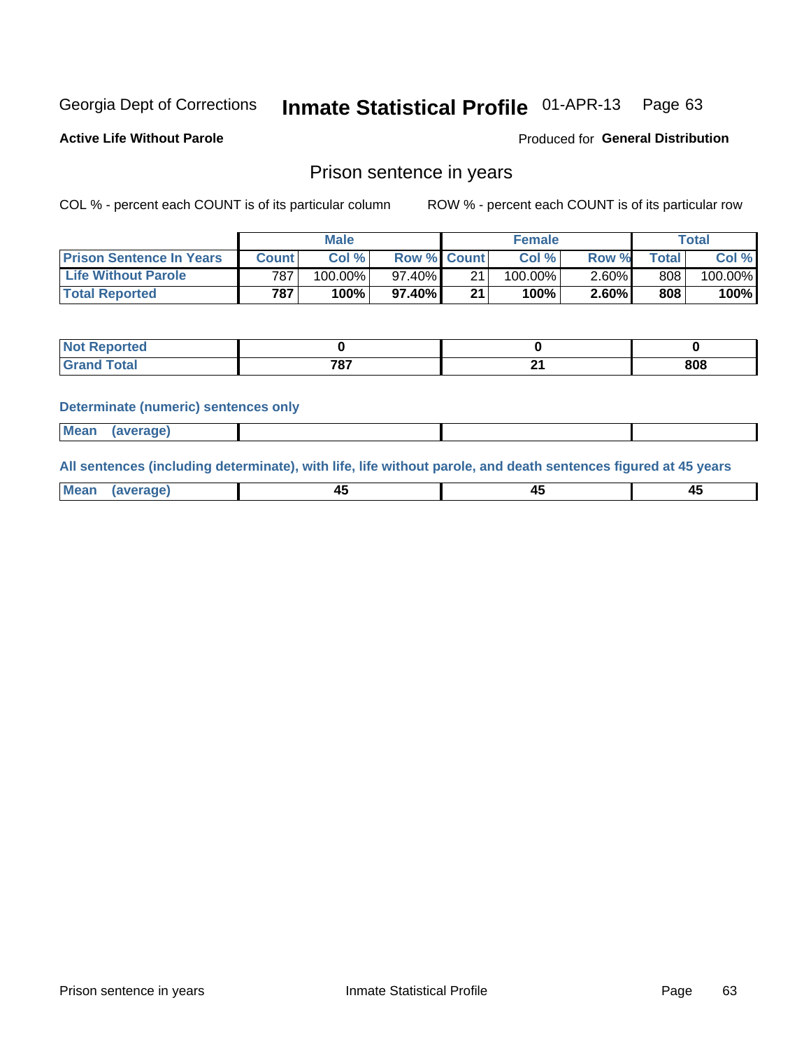Georgia Dept of Corrections **Inmate Statistical Profile** 01-APR-13 Page 63

**Active Life Without Parole**

Produced for **General Distribution**

## Prison sentence in years

COL % - percent each COUNT is of its particular column

ROW % - percent each COUNT is of its particular row

| | Male | | | Female | | | Total | |
|---|---|---|---|---|---|---|---|---|
| **Prison Sentence In Years** | **Count** | **Col %** | **Row %** | **Count** | **Col %** | **Row %** | **Total** | **Col %** |
| **Life Without Parole** | 787 | 100.00% | 97.40% | 21 | 100.00% | 2.60% | 808 | 100.00% |
| **Total Reported** | **787** | **100%** | **97.40%** | **21** | **100%** | **2.60%** | **808** | **100%** |

| | Male | Female | Total |
|---|---|---|---|
| **Not Reported** | **0** | **0** | **0** |
| **Grand Total** | **787** | **21** | **808** |

**Determinate (numeric) sentences only**

| | Male | Female | Total |
|---|---|---|---|
| **Mean (average)** | | | |

**All sentences (including determinate), with life, life without parole, and death sentences figured at 45 years**

| | Male | Female | Total |
|---|---|---|---|
| **Mean (average)** | **45** | **45** | **45** |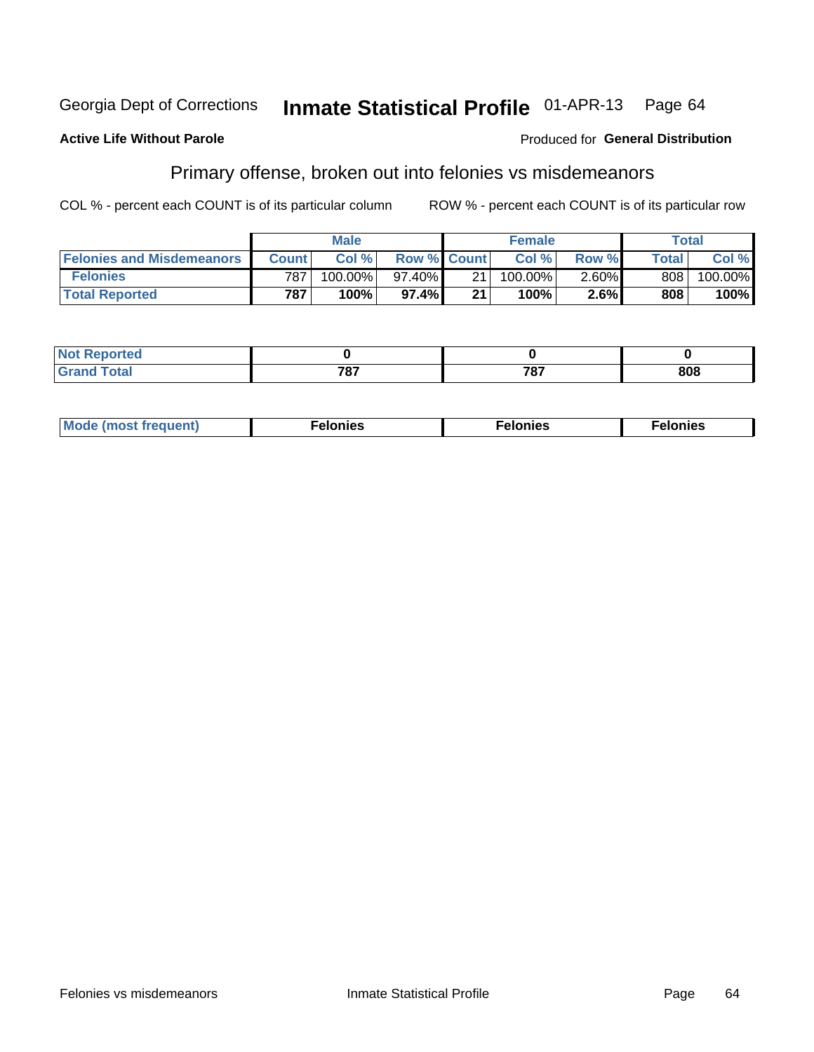Georgia Dept of Corrections **Inmate Statistical Profile** 01-APR-13

**Active Life Without Parole**

Produced for **General Distribution**

## Primary offense, broken out into felonies vs misdemeanors

COL % - percent each COUNT is of its particular column

ROW % - percent each COUNT is of its particular row

| | Male | | | Female | | | Total | |
|---|---|---|---|---|---|---|---|---|
| **Felonies and Misdemeanors** | **Count** | **Col %** | **Row %** | **Count** | **Col %** | **Row %** | **Total** | **Col %** |
| **Felonies** | 787 | 100.00% | 97.40% | 21 | 100.00% | 2.60% | 808 | 100.00% |
| **Total Reported** | **787** | **100%** | **97.4%** | **21** | **100%** | **2.6%** | **808** | **100%** |

| | Male | Female | Total |
|---|---|---|---|
| **Not Reported** | **0** | **0** | **0** |
| **Grand Total** | **787** | **787** | **808** |

| | Male | Female | Total |
|---|---|---|---|
| **Mode (most frequent)** | **Felonies** | **Felonies** | **Felonies** |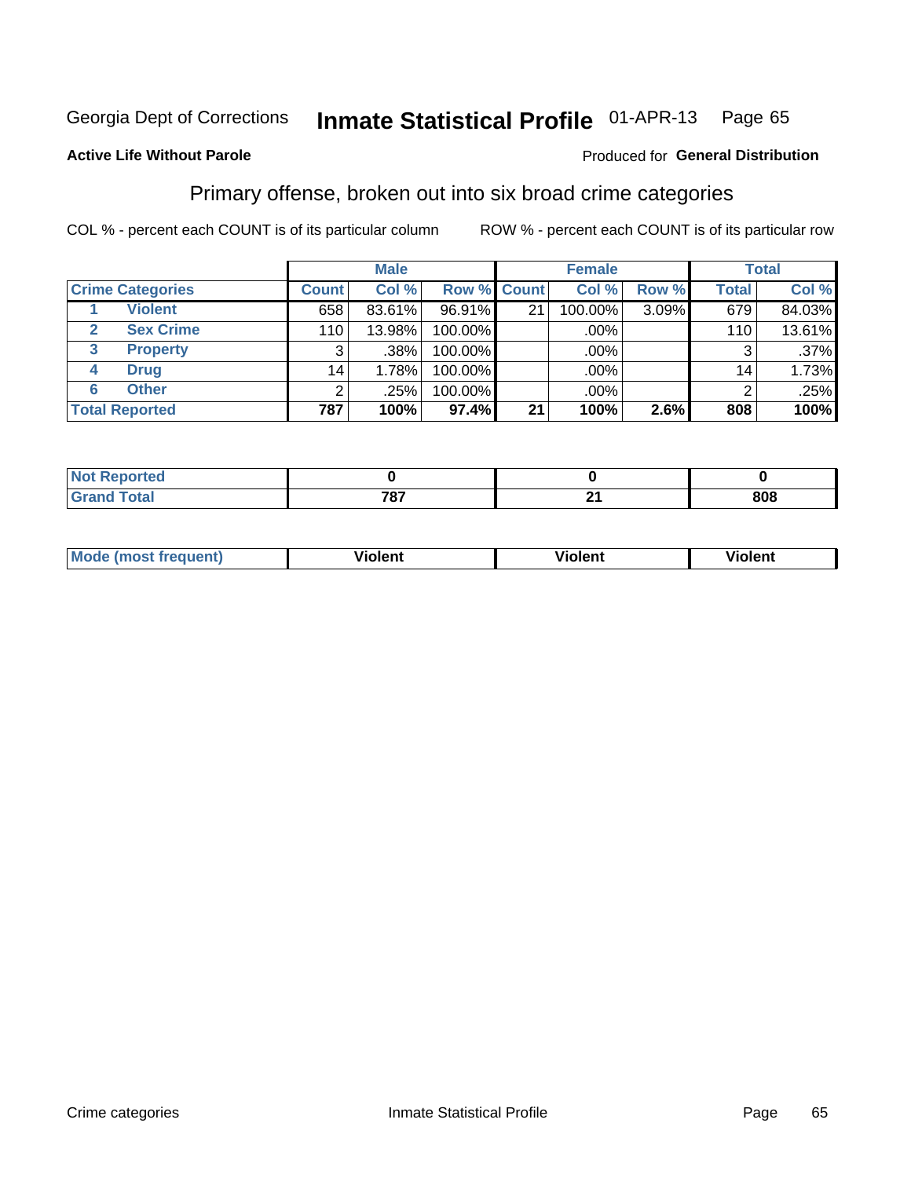Georgia Dept of Corrections **Inmate Statistical Profile** 01-APR-13 Page 65

**Active Life Without Parole**

Produced for **General Distribution**

## Primary offense, broken out into six broad crime categories

COL % - percent each COUNT is of its particular column

ROW % - percent each COUNT is of its particular row

| | | Male | | | Female | | | Total | |
|---|---|---|---|---|---|---|---|---|---|
| **Crime Categories** | | **Count** | **Col %** | **Row %** | **Count** | **Col %** | **Row %** | **Total** | **Col %** |
| 1 | **Violent** | 658 | 83.61% | 96.91% | 21 | 100.00% | 3.09% | 679 | 84.03% |
| 2 | **Sex Crime** | 110 | 13.98% | 100.00% | | .00% | | 110 | 13.61% |
| 3 | **Property** | 3 | .38% | 100.00% | | .00% | | 3 | .37% |
| 4 | **Drug** | 14 | 1.78% | 100.00% | | .00% | | 14 | 1.73% |
| 6 | **Other** | 2 | .25% | 100.00% | | .00% | | 2 | .25% |
| **Total Reported** | | **787** | **100%** | **97.4%** | **21** | **100%** | **2.6%** | **808** | **100%** |

| | Male | Female | Total |
|---|---|---|---|
| **Not Reported** | **0** | **0** | **0** |
| **Grand Total** | **787** | **21** | **808** |

| | Male | Female | Total |
|---|---|---|---|
| **Mode (most frequent)** | **Violent** | **Violent** | **Violent** |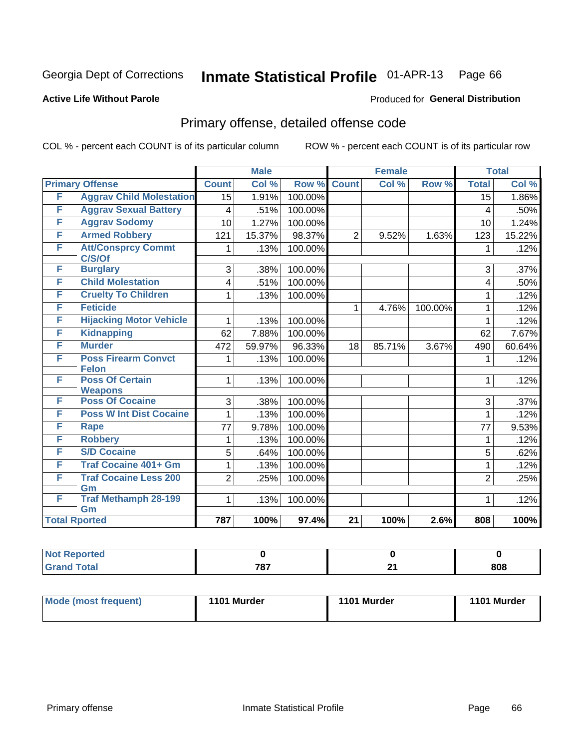Georgia Dept of Corrections **Inmate Statistical Profile** 01-APR-13

**Active Life Without Parole**

Produced for **General Distribution**

## Primary offense, detailed offense code

COL % - percent each COUNT is of its particular column    ROW % - percent each COUNT is of its particular row

| Primary Offense | | Male | | | Female | | | Total | |
|---|---|---|---|---|---|---|---|---|---|
| | | Count | Col % | Row % | Count | Col % | Row % | Total | Col % |
| F | Aggrav Child Molestation | 15 | 1.91% | 100.00% | | | | 15 | 1.86% |
| F | Aggrav Sexual Battery | 4 | .51% | 100.00% | | | | 4 | .50% |
| F | Aggrav Sodomy | 10 | 1.27% | 100.00% | | | | 10 | 1.24% |
| F | Armed Robbery | 121 | 15.37% | 98.37% | 2 | 9.52% | 1.63% | 123 | 15.22% |
| F | Att/Consprcy Commt C/S/Of | 1 | .13% | 100.00% | | | | 1 | .12% |
| F | Burglary | 3 | .38% | 100.00% | | | | 3 | .37% |
| F | Child Molestation | 4 | .51% | 100.00% | | | | 4 | .50% |
| F | Cruelty To Children | 1 | .13% | 100.00% | | | | 1 | .12% |
| F | Feticide | | | | 1 | 4.76% | 100.00% | 1 | .12% |
| F | Hijacking Motor Vehicle | 1 | .13% | 100.00% | | | | 1 | .12% |
| F | Kidnapping | 62 | 7.88% | 100.00% | | | | 62 | 7.67% |
| F | Murder | 472 | 59.97% | 96.33% | 18 | 85.71% | 3.67% | 490 | 60.64% |
| F | Poss Firearm Convct Felon | 1 | .13% | 100.00% | | | | 1 | .12% |
| F | Poss Of Certain Weapons | 1 | .13% | 100.00% | | | | 1 | .12% |
| F | Poss Of Cocaine | 3 | .38% | 100.00% | | | | 3 | .37% |
| F | Poss W Int Dist Cocaine | 1 | .13% | 100.00% | | | | 1 | .12% |
| F | Rape | 77 | 9.78% | 100.00% | | | | 77 | 9.53% |
| F | Robbery | 1 | .13% | 100.00% | | | | 1 | .12% |
| F | S/D Cocaine | 5 | .64% | 100.00% | | | | 5 | .62% |
| F | Traf Cocaine 401+ Gm | 1 | .13% | 100.00% | | | | 1 | .12% |
| F | Traf Cocaine Less 200 Gm | 2 | .25% | 100.00% | | | | 2 | .25% |
| F | Traf Methamph 28-199 Gm | 1 | .13% | 100.00% | | | | 1 | .12% |
| **Total Rported** | | **787** | **100%** | **97.4%** | **21** | **100%** | **2.6%** | **808** | **100%** |

| | Male | Female | Total |
|---|---|---|---|
| Not Reported | 0 | 0 | 0 |
| Grand Total | 787 | 21 | 808 |

| | Male | Female | Total |
|---|---|---|---|
| Mode (most frequent) | 1101 Murder | 1101 Murder | 1101 Murder |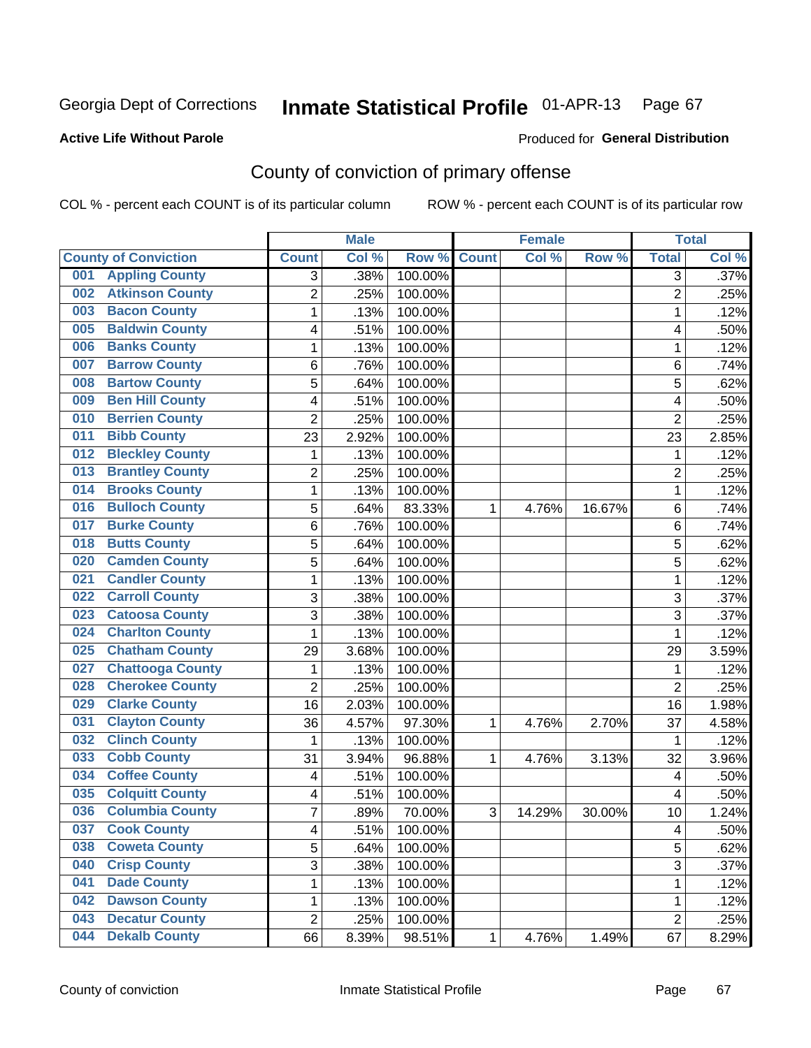Georgia Dept of Corrections **Inmate Statistical Profile** 01-APR-13

**Active Life Without Parole** Produced for **General Distribution**

## County of conviction of primary offense

COL % - percent each COUNT is of its particular column ROW % - percent each COUNT is of its particular row

| County of Conviction | Male | | | Female | | | Total | |
|---|---|---|---|---|---|---|---|---|
| | Count | Col % | Row % | Count | Col % | Row % | Total | Col % |
| 001 Appling County | 3 | .38% | 100.00% | | | | 3 | .37% |
| 002 Atkinson County | 2 | .25% | 100.00% | | | | 2 | .25% |
| 003 Bacon County | 1 | .13% | 100.00% | | | | 1 | .12% |
| 005 Baldwin County | 4 | .51% | 100.00% | | | | 4 | .50% |
| 006 Banks County | 1 | .13% | 100.00% | | | | 1 | .12% |
| 007 Barrow County | 6 | .76% | 100.00% | | | | 6 | .74% |
| 008 Bartow County | 5 | .64% | 100.00% | | | | 5 | .62% |
| 009 Ben Hill County | 4 | .51% | 100.00% | | | | 4 | .50% |
| 010 Berrien County | 2 | .25% | 100.00% | | | | 2 | .25% |
| 011 Bibb County | 23 | 2.92% | 100.00% | | | | 23 | 2.85% |
| 012 Bleckley County | 1 | .13% | 100.00% | | | | 1 | .12% |
| 013 Brantley County | 2 | .25% | 100.00% | | | | 2 | .25% |
| 014 Brooks County | 1 | .13% | 100.00% | | | | 1 | .12% |
| 016 Bulloch County | 5 | .64% | 83.33% | 1 | 4.76% | 16.67% | 6 | .74% |
| 017 Burke County | 6 | .76% | 100.00% | | | | 6 | .74% |
| 018 Butts County | 5 | .64% | 100.00% | | | | 5 | .62% |
| 020 Camden County | 5 | .64% | 100.00% | | | | 5 | .62% |
| 021 Candler County | 1 | .13% | 100.00% | | | | 1 | .12% |
| 022 Carroll County | 3 | .38% | 100.00% | | | | 3 | .37% |
| 023 Catoosa County | 3 | .38% | 100.00% | | | | 3 | .37% |
| 024 Charlton County | 1 | .13% | 100.00% | | | | 1 | .12% |
| 025 Chatham County | 29 | 3.68% | 100.00% | | | | 29 | 3.59% |
| 027 Chattooga County | 1 | .13% | 100.00% | | | | 1 | .12% |
| 028 Cherokee County | 2 | .25% | 100.00% | | | | 2 | .25% |
| 029 Clarke County | 16 | 2.03% | 100.00% | | | | 16 | 1.98% |
| 031 Clayton County | 36 | 4.57% | 97.30% | 1 | 4.76% | 2.70% | 37 | 4.58% |
| 032 Clinch County | 1 | .13% | 100.00% | | | | 1 | .12% |
| 033 Cobb County | 31 | 3.94% | 96.88% | 1 | 4.76% | 3.13% | 32 | 3.96% |
| 034 Coffee County | 4 | .51% | 100.00% | | | | 4 | .50% |
| 035 Colquitt County | 4 | .51% | 100.00% | | | | 4 | .50% |
| 036 Columbia County | 7 | .89% | 70.00% | 3 | 14.29% | 30.00% | 10 | 1.24% |
| 037 Cook County | 4 | .51% | 100.00% | | | | 4 | .50% |
| 038 Coweta County | 5 | .64% | 100.00% | | | | 5 | .62% |
| 040 Crisp County | 3 | .38% | 100.00% | | | | 3 | .37% |
| 041 Dade County | 1 | .13% | 100.00% | | | | 1 | .12% |
| 042 Dawson County | 1 | .13% | 100.00% | | | | 1 | .12% |
| 043 Decatur County | 2 | .25% | 100.00% | | | | 2 | .25% |
| 044 Dekalb County | 66 | 8.39% | 98.51% | 1 | 4.76% | 1.49% | 67 | 8.29% |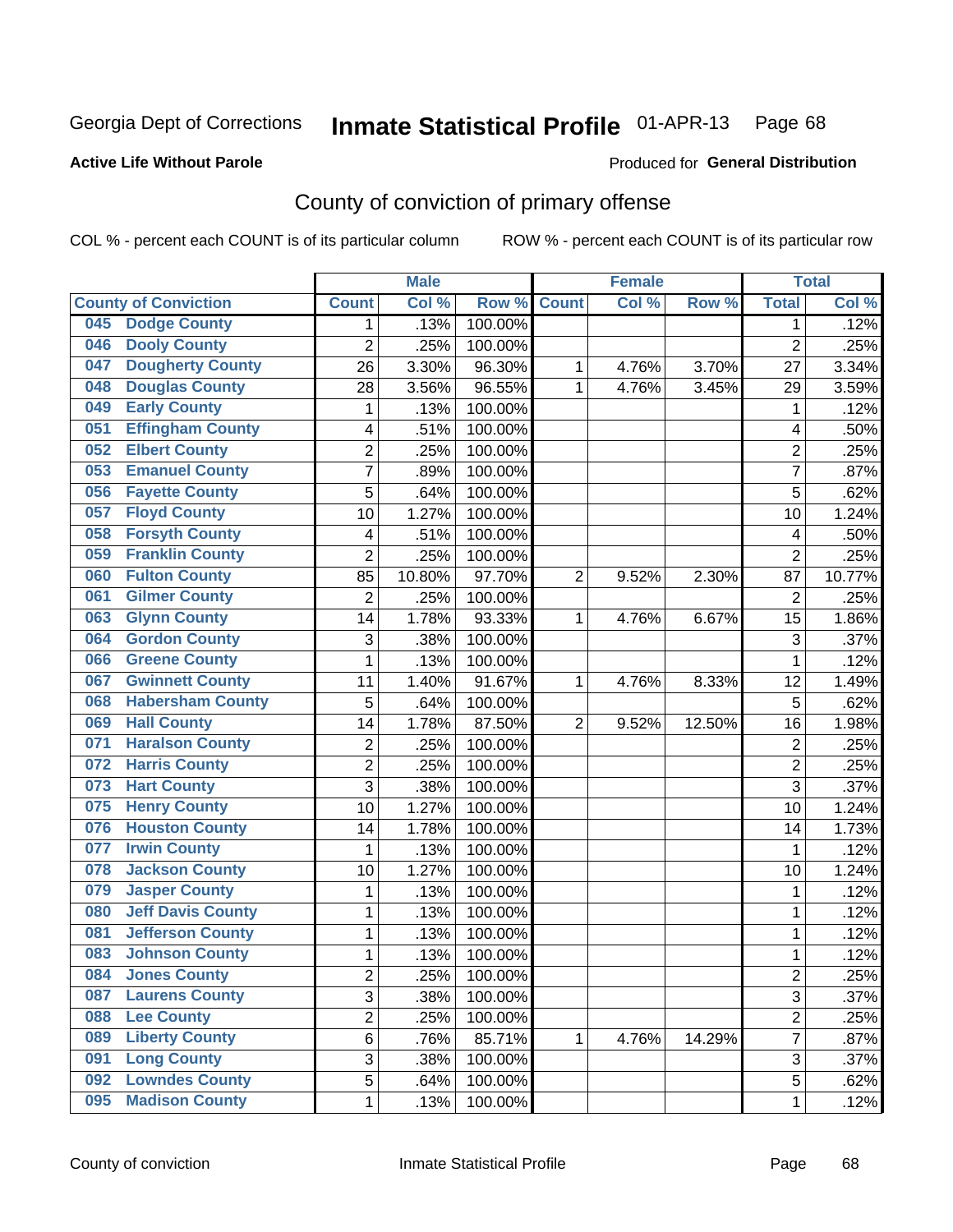Georgia Dept of Corrections **Inmate Statistical Profile** 01-APR-13

**Active Life Without Parole**

Produced for **General Distribution**

## County of conviction of primary offense

COL % - percent each COUNT is of its particular column ROW % - percent each COUNT is of its particular row

| County of Conviction | Male | | | Female | | | Total | |
|---|---|---|---|---|---|---|---|---|
| | Count | Col % | Row % | Count | Col % | Row % | Total | Col % |
| 045 Dodge County | 1 | .13% | 100.00% | | | | 1 | .12% |
| 046 Dooly County | 2 | .25% | 100.00% | | | | 2 | .25% |
| 047 Dougherty County | 26 | 3.30% | 96.30% | 1 | 4.76% | 3.70% | 27 | 3.34% |
| 048 Douglas County | 28 | 3.56% | 96.55% | 1 | 4.76% | 3.45% | 29 | 3.59% |
| 049 Early County | 1 | .13% | 100.00% | | | | 1 | .12% |
| 051 Effingham County | 4 | .51% | 100.00% | | | | 4 | .50% |
| 052 Elbert County | 2 | .25% | 100.00% | | | | 2 | .25% |
| 053 Emanuel County | 7 | .89% | 100.00% | | | | 7 | .87% |
| 056 Fayette County | 5 | .64% | 100.00% | | | | 5 | .62% |
| 057 Floyd County | 10 | 1.27% | 100.00% | | | | 10 | 1.24% |
| 058 Forsyth County | 4 | .51% | 100.00% | | | | 4 | .50% |
| 059 Franklin County | 2 | .25% | 100.00% | | | | 2 | .25% |
| 060 Fulton County | 85 | 10.80% | 97.70% | 2 | 9.52% | 2.30% | 87 | 10.77% |
| 061 Gilmer County | 2 | .25% | 100.00% | | | | 2 | .25% |
| 063 Glynn County | 14 | 1.78% | 93.33% | 1 | 4.76% | 6.67% | 15 | 1.86% |
| 064 Gordon County | 3 | .38% | 100.00% | | | | 3 | .37% |
| 066 Greene County | 1 | .13% | 100.00% | | | | 1 | .12% |
| 067 Gwinnett County | 11 | 1.40% | 91.67% | 1 | 4.76% | 8.33% | 12 | 1.49% |
| 068 Habersham County | 5 | .64% | 100.00% | | | | 5 | .62% |
| 069 Hall County | 14 | 1.78% | 87.50% | 2 | 9.52% | 12.50% | 16 | 1.98% |
| 071 Haralson County | 2 | .25% | 100.00% | | | | 2 | .25% |
| 072 Harris County | 2 | .25% | 100.00% | | | | 2 | .25% |
| 073 Hart County | 3 | .38% | 100.00% | | | | 3 | .37% |
| 075 Henry County | 10 | 1.27% | 100.00% | | | | 10 | 1.24% |
| 076 Houston County | 14 | 1.78% | 100.00% | | | | 14 | 1.73% |
| 077 Irwin County | 1 | .13% | 100.00% | | | | 1 | .12% |
| 078 Jackson County | 10 | 1.27% | 100.00% | | | | 10 | 1.24% |
| 079 Jasper County | 1 | .13% | 100.00% | | | | 1 | .12% |
| 080 Jeff Davis County | 1 | .13% | 100.00% | | | | 1 | .12% |
| 081 Jefferson County | 1 | .13% | 100.00% | | | | 1 | .12% |
| 083 Johnson County | 1 | .13% | 100.00% | | | | 1 | .12% |
| 084 Jones County | 2 | .25% | 100.00% | | | | 2 | .25% |
| 087 Laurens County | 3 | .38% | 100.00% | | | | 3 | .37% |
| 088 Lee County | 2 | .25% | 100.00% | | | | 2 | .25% |
| 089 Liberty County | 6 | .76% | 85.71% | 1 | 4.76% | 14.29% | 7 | .87% |
| 091 Long County | 3 | .38% | 100.00% | | | | 3 | .37% |
| 092 Lowndes County | 5 | .64% | 100.00% | | | | 5 | .62% |
| 095 Madison County | 1 | .13% | 100.00% | | | | 1 | .12% |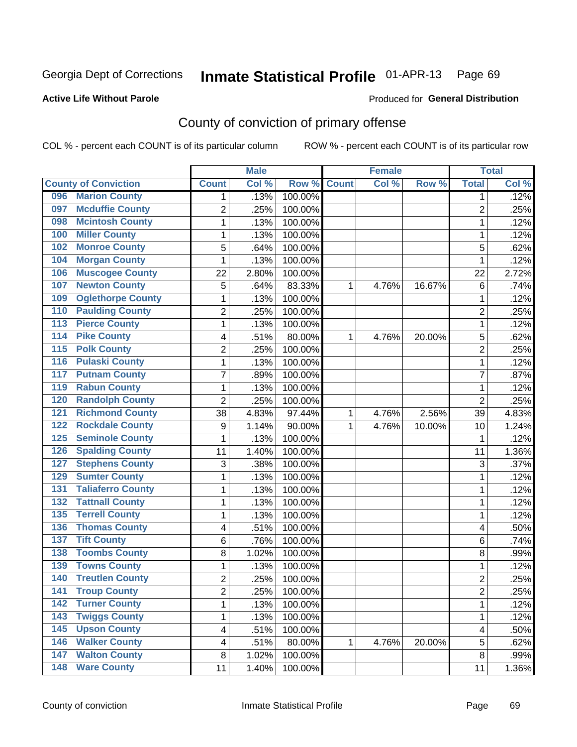Georgia Dept of Corrections **Inmate Statistical Profile** 01-APR-13

**Active Life Without Parole**

Produced for **General Distribution**

## County of conviction of primary offense

COL % - percent each COUNT is of its particular column ROW % - percent each COUNT is of its particular row

| | | Male | | | Female | | | Total | |
|---|---|---|---|---|---|---|---|---|---|
| **County of Conviction** | | **Count** | **Col %** | **Row %** | **Count** | **Col %** | **Row %** | **Total** | **Col %** |
| 096 | Marion County | 1 | .13% | 100.00% | | | | 1 | .12% |
| 097 | Mcduffie County | 2 | .25% | 100.00% | | | | 2 | .25% |
| 098 | Mcintosh County | 1 | .13% | 100.00% | | | | 1 | .12% |
| 100 | Miller County | 1 | .13% | 100.00% | | | | 1 | .12% |
| 102 | Monroe County | 5 | .64% | 100.00% | | | | 5 | .62% |
| 104 | Morgan County | 1 | .13% | 100.00% | | | | 1 | .12% |
| 106 | Muscogee County | 22 | 2.80% | 100.00% | | | | 22 | 2.72% |
| 107 | Newton County | 5 | .64% | 83.33% | 1 | 4.76% | 16.67% | 6 | .74% |
| 109 | Oglethorpe County | 1 | .13% | 100.00% | | | | 1 | .12% |
| 110 | Paulding County | 2 | .25% | 100.00% | | | | 2 | .25% |
| 113 | Pierce County | 1 | .13% | 100.00% | | | | 1 | .12% |
| 114 | Pike County | 4 | .51% | 80.00% | 1 | 4.76% | 20.00% | 5 | .62% |
| 115 | Polk County | 2 | .25% | 100.00% | | | | 2 | .25% |
| 116 | Pulaski County | 1 | .13% | 100.00% | | | | 1 | .12% |
| 117 | Putnam County | 7 | .89% | 100.00% | | | | 7 | .87% |
| 119 | Rabun County | 1 | .13% | 100.00% | | | | 1 | .12% |
| 120 | Randolph County | 2 | .25% | 100.00% | | | | 2 | .25% |
| 121 | Richmond County | 38 | 4.83% | 97.44% | 1 | 4.76% | 2.56% | 39 | 4.83% |
| 122 | Rockdale County | 9 | 1.14% | 90.00% | 1 | 4.76% | 10.00% | 10 | 1.24% |
| 125 | Seminole County | 1 | .13% | 100.00% | | | | 1 | .12% |
| 126 | Spalding County | 11 | 1.40% | 100.00% | | | | 11 | 1.36% |
| 127 | Stephens County | 3 | .38% | 100.00% | | | | 3 | .37% |
| 129 | Sumter County | 1 | .13% | 100.00% | | | | 1 | .12% |
| 131 | Taliaferro County | 1 | .13% | 100.00% | | | | 1 | .12% |
| 132 | Tattnall County | 1 | .13% | 100.00% | | | | 1 | .12% |
| 135 | Terrell County | 1 | .13% | 100.00% | | | | 1 | .12% |
| 136 | Thomas County | 4 | .51% | 100.00% | | | | 4 | .50% |
| 137 | Tift County | 6 | .76% | 100.00% | | | | 6 | .74% |
| 138 | Toombs County | 8 | 1.02% | 100.00% | | | | 8 | .99% |
| 139 | Towns County | 1 | .13% | 100.00% | | | | 1 | .12% |
| 140 | Treutlen County | 2 | .25% | 100.00% | | | | 2 | .25% |
| 141 | Troup County | 2 | .25% | 100.00% | | | | 2 | .25% |
| 142 | Turner County | 1 | .13% | 100.00% | | | | 1 | .12% |
| 143 | Twiggs County | 1 | .13% | 100.00% | | | | 1 | .12% |
| 145 | Upson County | 4 | .51% | 100.00% | | | | 4 | .50% |
| 146 | Walker County | 4 | .51% | 80.00% | 1 | 4.76% | 20.00% | 5 | .62% |
| 147 | Walton County | 8 | 1.02% | 100.00% | | | | 8 | .99% |
| 148 | Ware County | 11 | 1.40% | 100.00% | | | | 11 | 1.36% |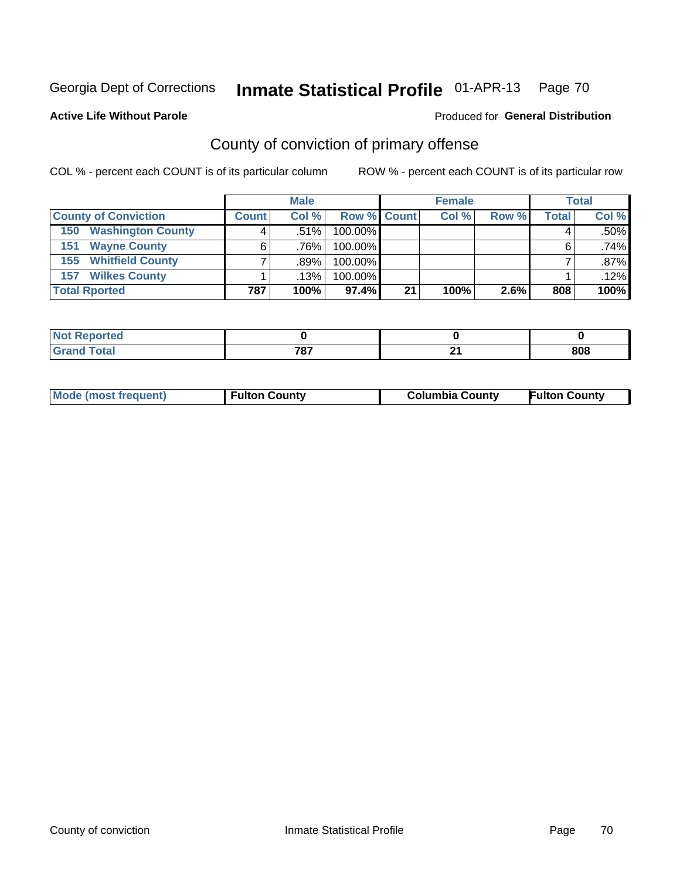Georgia Dept of Corrections **Inmate Statistical Profile** 01-APR-13

**Active Life Without Parole**

Produced for **General Distribution**

## County of conviction of primary offense

COL % - percent each COUNT is of its particular column

ROW % - percent each COUNT is of its particular row

| | Male | | | Female | | | Total | |
|---|---|---|---|---|---|---|---|---|
| **County of Conviction** | **Count** | **Col %** | **Row %** | **Count** | **Col %** | **Row %** | **Total** | **Col %** |
| **150 Washington County** | 4 | .51% | 100.00% | | | | 4 | .50% |
| **151 Wayne County** | 6 | .76% | 100.00% | | | | 6 | .74% |
| **155 Whitfield County** | 7 | .89% | 100.00% | | | | 7 | .87% |
| **157 Wilkes County** | 1 | .13% | 100.00% | | | | 1 | .12% |
| **Total Rported** | **787** | **100%** | **97.4%** | **21** | **100%** | **2.6%** | **808** | **100%** |

| | Male | Female | Total |
|---|---|---|---|
| **Not Reported** | **0** | **0** | **0** |
| **Grand Total** | **787** | **21** | **808** |

| | Male | Female | Total |
|---|---|---|---|
| **Mode (most frequent)** | **Fulton County** | **Columbia County** | **Fulton County** |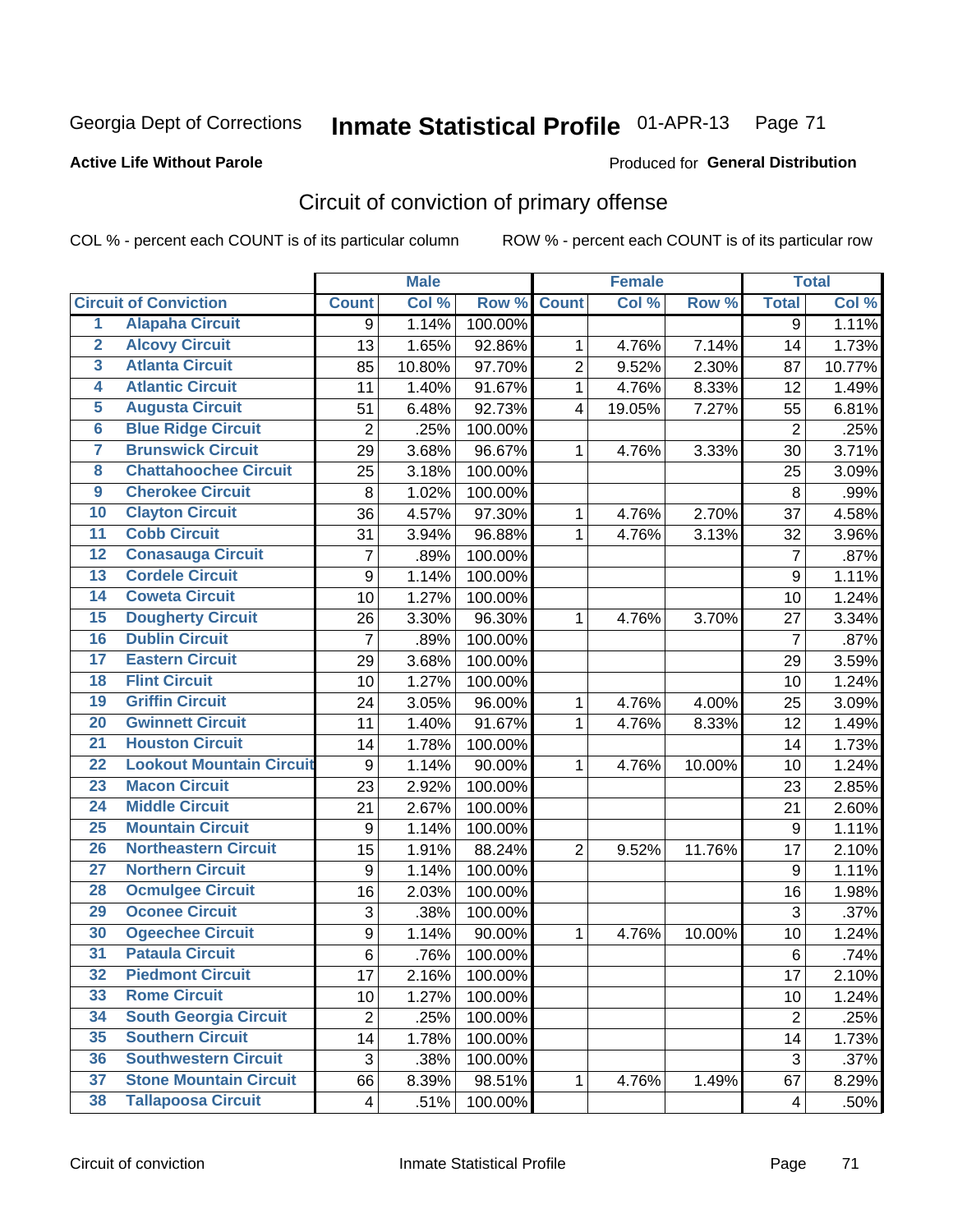Georgia Dept of Corrections **Inmate Statistical Profile** 01-APR-13

**Active Life Without Parole**

Produced for **General Distribution**

## Circuit of conviction of primary offense

COL % - percent each COUNT is of its particular column

ROW % - percent each COUNT is of its particular row

| | Circuit of Conviction | Male | | | Female | | | Total | |
|---|---|---|---|---|---|---|---|---|---|
| | | Count | Col % | Row % | Count | Col % | Row % | Total | Col % |
| 1 | Alapaha Circuit | 9 | 1.14% | 100.00% | | | | 9 | 1.11% |
| 2 | Alcovy Circuit | 13 | 1.65% | 92.86% | 1 | 4.76% | 7.14% | 14 | 1.73% |
| 3 | Atlanta Circuit | 85 | 10.80% | 97.70% | 2 | 9.52% | 2.30% | 87 | 10.77% |
| 4 | Atlantic Circuit | 11 | 1.40% | 91.67% | 1 | 4.76% | 8.33% | 12 | 1.49% |
| 5 | Augusta Circuit | 51 | 6.48% | 92.73% | 4 | 19.05% | 7.27% | 55 | 6.81% |
| 6 | Blue Ridge Circuit | 2 | .25% | 100.00% | | | | 2 | .25% |
| 7 | Brunswick Circuit | 29 | 3.68% | 96.67% | 1 | 4.76% | 3.33% | 30 | 3.71% |
| 8 | Chattahoochee Circuit | 25 | 3.18% | 100.00% | | | | 25 | 3.09% |
| 9 | Cherokee Circuit | 8 | 1.02% | 100.00% | | | | 8 | .99% |
| 10 | Clayton Circuit | 36 | 4.57% | 97.30% | 1 | 4.76% | 2.70% | 37 | 4.58% |
| 11 | Cobb Circuit | 31 | 3.94% | 96.88% | 1 | 4.76% | 3.13% | 32 | 3.96% |
| 12 | Conasauga Circuit | 7 | .89% | 100.00% | | | | 7 | .87% |
| 13 | Cordele Circuit | 9 | 1.14% | 100.00% | | | | 9 | 1.11% |
| 14 | Coweta Circuit | 10 | 1.27% | 100.00% | | | | 10 | 1.24% |
| 15 | Dougherty Circuit | 26 | 3.30% | 96.30% | 1 | 4.76% | 3.70% | 27 | 3.34% |
| 16 | Dublin Circuit | 7 | .89% | 100.00% | | | | 7 | .87% |
| 17 | Eastern Circuit | 29 | 3.68% | 100.00% | | | | 29 | 3.59% |
| 18 | Flint Circuit | 10 | 1.27% | 100.00% | | | | 10 | 1.24% |
| 19 | Griffin Circuit | 24 | 3.05% | 96.00% | 1 | 4.76% | 4.00% | 25 | 3.09% |
| 20 | Gwinnett Circuit | 11 | 1.40% | 91.67% | 1 | 4.76% | 8.33% | 12 | 1.49% |
| 21 | Houston Circuit | 14 | 1.78% | 100.00% | | | | 14 | 1.73% |
| 22 | Lookout Mountain Circuit | 9 | 1.14% | 90.00% | 1 | 4.76% | 10.00% | 10 | 1.24% |
| 23 | Macon Circuit | 23 | 2.92% | 100.00% | | | | 23 | 2.85% |
| 24 | Middle Circuit | 21 | 2.67% | 100.00% | | | | 21 | 2.60% |
| 25 | Mountain Circuit | 9 | 1.14% | 100.00% | | | | 9 | 1.11% |
| 26 | Northeastern Circuit | 15 | 1.91% | 88.24% | 2 | 9.52% | 11.76% | 17 | 2.10% |
| 27 | Northern Circuit | 9 | 1.14% | 100.00% | | | | 9 | 1.11% |
| 28 | Ocmulgee Circuit | 16 | 2.03% | 100.00% | | | | 16 | 1.98% |
| 29 | Oconee Circuit | 3 | .38% | 100.00% | | | | 3 | .37% |
| 30 | Ogeechee Circuit | 9 | 1.14% | 90.00% | 1 | 4.76% | 10.00% | 10 | 1.24% |
| 31 | Pataula Circuit | 6 | .76% | 100.00% | | | | 6 | .74% |
| 32 | Piedmont Circuit | 17 | 2.16% | 100.00% | | | | 17 | 2.10% |
| 33 | Rome Circuit | 10 | 1.27% | 100.00% | | | | 10 | 1.24% |
| 34 | South Georgia Circuit | 2 | .25% | 100.00% | | | | 2 | .25% |
| 35 | Southern Circuit | 14 | 1.78% | 100.00% | | | | 14 | 1.73% |
| 36 | Southwestern Circuit | 3 | .38% | 100.00% | | | | 3 | .37% |
| 37 | Stone Mountain Circuit | 66 | 8.39% | 98.51% | 1 | 4.76% | 1.49% | 67 | 8.29% |
| 38 | Tallapoosa Circuit | 4 | .51% | 100.00% | | | | 4 | .50% |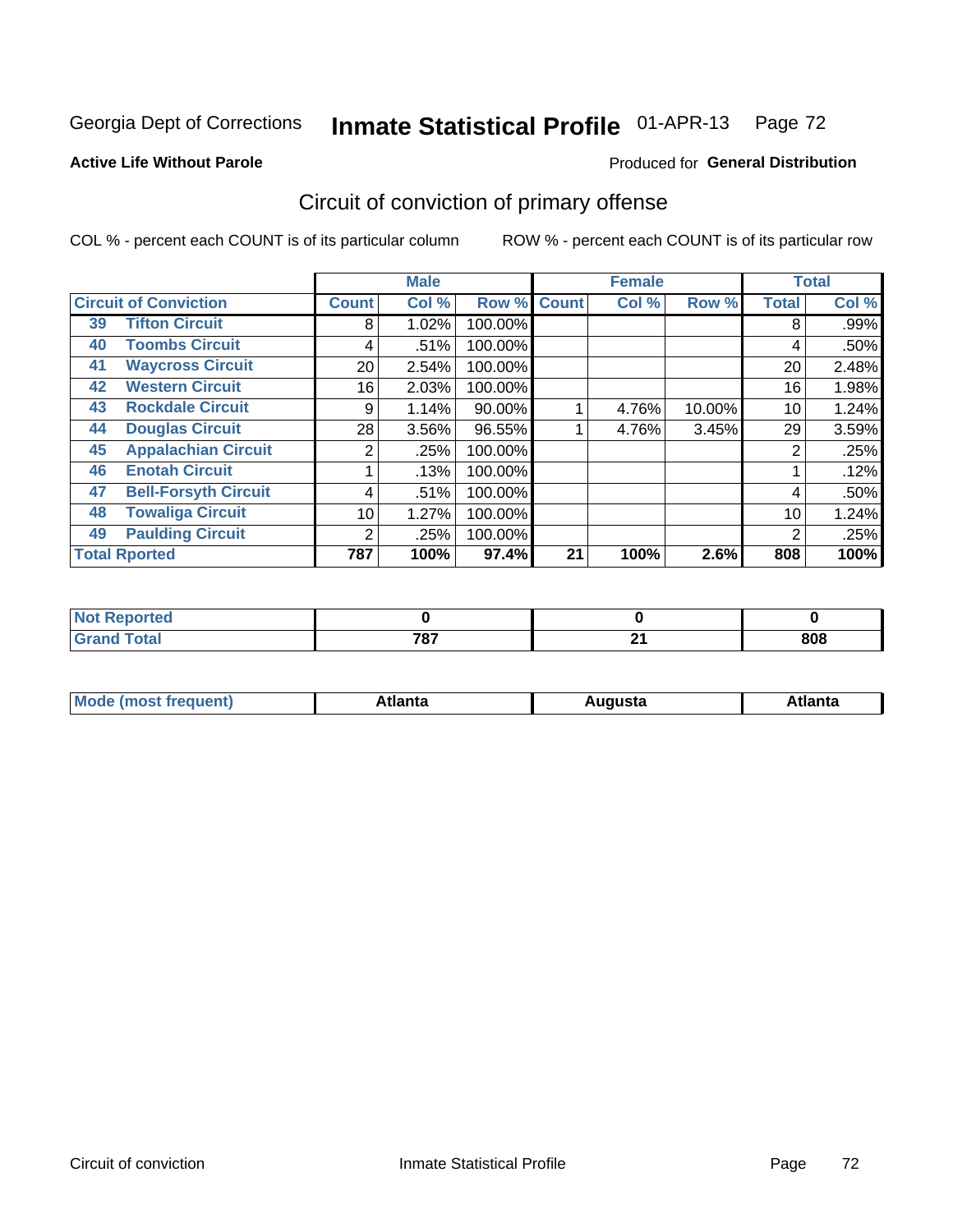Georgia Dept of Corrections **Inmate Statistical Profile** 01-APR-13

**Active Life Without Parole**

Produced for **General Distribution**

## Circuit of conviction of primary offense

COL % - percent each COUNT is of its particular column ROW % - percent each COUNT is of its particular row

| | | Male | | | Female | | | Total | |
|---|---|---|---|---|---|---|---|---|---|
| **Circuit of Conviction** | | **Count** | **Col %** | **Row %** | **Count** | **Col %** | **Row %** | **Total** | **Col %** |
| 39 | Tifton Circuit | 8 | 1.02% | 100.00% | | | | 8 | .99% |
| 40 | Toombs Circuit | 4 | .51% | 100.00% | | | | 4 | .50% |
| 41 | Waycross Circuit | 20 | 2.54% | 100.00% | | | | 20 | 2.48% |
| 42 | Western Circuit | 16 | 2.03% | 100.00% | | | | 16 | 1.98% |
| 43 | Rockdale Circuit | 9 | 1.14% | 90.00% | 1 | 4.76% | 10.00% | 10 | 1.24% |
| 44 | Douglas Circuit | 28 | 3.56% | 96.55% | 1 | 4.76% | 3.45% | 29 | 3.59% |
| 45 | Appalachian Circuit | 2 | .25% | 100.00% | | | | 2 | .25% |
| 46 | Enotah Circuit | 1 | .13% | 100.00% | | | | 1 | .12% |
| 47 | Bell-Forsyth Circuit | 4 | .51% | 100.00% | | | | 4 | .50% |
| 48 | Towaliga Circuit | 10 | 1.27% | 100.00% | | | | 10 | 1.24% |
| 49 | Paulding Circuit | 2 | .25% | 100.00% | | | | 2 | .25% |
| **Total Rported** | | **787** | **100%** | **97.4%** | **21** | **100%** | **2.6%** | **808** | **100%** |

| | Male | Female | Total |
|---|---|---|---|
| **Not Reported** | **0** | **0** | **0** |
| **Grand Total** | **787** | **21** | **808** |

| | Male | Female | Total |
|---|---|---|---|
| **Mode (most frequent)** | **Atlanta** | **Augusta** | **Atlanta** |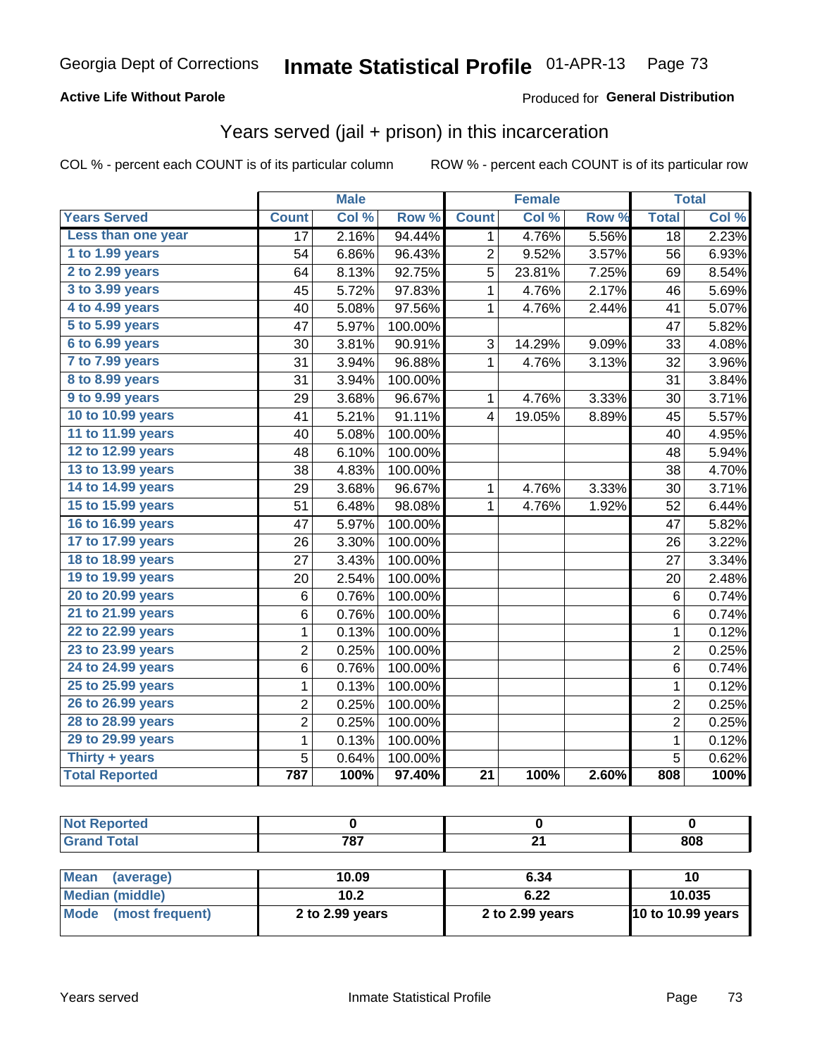Georgia Dept of Corrections **Inmate Statistical Profile** 01-APR-13

**Active Life Without Parole**

Produced for **General Distribution**

## Years served (jail + prison) in this incarceration

COL % - percent each COUNT is of its particular column

ROW % - percent each COUNT is of its particular row

| | Male | | | Female | | | Total | |
|---|---|---|---|---|---|---|---|---|
| **Years Served** | **Count** | **Col %** | **Row %** | **Count** | **Col %** | **Row %** | **Total** | **Col %** |
| Less than one year | 17 | 2.16% | 94.44% | 1 | 4.76% | 5.56% | 18 | 2.23% |
| 1 to 1.99 years | 54 | 6.86% | 96.43% | 2 | 9.52% | 3.57% | 56 | 6.93% |
| 2 to 2.99 years | 64 | 8.13% | 92.75% | 5 | 23.81% | 7.25% | 69 | 8.54% |
| 3 to 3.99 years | 45 | 5.72% | 97.83% | 1 | 4.76% | 2.17% | 46 | 5.69% |
| 4 to 4.99 years | 40 | 5.08% | 97.56% | 1 | 4.76% | 2.44% | 41 | 5.07% |
| 5 to 5.99 years | 47 | 5.97% | 100.00% | | | | 47 | 5.82% |
| 6 to 6.99 years | 30 | 3.81% | 90.91% | 3 | 14.29% | 9.09% | 33 | 4.08% |
| 7 to 7.99 years | 31 | 3.94% | 96.88% | 1 | 4.76% | 3.13% | 32 | 3.96% |
| 8 to 8.99 years | 31 | 3.94% | 100.00% | | | | 31 | 3.84% |
| 9 to 9.99 years | 29 | 3.68% | 96.67% | 1 | 4.76% | 3.33% | 30 | 3.71% |
| 10 to 10.99 years | 41 | 5.21% | 91.11% | 4 | 19.05% | 8.89% | 45 | 5.57% |
| 11 to 11.99 years | 40 | 5.08% | 100.00% | | | | 40 | 4.95% |
| 12 to 12.99 years | 48 | 6.10% | 100.00% | | | | 48 | 5.94% |
| 13 to 13.99 years | 38 | 4.83% | 100.00% | | | | 38 | 4.70% |
| 14 to 14.99 years | 29 | 3.68% | 96.67% | 1 | 4.76% | 3.33% | 30 | 3.71% |
| 15 to 15.99 years | 51 | 6.48% | 98.08% | 1 | 4.76% | 1.92% | 52 | 6.44% |
| 16 to 16.99 years | 47 | 5.97% | 100.00% | | | | 47 | 5.82% |
| 17 to 17.99 years | 26 | 3.30% | 100.00% | | | | 26 | 3.22% |
| 18 to 18.99 years | 27 | 3.43% | 100.00% | | | | 27 | 3.34% |
| 19 to 19.99 years | 20 | 2.54% | 100.00% | | | | 20 | 2.48% |
| 20 to 20.99 years | 6 | 0.76% | 100.00% | | | | 6 | 0.74% |
| 21 to 21.99 years | 6 | 0.76% | 100.00% | | | | 6 | 0.74% |
| 22 to 22.99 years | 1 | 0.13% | 100.00% | | | | 1 | 0.12% |
| 23 to 23.99 years | 2 | 0.25% | 100.00% | | | | 2 | 0.25% |
| 24 to 24.99 years | 6 | 0.76% | 100.00% | | | | 6 | 0.74% |
| 25 to 25.99 years | 1 | 0.13% | 100.00% | | | | 1 | 0.12% |
| 26 to 26.99 years | 2 | 0.25% | 100.00% | | | | 2 | 0.25% |
| 28 to 28.99 years | 2 | 0.25% | 100.00% | | | | 2 | 0.25% |
| 29 to 29.99 years | 1 | 0.13% | 100.00% | | | | 1 | 0.12% |
| Thirty + years | 5 | 0.64% | 100.00% | | | | 5 | 0.62% |
| **Total Reported** | **787** | **100%** | **97.40%** | **21** | **100%** | **2.60%** | **808** | **100%** |

| | Male | Female | Total |
|---|---|---|---|
| Not Reported | 0 | 0 | 0 |
| Grand Total | 787 | 21 | 808 |

| | Male | Female | Total |
|---|---|---|---|
| Mean (average) | 10.09 | 6.34 | 10 |
| Median (middle) | 10.2 | 6.22 | 10.035 |
| Mode (most frequent) | 2 to 2.99 years | 2 to 2.99 years | 10 to 10.99 years |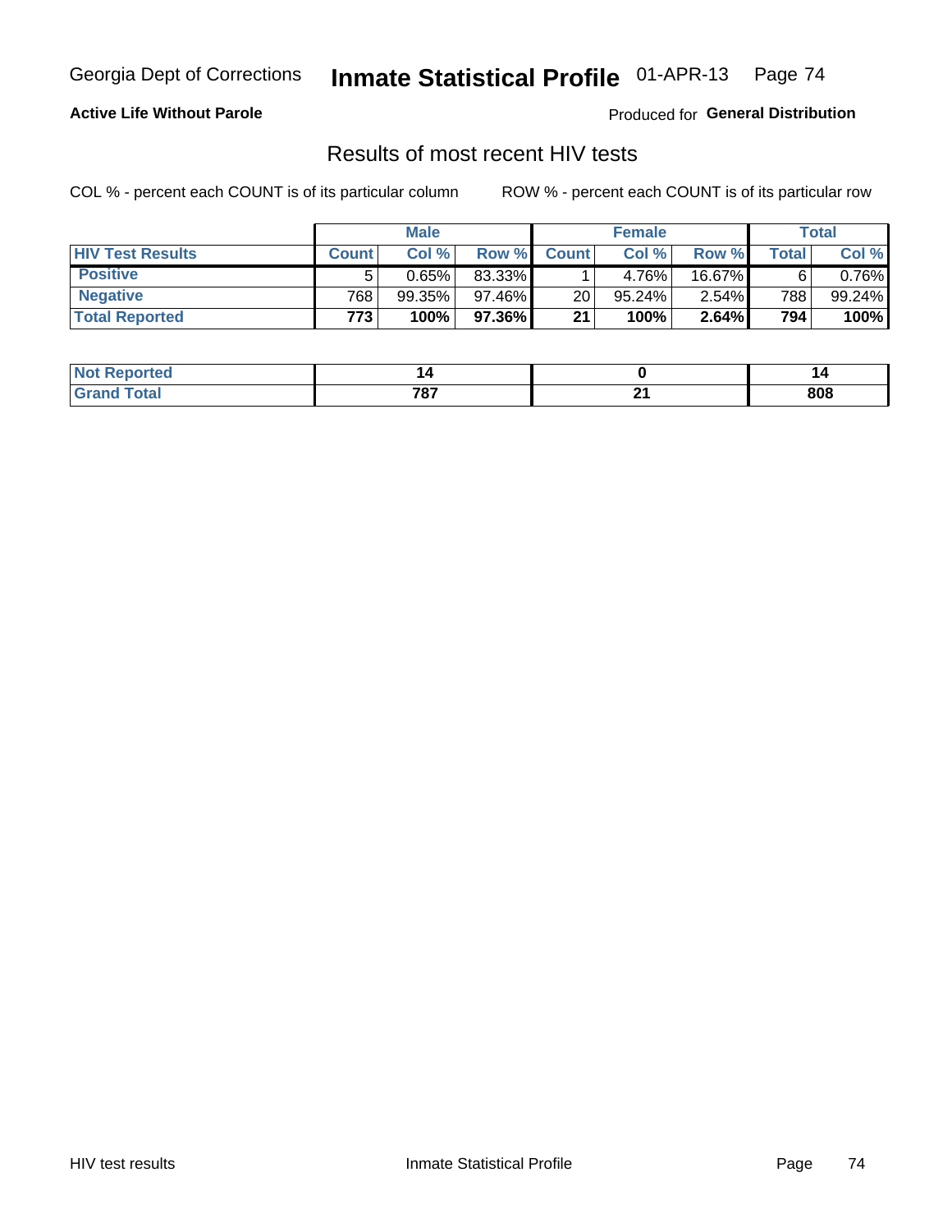Georgia Dept of Corrections **Inmate Statistical Profile** 01-APR-13

**Active Life Without Parole**

Produced for **General Distribution**

## Results of most recent HIV tests

COL % - percent each COUNT is of its particular column

ROW % - percent each COUNT is of its particular row

| | Male | | | Female | | | Total | |
|---|---|---|---|---|---|---|---|---|
| **HIV Test Results** | **Count** | **Col %** | **Row %** | **Count** | **Col %** | **Row %** | **Total** | **Col %** |
| **Positive** | 5 | 0.65% | 83.33% | 1 | 4.76% | 16.67% | 6 | 0.76% |
| **Negative** | 768 | 99.35% | 97.46% | 20 | 95.24% | 2.54% | 788 | 99.24% |
| **Total Reported** | **773** | **100%** | **97.36%** | **21** | **100%** | **2.64%** | **794** | **100%** |

| | Male | Female | Total |
|---|---|---|---|
| **Not Reported** | **14** | **0** | **14** |
| **Grand Total** | **787** | **21** | **808** |

HIV test results Inmate Statistical Profile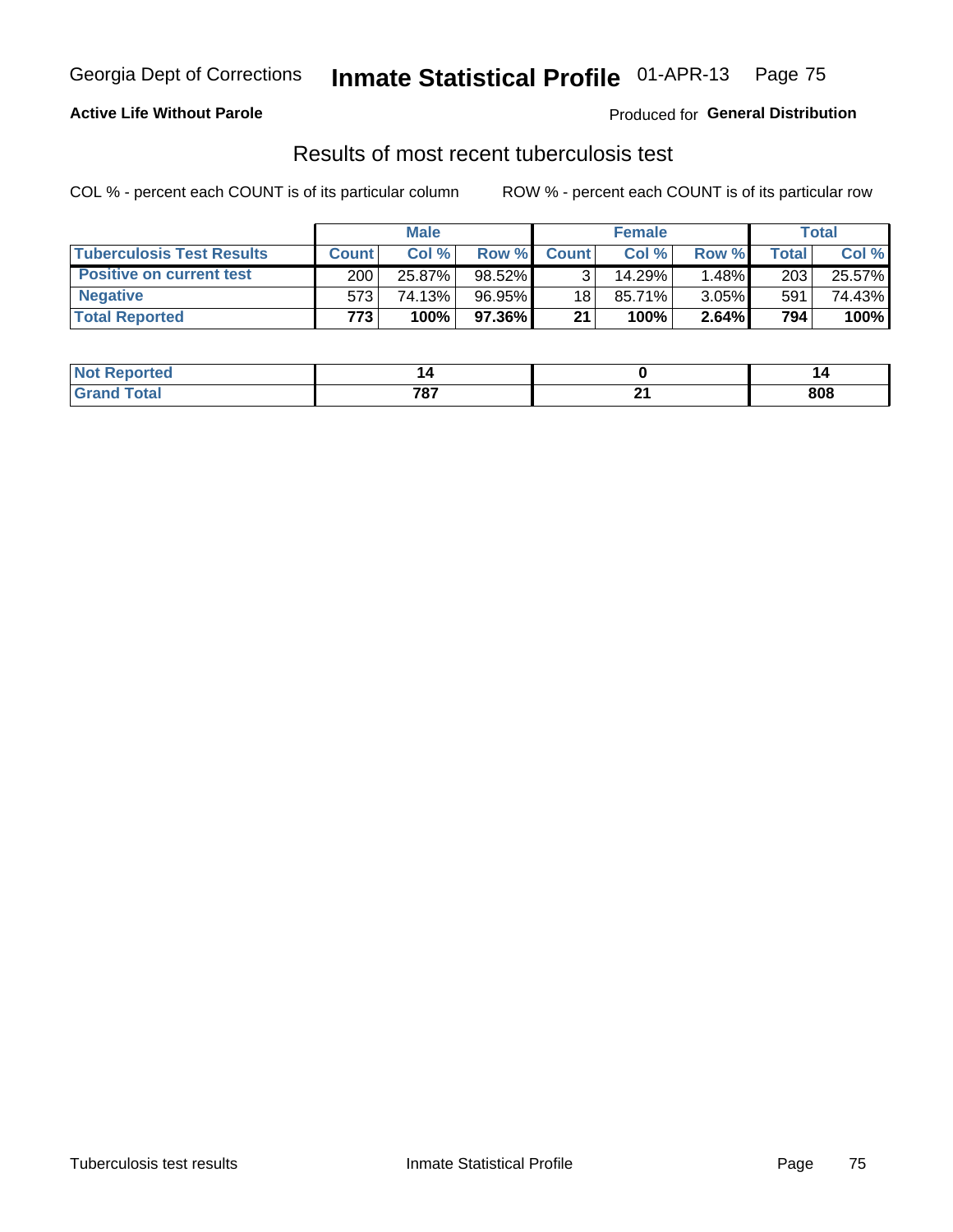Georgia Dept of Corrections **Inmate Statistical Profile** 01-APR-13 Page 75

**Active Life Without Parole**

Produced for **General Distribution**

## Results of most recent tuberculosis test

COL % - percent each COUNT is of its particular column    ROW % - percent each COUNT is of its particular row

| | Male | | | Female | | | Total | |
|---|---|---|---|---|---|---|---|---|
| **Tuberculosis Test Results** | **Count** | **Col %** | **Row %** | **Count** | **Col %** | **Row %** | **Total** | **Col %** |
| **Positive on current test** | 200 | 25.87% | 98.52% | 3 | 14.29% | 1.48% | 203 | 25.57% |
| **Negative** | 573 | 74.13% | 96.95% | 18 | 85.71% | 3.05% | 591 | 74.43% |
| **Total Reported** | **773** | **100%** | **97.36%** | **21** | **100%** | **2.64%** | **794** | **100%** |

| | Male | Female | Total |
|---|---|---|---|
| **Not Reported** | **14** | **0** | **14** |
| **Grand Total** | **787** | **21** | **808** |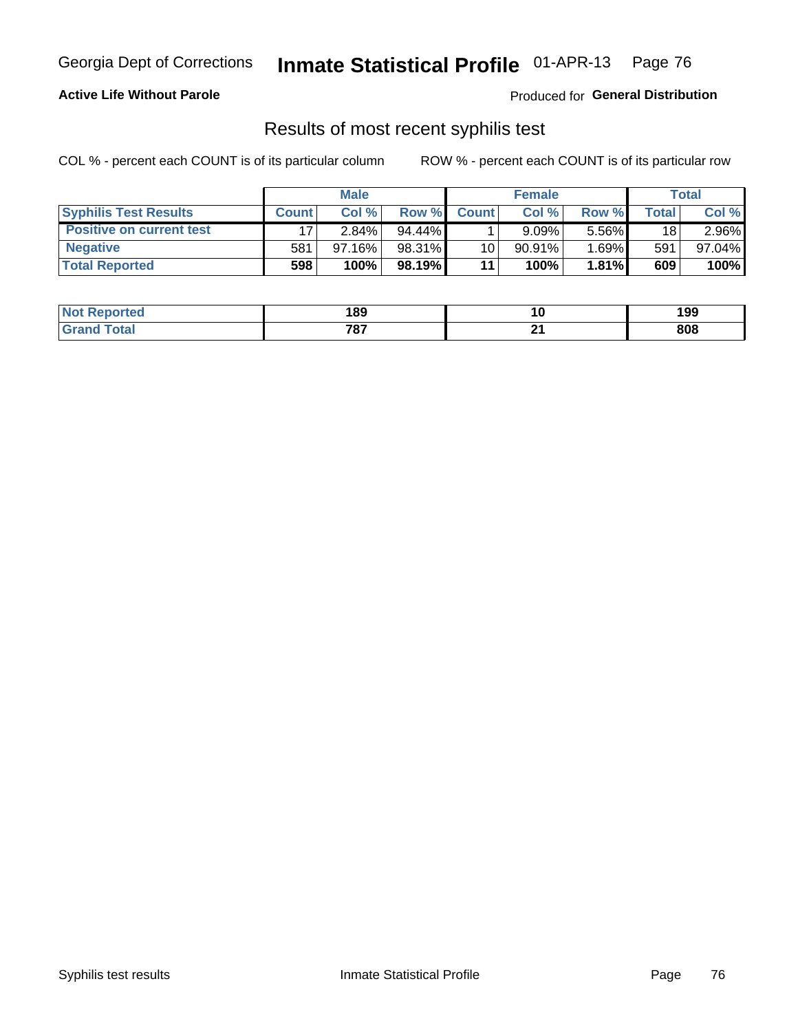Georgia Dept of Corrections **Inmate Statistical Profile** 01-APR-13

**Active Life Without Parole**

Produced for **General Distribution**

## Results of most recent syphilis test

COL % - percent each COUNT is of its particular column ROW % - percent each COUNT is of its particular row

| | Male | | | Female | | | Total | |
|---|---|---|---|---|---|---|---|---|
| **Syphilis Test Results** | **Count** | **Col %** | **Row %** | **Count** | **Col %** | **Row %** | **Total** | **Col %** |
| **Positive on current test** | 17 | 2.84% | 94.44% | 1 | 9.09% | 5.56% | 18 | 2.96% |
| **Negative** | 581 | 97.16% | 98.31% | 10 | 90.91% | 1.69% | 591 | 97.04% |
| **Total Reported** | **598** | **100%** | **98.19%** | **11** | **100%** | **1.81%** | **609** | **100%** |

| | Male | Female | Total |
|---|---|---|---|
| **Not Reported** | **189** | **10** | **199** |
| **Grand Total** | **787** | **21** | **808** |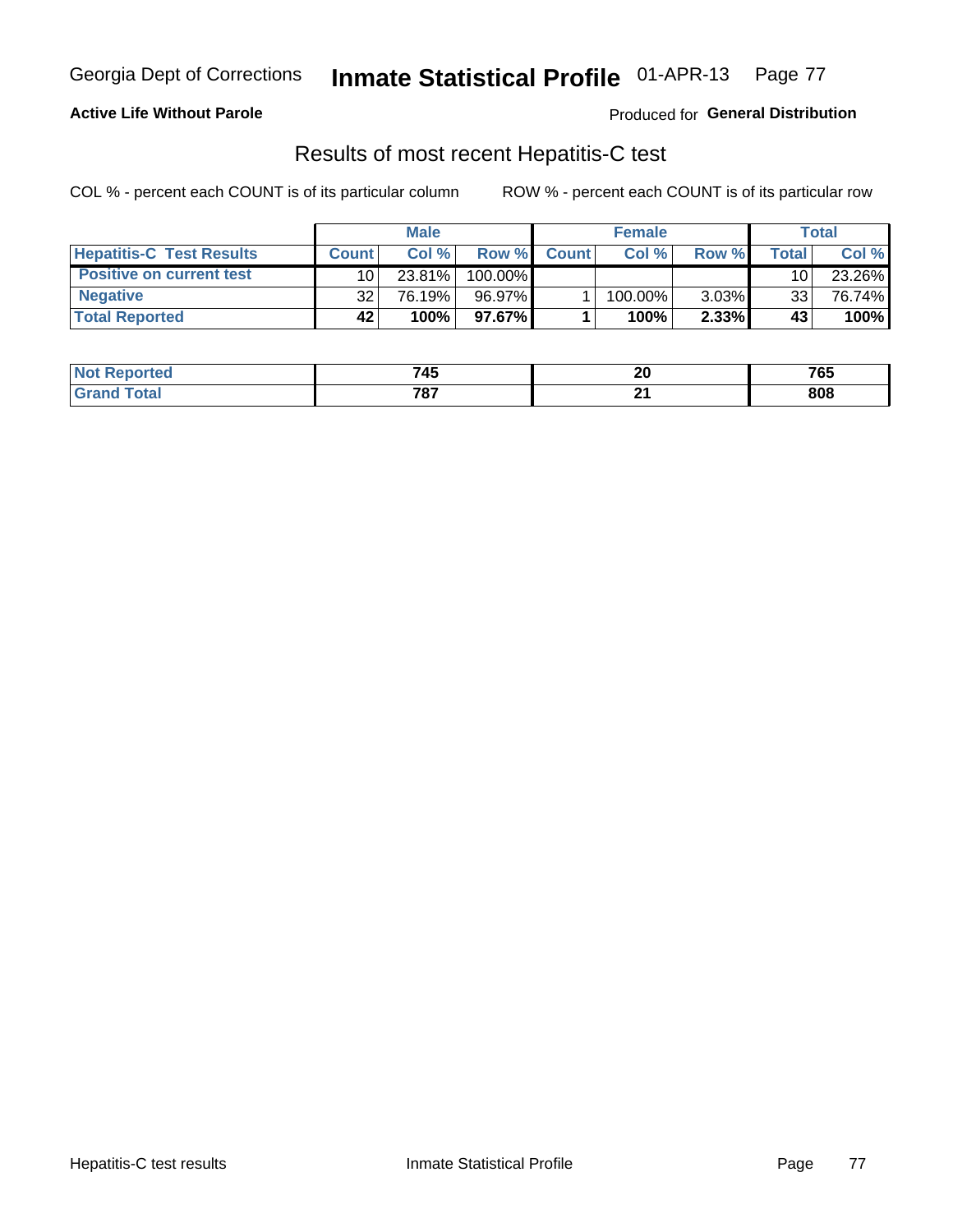Georgia Dept of Corrections **Inmate Statistical Profile** 01-APR-13

**Active Life Without Parole**

Produced for **General Distribution**

## Results of most recent Hepatitis-C test

COL % - percent each COUNT is of its particular column

ROW % - percent each COUNT is of its particular row

| | Male | | | Female | | | Total | |
|---|---|---|---|---|---|---|---|---|
| **Hepatitis-C Test Results** | **Count** | **Col %** | **Row %** | **Count** | **Col %** | **Row %** | **Total** | **Col %** |
| **Positive on current test** | 10 | 23.81% | 100.00% | | | | 10 | 23.26% |
| **Negative** | 32 | 76.19% | 96.97% | 1 | 100.00% | 3.03% | 33 | 76.74% |
| **Total Reported** | **42** | **100%** | **97.67%** | **1** | **100%** | **2.33%** | **43** | **100%** |

| | Male | Female | Total |
|---|---|---|---|
| **Not Reported** | **745** | **20** | **765** |
| **Grand Total** | **787** | **21** | **808** |